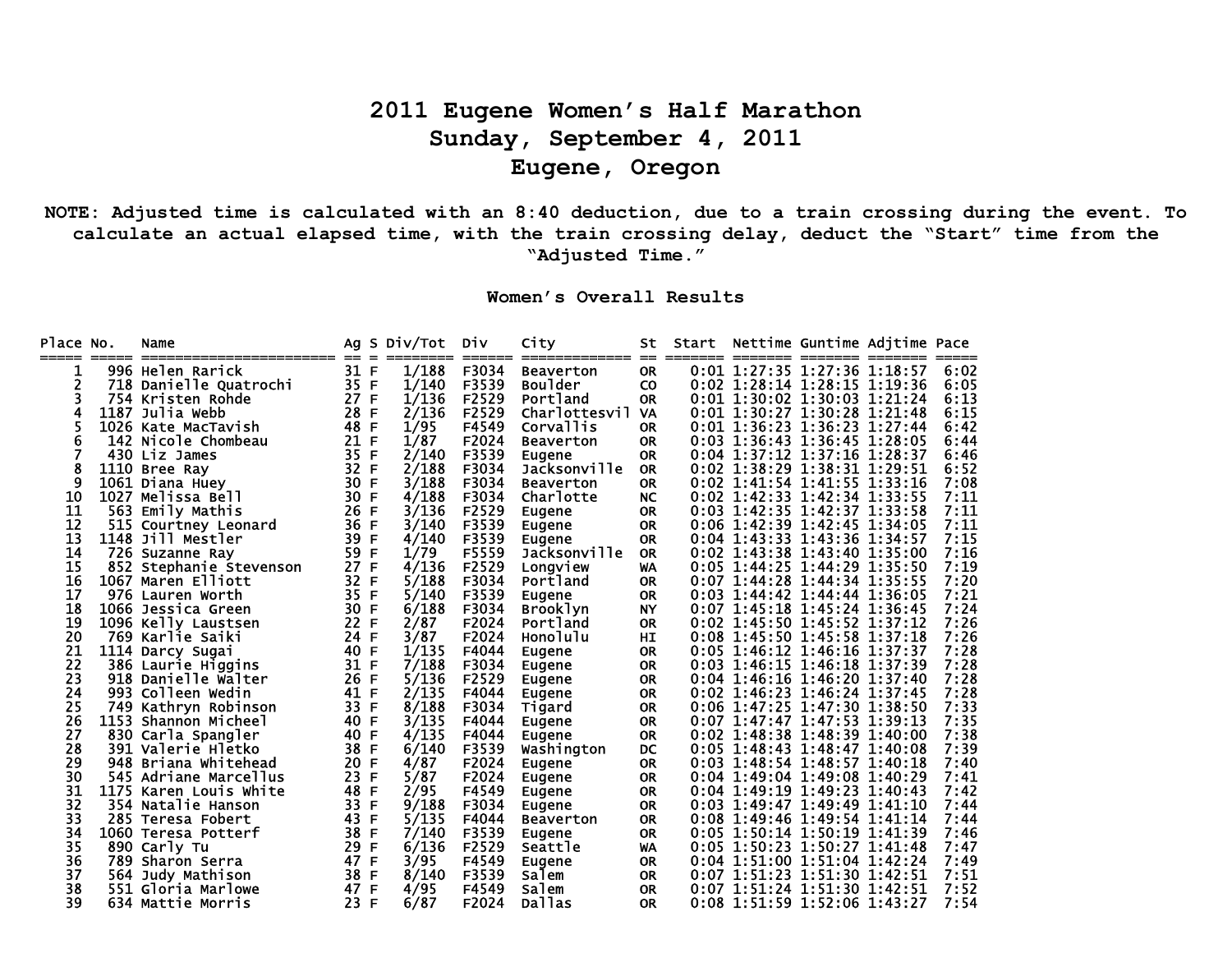# 2011 Eugene Women's Half Marathon

## Sunday, September 4, 2011

## Eugene, Oregon

**NOTE: Adjusted time is calculated with an 8:40 deduction, due to a train crossing during the event. To calculate an actual elapsed time, with the train crossing delay, deduct the "Start" time from the "Adjusted Time."**

### Women's Overall Results

| Place | No. | Name | Ag | S | Div/Tot | Div | City | St | Start | Nettime | Guntime | Adjtime | Pace |
|---|---|---|---|---|---|---|---|---|---|---|---|---|---|
| 1 | 996 | Helen Rarick | 31 | F | 1/188 | F3034 | Beaverton | OR | 0:01 | 1:27:35 | 1:27:36 | 1:18:57 | 6:02 |
| 2 | 718 | Danielle Quatrochi | 35 | F | 1/140 | F3539 | Boulder | CO | 0:02 | 1:28:14 | 1:28:15 | 1:19:36 | 6:05 |
| 3 | 754 | Kristen Rohde | 27 | F | 1/136 | F2529 | Portland | OR | 0:01 | 1:30:02 | 1:30:03 | 1:21:24 | 6:13 |
| 4 | 1187 | Julia Webb | 28 | F | 2/136 | F2529 | Charlottesvil | VA | 0:01 | 1:30:27 | 1:30:28 | 1:21:48 | 6:15 |
| 5 | 1026 | Kate MacTavish | 48 | F | 1/95 | F4549 | Corvallis | OR | 0:01 | 1:36:23 | 1:36:23 | 1:27:44 | 6:42 |
| 6 | 142 | Nicole Chombeau | 21 | F | 1/87 | F2024 | Beaverton | OR | 0:03 | 1:36:43 | 1:36:45 | 1:28:05 | 6:44 |
| 7 | 430 | Liz James | 35 | F | 2/140 | F3539 | Eugene | OR | 0:04 | 1:37:12 | 1:37:16 | 1:28:37 | 6:46 |
| 8 | 1110 | Bree Ray | 32 | F | 2/188 | F3034 | Jacksonville | OR | 0:02 | 1:38:29 | 1:38:31 | 1:29:51 | 6:52 |
| 9 | 1061 | Diana Huey | 30 | F | 3/188 | F3034 | Beaverton | OR | 0:02 | 1:41:54 | 1:41:55 | 1:33:16 | 7:08 |
| 10 | 1027 | Melissa Bell | 30 | F | 4/188 | F3034 | Charlotte | NC | 0:02 | 1:42:33 | 1:42:34 | 1:33:55 | 7:11 |
| 11 | 563 | Emily Mathis | 26 | F | 3/136 | F2529 | Eugene | OR | 0:03 | 1:42:35 | 1:42:37 | 1:33:58 | 7:11 |
| 12 | 515 | Courtney Leonard | 36 | F | 3/140 | F3539 | Eugene | OR | 0:06 | 1:42:39 | 1:42:45 | 1:34:05 | 7:11 |
| 13 | 1148 | Jill Mestler | 39 | F | 4/140 | F3539 | Eugene | OR | 0:04 | 1:43:33 | 1:43:36 | 1:34:57 | 7:15 |
| 14 | 726 | Suzanne Ray | 59 | F | 1/79 | F5559 | Jacksonville | OR | 0:02 | 1:43:38 | 1:43:40 | 1:35:00 | 7:16 |
| 15 | 852 | Stephanie Stevenson | 27 | F | 4/136 | F2529 | Longview | WA | 0:05 | 1:44:25 | 1:44:29 | 1:35:50 | 7:19 |
| 16 | 1067 | Maren Elliott | 32 | F | 5/188 | F3034 | Portland | OR | 0:07 | 1:44:28 | 1:44:34 | 1:35:55 | 7:20 |
| 17 | 976 | Lauren Worth | 35 | F | 5/140 | F3539 | Eugene | OR | 0:03 | 1:44:42 | 1:44:44 | 1:36:05 | 7:21 |
| 18 | 1066 | Jessica Green | 30 | F | 6/188 | F3034 | Brooklyn | NY | 0:07 | 1:45:18 | 1:45:24 | 1:36:45 | 7:24 |
| 19 | 1096 | Kelly Laustsen | 22 | F | 2/87 | F2024 | Portland | OR | 0:02 | 1:45:50 | 1:45:52 | 1:37:12 | 7:26 |
| 20 | 769 | Karlie Saiki | 24 | F | 3/87 | F2024 | Honolulu | HI | 0:08 | 1:45:50 | 1:45:58 | 1:37:18 | 7:26 |
| 21 | 1114 | Darcy Sugai | 40 | F | 1/135 | F4044 | Eugene | OR | 0:05 | 1:46:12 | 1:46:16 | 1:37:37 | 7:28 |
| 22 | 386 | Laurie Higgins | 31 | F | 7/188 | F3034 | Eugene | OR | 0:03 | 1:46:15 | 1:46:18 | 1:37:39 | 7:28 |
| 23 | 918 | Danielle Walter | 26 | F | 5/136 | F2529 | Eugene | OR | 0:04 | 1:46:16 | 1:46:20 | 1:37:40 | 7:28 |
| 24 | 993 | Colleen Wedin | 41 | F | 2/135 | F4044 | Eugene | OR | 0:02 | 1:46:23 | 1:46:24 | 1:37:45 | 7:28 |
| 25 | 749 | Kathryn Robinson | 33 | F | 8/188 | F3034 | Tigard | OR | 0:06 | 1:47:25 | 1:47:30 | 1:38:50 | 7:33 |
| 26 | 1153 | Shannon Micheel | 40 | F | 3/135 | F4044 | Eugene | OR | 0:07 | 1:47:47 | 1:47:53 | 1:39:13 | 7:35 |
| 27 | 830 | Carla Spangler | 40 | F | 4/135 | F4044 | Eugene | OR | 0:02 | 1:48:38 | 1:48:39 | 1:40:00 | 7:38 |
| 28 | 391 | Valerie Hletko | 38 | F | 6/140 | F3539 | Washington | DC | 0:05 | 1:48:43 | 1:48:47 | 1:40:08 | 7:39 |
| 29 | 948 | Briana Whitehead | 20 | F | 4/87 | F2024 | Eugene | OR | 0:03 | 1:48:54 | 1:48:57 | 1:40:18 | 7:40 |
| 30 | 545 | Adriane Marcellus | 23 | F | 5/87 | F2024 | Eugene | OR | 0:04 | 1:49:04 | 1:49:08 | 1:40:29 | 7:41 |
| 31 | 1175 | Karen Louis White | 48 | F | 2/95 | F4549 | Eugene | OR | 0:04 | 1:49:19 | 1:49:23 | 1:40:43 | 7:42 |
| 32 | 354 | Natalie Hanson | 33 | F | 9/188 | F3034 | Eugene | OR | 0:03 | 1:49:47 | 1:49:49 | 1:41:10 | 7:44 |
| 33 | 285 | Teresa Fobert | 43 | F | 5/135 | F4044 | Beaverton | OR | 0:08 | 1:49:46 | 1:49:54 | 1:41:14 | 7:44 |
| 34 | 1060 | Teresa Potterf | 38 | F | 7/140 | F3539 | Eugene | OR | 0:05 | 1:50:14 | 1:50:19 | 1:41:39 | 7:46 |
| 35 | 890 | Carly Tu | 29 | F | 6/136 | F2529 | Seattle | WA | 0:05 | 1:50:23 | 1:50:27 | 1:41:48 | 7:47 |
| 36 | 789 | Sharon Serra | 47 | F | 3/95 | F4549 | Eugene | OR | 0:04 | 1:51:00 | 1:51:04 | 1:42:24 | 7:49 |
| 37 | 564 | Judy Mathison | 38 | F | 8/140 | F3539 | Salem | OR | 0:07 | 1:51:23 | 1:51:30 | 1:42:51 | 7:51 |
| 38 | 551 | Gloria Marlowe | 47 | F | 4/95 | F4549 | Salem | OR | 0:07 | 1:51:24 | 1:51:30 | 1:42:51 | 7:52 |
| 39 | 634 | Mattie Morris | 23 | F | 6/87 | F2024 | Dallas | OR | 0:08 | 1:51:59 | 1:52:06 | 1:43:27 | 7:54 |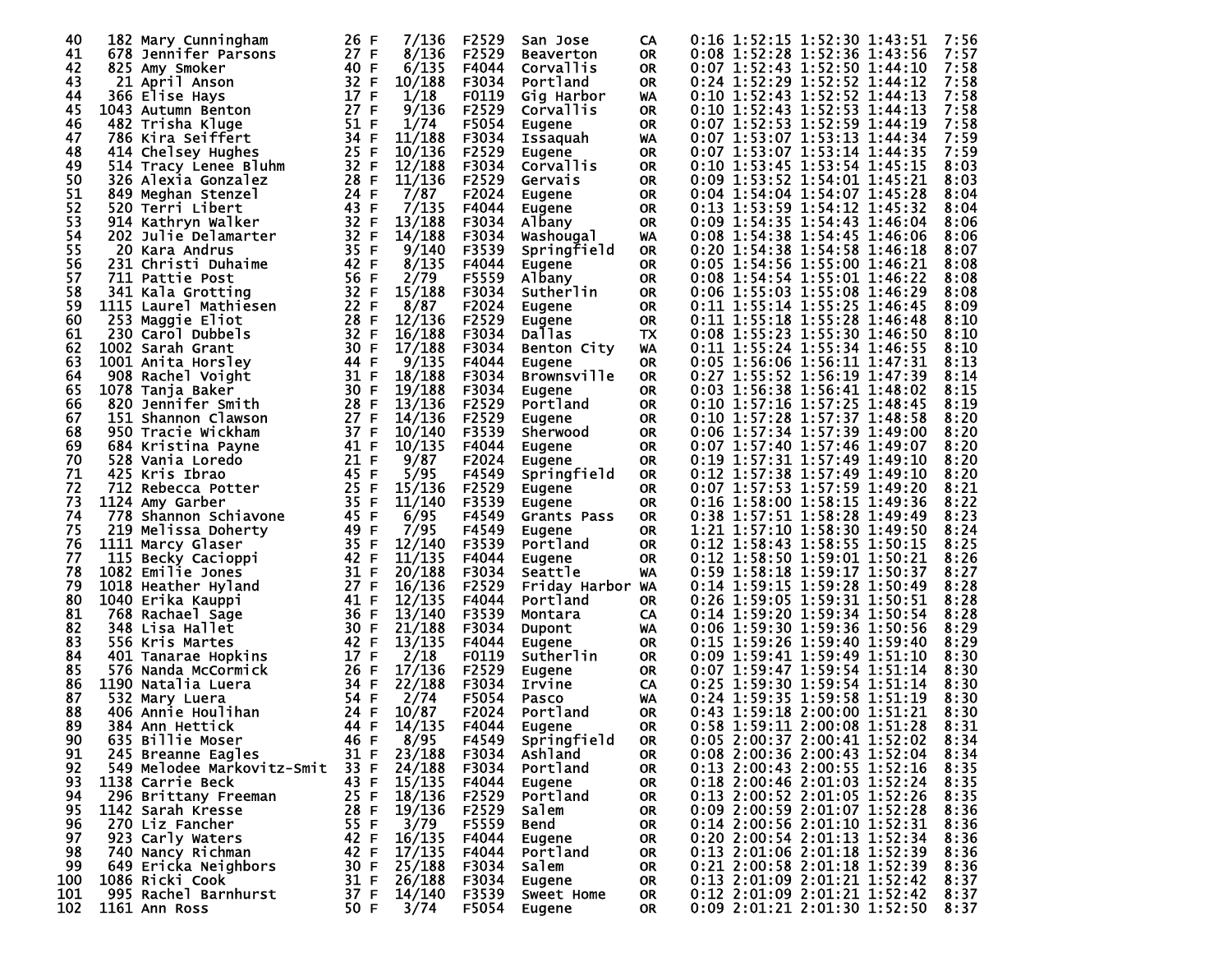| | | | | | | | | | | | | | |
|---|---|---|---|---|---|---|---|---|---|---|---|---|---|
| 40 | 182 | Mary Cunningham | 26 | F | 7/136 | F2529 | San Jose | CA | 0:16 | 1:52:15 | 1:52:30 | 1:43:51 | 7:56 |
| 41 | 678 | Jennifer Parsons | 27 | F | 8/136 | F2529 | Beaverton | OR | 0:08 | 1:52:28 | 1:52:36 | 1:43:56 | 7:57 |
| 42 | 825 | Amy Smoker | 40 | F | 6/135 | F4044 | Corvallis | OR | 0:07 | 1:52:43 | 1:52:50 | 1:44:10 | 7:58 |
| 43 | 21 | April Anson | 32 | F | 10/188 | F3034 | Portland | OR | 0:24 | 1:52:29 | 1:52:52 | 1:44:12 | 7:58 |
| 44 | 366 | Elise Hays | 17 | F | 1/18 | F0119 | Gig Harbor | WA | 0:10 | 1:52:43 | 1:52:52 | 1:44:13 | 7:58 |
| 45 | 1043 | Autumn Benton | 27 | F | 9/136 | F2529 | Corvallis | OR | 0:10 | 1:52:43 | 1:52:53 | 1:44:13 | 7:58 |
| 46 | 482 | Trisha Kluge | 51 | F | 1/74 | F5054 | Eugene | OR | 0:07 | 1:52:53 | 1:52:59 | 1:44:19 | 7:58 |
| 47 | 786 | Kira Seiffert | 34 | F | 11/188 | F3034 | Issaquah | WA | 0:07 | 1:53:07 | 1:53:13 | 1:44:34 | 7:59 |
| 48 | 414 | Chelsey Hughes | 25 | F | 10/136 | F2529 | Eugene | OR | 0:07 | 1:53:07 | 1:53:14 | 1:44:35 | 7:59 |
| 49 | 514 | Tracy Lenee Bluhm | 32 | F | 12/188 | F3034 | Corvallis | OR | 0:10 | 1:53:45 | 1:53:54 | 1:45:15 | 8:03 |
| 50 | 326 | Alexia Gonzalez | 28 | F | 11/136 | F2529 | Gervais | OR | 0:09 | 1:53:52 | 1:54:01 | 1:45:21 | 8:03 |
| 51 | 849 | Meghan Stenzel | 24 | F | 7/87 | F2024 | Eugene | OR | 0:04 | 1:54:04 | 1:54:07 | 1:45:28 | 8:04 |
| 52 | 520 | Terri Libert | 43 | F | 7/135 | F4044 | Eugene | OR | 0:13 | 1:53:59 | 1:54:12 | 1:45:32 | 8:04 |
| 53 | 914 | Kathryn Walker | 32 | F | 13/188 | F3034 | Albany | OR | 0:09 | 1:54:35 | 1:54:43 | 1:46:04 | 8:06 |
| 54 | 202 | Julie Delamarter | 32 | F | 14/188 | F3034 | Washougal | WA | 0:08 | 1:54:38 | 1:54:45 | 1:46:06 | 8:06 |
| 55 | 20 | Kara Andrus | 35 | F | 9/140 | F3539 | Springfield | OR | 0:20 | 1:54:38 | 1:54:58 | 1:46:18 | 8:07 |
| 56 | 231 | Christi Duhaime | 42 | F | 8/135 | F4044 | Eugene | OR | 0:05 | 1:54:56 | 1:55:00 | 1:46:21 | 8:08 |
| 57 | 711 | Pattie Post | 56 | F | 2/79 | F5559 | Albany | OR | 0:08 | 1:54:54 | 1:55:01 | 1:46:22 | 8:08 |
| 58 | 341 | Kala Grotting | 32 | F | 15/188 | F3034 | Sutherlin | OR | 0:06 | 1:55:03 | 1:55:08 | 1:46:29 | 8:08 |
| 59 | 1115 | Laurel Mathiesen | 22 | F | 8/87 | F2024 | Eugene | OR | 0:11 | 1:55:14 | 1:55:25 | 1:46:45 | 8:09 |
| 60 | 253 | Maggie Eliot | 28 | F | 12/136 | F2529 | Eugene | OR | 0:11 | 1:55:18 | 1:55:28 | 1:46:48 | 8:10 |
| 61 | 230 | Carol Dubbels | 32 | F | 16/188 | F3034 | Dallas | TX | 0:08 | 1:55:23 | 1:55:30 | 1:46:50 | 8:10 |
| 62 | 1002 | Sarah Grant | 30 | F | 17/188 | F3034 | Benton City | WA | 0:11 | 1:55:24 | 1:55:34 | 1:46:55 | 8:10 |
| 63 | 1001 | Anita Horsley | 44 | F | 9/135 | F4044 | Eugene | OR | 0:05 | 1:56:06 | 1:56:11 | 1:47:31 | 8:13 |
| 64 | 908 | Rachel Voight | 31 | F | 18/188 | F3034 | Brownsville | OR | 0:27 | 1:55:52 | 1:56:19 | 1:47:39 | 8:14 |
| 65 | 1078 | Tanja Baker | 30 | F | 19/188 | F3034 | Eugene | OR | 0:03 | 1:56:38 | 1:56:41 | 1:48:02 | 8:15 |
| 66 | 820 | Jennifer Smith | 28 | F | 13/136 | F2529 | Portland | OR | 0:10 | 1:57:16 | 1:57:25 | 1:48:45 | 8:19 |
| 67 | 151 | Shannon Clawson | 27 | F | 14/136 | F2529 | Eugene | OR | 0:10 | 1:57:28 | 1:57:37 | 1:48:58 | 8:20 |
| 68 | 950 | Tracie Wickham | 37 | F | 10/140 | F3539 | Sherwood | OR | 0:06 | 1:57:34 | 1:57:39 | 1:49:00 | 8:20 |
| 69 | 684 | Kristina Payne | 41 | F | 10/135 | F4044 | Eugene | OR | 0:07 | 1:57:40 | 1:57:46 | 1:49:07 | 8:20 |
| 70 | 528 | Vania Loredo | 21 | F | 9/87 | F2024 | Eugene | OR | 0:19 | 1:57:31 | 1:57:49 | 1:49:10 | 8:20 |
| 71 | 425 | Kris Ibrao | 45 | F | 5/95 | F4549 | Springfield | OR | 0:12 | 1:57:38 | 1:57:49 | 1:49:10 | 8:20 |
| 72 | 712 | Rebecca Potter | 25 | F | 15/136 | F2529 | Eugene | OR | 0:07 | 1:57:53 | 1:57:59 | 1:49:20 | 8:21 |
| 73 | 1124 | Amy Garber | 35 | F | 11/140 | F3539 | Eugene | OR | 0:16 | 1:58:00 | 1:58:15 | 1:49:36 | 8:22 |
| 74 | 778 | Shannon Schiavone | 45 | F | 6/95 | F4549 | Grants Pass | OR | 0:38 | 1:57:51 | 1:58:28 | 1:49:49 | 8:23 |
| 75 | 219 | Melissa Doherty | 49 | F | 7/95 | F4549 | Eugene | OR | 1:21 | 1:57:10 | 1:58:30 | 1:49:50 | 8:24 |
| 76 | 1111 | Marcy Glaser | 35 | F | 12/140 | F3539 | Portland | OR | 0:12 | 1:58:43 | 1:58:55 | 1:50:15 | 8:25 |
| 77 | 115 | Becky Cacioppi | 42 | F | 11/135 | F4044 | Eugene | OR | 0:12 | 1:58:50 | 1:59:01 | 1:50:21 | 8:26 |
| 78 | 1082 | Emilie Jones | 31 | F | 20/188 | F3034 | Seattle | WA | 0:59 | 1:58:18 | 1:59:17 | 1:50:37 | 8:27 |
| 79 | 1018 | Heather Hyland | 27 | F | 16/136 | F2529 | Friday Harbor | WA | 0:14 | 1:59:15 | 1:59:28 | 1:50:49 | 8:28 |
| 80 | 1040 | Erika Kauppi | 41 | F | 12/135 | F4044 | Portland | OR | 0:26 | 1:59:05 | 1:59:31 | 1:50:51 | 8:28 |
| 81 | 768 | Rachael Sage | 36 | F | 13/140 | F3539 | Montara | CA | 0:14 | 1:59:20 | 1:59:34 | 1:50:54 | 8:28 |
| 82 | 348 | Lisa Hallet | 30 | F | 21/188 | F3034 | Dupont | WA | 0:06 | 1:59:30 | 1:59:36 | 1:50:56 | 8:29 |
| 83 | 556 | Kris Martes | 42 | F | 13/135 | F4044 | Eugene | OR | 0:15 | 1:59:26 | 1:59:40 | 1:59:40 | 8:29 |
| 84 | 401 | Tanarae Hopkins | 17 | F | 2/18 | F0119 | Sutherlin | OR | 0:09 | 1:59:41 | 1:59:49 | 1:51:10 | 8:30 |
| 85 | 576 | Nanda McCormick | 26 | F | 17/136 | F2529 | Eugene | OR | 0:07 | 1:59:47 | 1:59:54 | 1:51:14 | 8:30 |
| 86 | 1190 | Natalia Luera | 34 | F | 22/188 | F3034 | Irvine | CA | 0:25 | 1:59:30 | 1:59:54 | 1:51:14 | 8:30 |
| 87 | 532 | Mary Luera | 54 | F | 2/74 | F5054 | Pasco | WA | 0:24 | 1:59:35 | 1:59:58 | 1:51:19 | 8:30 |
| 88 | 406 | Annie Houlihan | 24 | F | 10/87 | F2024 | Portland | OR | 0:43 | 1:59:18 | 2:00:00 | 1:51:21 | 8:30 |
| 89 | 384 | Ann Hettick | 44 | F | 14/135 | F4044 | Eugene | OR | 0:58 | 1:59:11 | 2:00:08 | 1:51:28 | 8:31 |
| 90 | 635 | Billie Moser | 46 | F | 8/95 | F4549 | Springfield | OR | 0:05 | 2:00:37 | 2:00:41 | 1:52:02 | 8:34 |
| 91 | 245 | Breanne Eagles | 31 | F | 23/188 | F3034 | Ashland | OR | 0:08 | 2:00:36 | 2:00:43 | 1:52:04 | 8:34 |
| 92 | 549 | Melodee Markovitz-Smit | 33 | F | 24/188 | F3034 | Portland | OR | 0:13 | 2:00:43 | 2:00:55 | 1:52:16 | 8:35 |
| 93 | 1138 | Carrie Beck | 43 | F | 15/135 | F4044 | Eugene | OR | 0:18 | 2:00:46 | 2:01:03 | 1:52:24 | 8:35 |
| 94 | 296 | Brittany Freeman | 25 | F | 18/136 | F2529 | Portland | OR | 0:13 | 2:00:52 | 2:01:05 | 1:52:26 | 8:35 |
| 95 | 1142 | Sarah Kresse | 28 | F | 19/136 | F2529 | Salem | OR | 0:09 | 2:00:59 | 2:01:07 | 1:52:28 | 8:36 |
| 96 | 270 | Liz Fancher | 55 | F | 3/79 | F5559 | Bend | OR | 0:14 | 2:00:56 | 2:01:10 | 1:52:31 | 8:36 |
| 97 | 923 | Carly Waters | 42 | F | 16/135 | F4044 | Eugene | OR | 0:20 | 2:00:54 | 2:01:13 | 1:52:34 | 8:36 |
| 98 | 740 | Nancy Richman | 42 | F | 17/135 | F4044 | Portland | OR | 0:13 | 2:01:06 | 2:01:18 | 1:52:39 | 8:36 |
| 99 | 649 | Ericka Neighbors | 30 | F | 25/188 | F3034 | Salem | OR | 0:21 | 2:00:58 | 2:01:18 | 1:52:39 | 8:36 |
| 100 | 1086 | Ricki Cook | 31 | F | 26/188 | F3034 | Eugene | OR | 0:13 | 2:01:09 | 2:01:21 | 1:52:42 | 8:37 |
| 101 | 995 | Rachel Barnhurst | 37 | F | 14/140 | F3539 | Sweet Home | OR | 0:12 | 2:01:09 | 2:01:21 | 1:52:42 | 8:37 |
| 102 | 1161 | Ann Ross | 50 | F | 3/74 | F5054 | Eugene | OR | 0:09 | 2:01:21 | 2:01:30 | 1:52:50 | 8:37 |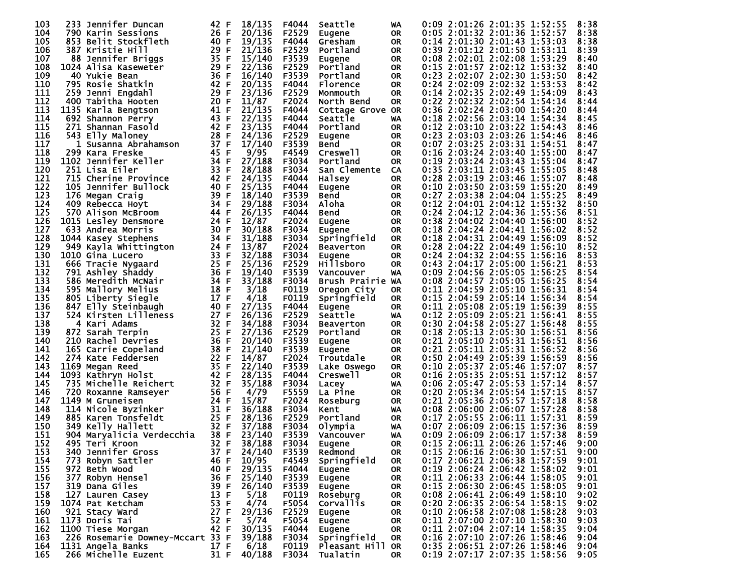| | | | | | | | | | | | | | |
|---|---|---|---|---|---|---|---|---|---|---|---|---|---|
| 103 | 233 | Jennifer Duncan | 42 | F | 18/135 | F4044 | Seattle | WA | 0:09 | 2:01:26 | 2:01:35 | 1:52:55 | 8:38 |
| 104 | 790 | Karin Sessions | 26 | F | 20/136 | F2529 | Eugene | OR | 0:05 | 2:01:32 | 2:01:36 | 1:52:57 | 8:38 |
| 105 | 853 | Belit Stockfleth | 40 | F | 19/135 | F4044 | Gresham | OR | 0:14 | 2:01:30 | 2:01:43 | 1:53:03 | 8:38 |
| 106 | 387 | Kristie Hill | 29 | F | 21/136 | F2529 | Portland | OR | 0:39 | 2:01:12 | 2:01:50 | 1:53:11 | 8:39 |
| 107 | 88 | Jennifer Briggs | 35 | F | 15/140 | F3539 | Eugene | OR | 0:08 | 2:02:01 | 2:02:08 | 1:53:29 | 8:40 |
| 108 | 1024 | Alisa Kaseweter | 29 | F | 22/136 | F2529 | Portland | OR | 0:15 | 2:01:57 | 2:02:12 | 1:53:32 | 8:40 |
| 109 | 40 | Yukie Bean | 36 | F | 16/140 | F3539 | Portland | OR | 0:23 | 2:02:07 | 2:02:30 | 1:53:50 | 8:42 |
| 110 | 795 | Rosie Shatkin | 42 | F | 20/135 | F4044 | Florence | OR | 0:24 | 2:02:09 | 2:02:32 | 1:53:53 | 8:42 |
| 111 | 259 | Jenni Engdahl | 29 | F | 23/136 | F2529 | Monmouth | OR | 0:14 | 2:02:35 | 2:02:49 | 1:54:09 | 8:43 |
| 112 | 400 | Tabitha Hooten | 20 | F | 11/87 | F2024 | North Bend | OR | 0:22 | 2:02:32 | 2:02:54 | 1:54:14 | 8:44 |
| 113 | 1135 | Karla Bengtson | 41 | F | 21/135 | F4044 | Cottage Grove | OR | 0:36 | 2:02:24 | 2:03:00 | 1:54:20 | 8:44 |
| 114 | 692 | Shannon Perry | 43 | F | 22/135 | F4044 | Seattle | WA | 0:18 | 2:02:56 | 2:03:14 | 1:54:34 | 8:45 |
| 115 | 271 | Shannan Fasold | 42 | F | 23/135 | F4044 | Portland | OR | 0:12 | 2:03:10 | 2:03:22 | 1:54:43 | 8:46 |
| 116 | 543 | Elly Maloney | 28 | F | 24/136 | F2529 | Eugene | OR | 0:23 | 2:03:03 | 2:03:26 | 1:54:46 | 8:46 |
| 117 | 1 | Susanna Abrahamson | 37 | F | 17/140 | F3539 | Bend | OR | 0:07 | 2:03:25 | 2:03:31 | 1:54:51 | 8:47 |
| 118 | 299 | Kara Freske | 45 | F | 9/95 | F4549 | Creswell | OR | 0:16 | 2:03:24 | 2:03:40 | 1:55:00 | 8:47 |
| 119 | 1102 | Jennifer Keller | 34 | F | 27/188 | F3034 | Portland | OR | 0:19 | 2:03:24 | 2:03:43 | 1:55:04 | 8:47 |
| 120 | 251 | Lisa Eiler | 33 | F | 28/188 | F3034 | San Clemente | CA | 0:35 | 2:03:11 | 2:03:45 | 1:55:05 | 8:48 |
| 121 | 715 | Cherine Province | 42 | F | 24/135 | F4044 | Halsey | OR | 0:28 | 2:03:19 | 2:03:46 | 1:55:07 | 8:48 |
| 122 | 105 | Jennifer Bullock | 40 | F | 25/135 | F4044 | Eugene | OR | 0:10 | 2:03:50 | 2:03:59 | 1:55:20 | 8:49 |
| 123 | 176 | Megan Craig | 39 | F | 18/140 | F3539 | Bend | OR | 0:27 | 2:03:38 | 2:04:04 | 1:55:25 | 8:49 |
| 124 | 409 | Rebecca Hoyt | 34 | F | 29/188 | F3034 | Aloha | OR | 0:12 | 2:04:01 | 2:04:12 | 1:55:32 | 8:50 |
| 125 | 570 | Alison McBroom | 44 | F | 26/135 | F4044 | Bend | OR | 0:24 | 2:04:12 | 2:04:36 | 1:55:56 | 8:51 |
| 126 | 1015 | Lesley Densmore | 24 | F | 12/87 | F2024 | Eugene | OR | 0:38 | 2:04:02 | 2:04:40 | 1:56:00 | 8:52 |
| 127 | 633 | Andrea Morris | 30 | F | 30/188 | F3034 | Eugene | OR | 0:18 | 2:04:24 | 2:04:41 | 1:56:02 | 8:52 |
| 128 | 1044 | Kasey Stephens | 34 | F | 31/188 | F3034 | Springfield | OR | 0:18 | 2:04:31 | 2:04:49 | 1:56:09 | 8:52 |
| 129 | 949 | Kayla Whittington | 24 | F | 13/87 | F2024 | Beaverton | OR | 0:28 | 2:04:22 | 2:04:49 | 1:56:10 | 8:52 |
| 130 | 1010 | Gina Lucero | 33 | F | 32/188 | F3034 | Eugene | OR | 0:24 | 2:04:32 | 2:04:55 | 1:56:16 | 8:53 |
| 131 | 666 | Tracie Nygaard | 25 | F | 25/136 | F2529 | Hillsboro | OR | 0:43 | 2:04:17 | 2:05:00 | 1:56:21 | 8:53 |
| 132 | 791 | Ashley Shaddy | 36 | F | 19/140 | F3539 | Vancouver | WA | 0:09 | 2:04:56 | 2:05:05 | 1:56:25 | 8:54 |
| 133 | 586 | Meredith McNair | 34 | F | 33/188 | F3034 | Brush Prairie | WA | 0:08 | 2:04:57 | 2:05:05 | 1:56:25 | 8:54 |
| 134 | 595 | Mallory Melius | 18 | F | 3/18 | F0119 | Oregon City | OR | 0:11 | 2:04:59 | 2:05:10 | 1:56:31 | 8:54 |
| 135 | 805 | Liberty Siegle | 17 | F | 4/18 | F0119 | Springfield | OR | 0:15 | 2:04:59 | 2:05:14 | 1:56:34 | 8:54 |
| 136 | 847 | Elly Steinbaugh | 40 | F | 27/135 | F4044 | Eugene | OR | 0:11 | 2:05:08 | 2:05:19 | 1:56:39 | 8:55 |
| 137 | 524 | Kirsten Lilleness | 27 | F | 26/136 | F2529 | Seattle | WA | 0:12 | 2:05:09 | 2:05:21 | 1:56:41 | 8:55 |
| 138 | 4 | Kari Adams | 32 | F | 34/188 | F3034 | Beaverton | OR | 0:30 | 2:04:58 | 2:05:27 | 1:56:48 | 8:55 |
| 139 | 872 | Sarah Terpin | 25 | F | 27/136 | F2529 | Portland | OR | 0:18 | 2:05:13 | 2:05:30 | 1:56:51 | 8:56 |
| 140 | 210 | Rachel Devries | 36 | F | 20/140 | F3539 | Eugene | OR | 0:21 | 2:05:10 | 2:05:31 | 1:56:51 | 8:56 |
| 141 | 165 | Carrie Copeland | 38 | F | 21/140 | F3539 | Eugene | OR | 0:21 | 2:05:11 | 2:05:31 | 1:56:52 | 8:56 |
| 142 | 274 | Kate Feddersen | 22 | F | 14/87 | F2024 | Troutdale | OR | 0:50 | 2:04:49 | 2:05:39 | 1:56:59 | 8:56 |
| 143 | 1169 | Megan Reed | 35 | F | 22/140 | F3539 | Lake Oswego | OR | 0:10 | 2:05:37 | 2:05:46 | 1:57:07 | 8:57 |
| 144 | 1093 | Kathryn Holst | 42 | F | 28/135 | F4044 | Creswell | OR | 0:16 | 2:05:35 | 2:05:51 | 1:57:12 | 8:57 |
| 145 | 735 | Michelle Reichert | 32 | F | 35/188 | F3034 | Lacey | WA | 0:06 | 2:05:47 | 2:05:53 | 1:57:14 | 8:57 |
| 146 | 720 | Roxanne Ramseyer | 56 | F | 4/79 | F5559 | La Pine | OR | 0:20 | 2:05:34 | 2:05:54 | 1:57:15 | 8:57 |
| 147 | 1149 | M Gruneisen | 24 | F | 15/87 | F2024 | Roseburg | OR | 0:21 | 2:05:36 | 2:05:57 | 1:57:18 | 8:58 |
| 148 | 114 | Nicole Byzinker | 31 | F | 36/188 | F3034 | Kent | WA | 0:08 | 2:06:00 | 2:06:07 | 1:57:28 | 8:58 |
| 149 | 885 | Karen Tonsfeldt | 25 | F | 28/136 | F2529 | Portland | OR | 0:17 | 2:05:55 | 2:06:11 | 1:57:31 | 8:59 |
| 150 | 349 | Kelly Hallett | 32 | F | 37/188 | F3034 | Olympia | WA | 0:07 | 2:06:09 | 2:06:15 | 1:57:36 | 8:59 |
| 151 | 904 | Maryalicia Verdecchia | 38 | F | 23/140 | F3539 | Vancouver | WA | 0:09 | 2:06:09 | 2:06:17 | 1:57:38 | 8:59 |
| 152 | 495 | Teri Kroon | 32 | F | 38/188 | F3034 | Eugene | OR | 0:15 | 2:06:11 | 2:06:26 | 1:57:46 | 9:00 |
| 153 | 340 | Jennifer Gross | 37 | F | 24/140 | F3539 | Redmond | OR | 0:15 | 2:06:16 | 2:06:30 | 1:57:51 | 9:00 |
| 154 | 773 | Robyn Sattler | 46 | F | 10/95 | F4549 | Springfield | OR | 0:17 | 2:06:21 | 2:06:38 | 1:57:59 | 9:01 |
| 155 | 972 | Beth Wood | 40 | F | 29/135 | F4044 | Eugene | OR | 0:19 | 2:06:24 | 2:06:42 | 1:58:02 | 9:01 |
| 156 | 377 | Robyn Hensel | 36 | F | 25/140 | F3539 | Eugene | OR | 0:11 | 2:06:33 | 2:06:44 | 1:58:05 | 9:01 |
| 157 | 319 | Dana Giles | 39 | F | 26/140 | F3539 | Eugene | OR | 0:15 | 2:06:30 | 2:06:45 | 1:58:05 | 9:01 |
| 158 | 127 | Lauren Casey | 13 | F | 5/18 | F0119 | Roseburg | OR | 0:08 | 2:06:41 | 2:06:49 | 1:58:10 | 9:02 |
| 159 | 1074 | Pat Ketcham | 53 | F | 4/74 | F5054 | Corvallis | OR | 0:20 | 2:06:35 | 2:06:54 | 1:58:15 | 9:02 |
| 160 | 921 | Stacy Ward | 27 | F | 29/136 | F2529 | Eugene | OR | 0:10 | 2:06:58 | 2:07:08 | 1:58:28 | 9:03 |
| 161 | 1173 | Doris Tai | 52 | F | 5/74 | F5054 | Eugene | OR | 0:11 | 2:07:00 | 2:07:10 | 1:58:30 | 9:03 |
| 162 | 1100 | Tiese Morgan | 42 | F | 30/135 | F4044 | Eugene | OR | 0:11 | 2:07:04 | 2:07:14 | 1:58:35 | 9:04 |
| 163 | 226 | Rosemarie Downey-Mccart | 33 | F | 39/188 | F3034 | Springfield | OR | 0:16 | 2:07:10 | 2:07:26 | 1:58:46 | 9:04 |
| 164 | 1131 | Angela Banks | 17 | F | 6/18 | F0119 | Pleasant Hill | OR | 0:35 | 2:06:51 | 2:07:26 | 1:58:46 | 9:04 |
| 165 | 266 | Michelle Euzent | 31 | F | 40/188 | F3034 | Tualatin | OR | 0:19 | 2:07:17 | 2:07:35 | 1:58:56 | 9:05 |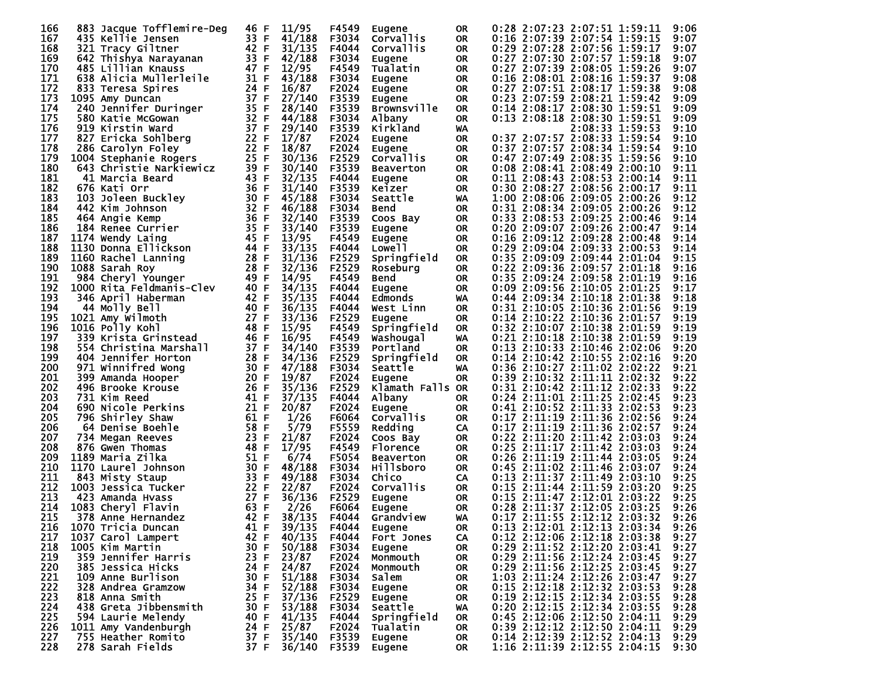| | | | | | | | | | | | | | |
|---|---|---|---|---|---|---|---|---|---|---|---|---|---|
| 166 | 883 | Jacque Tofflemire-Deg | 46 | F | 11/95 | F4549 | Eugene | OR | 0:28 | 2:07:23 | 2:07:51 | 1:59:11 | 9:06 |
| 167 | 435 | Kellie Jensen | 33 | F | 41/188 | F3034 | Corvallis | OR | 0:16 | 2:07:39 | 2:07:54 | 1:59:15 | 9:07 |
| 168 | 321 | Tracy Giltner | 42 | F | 31/135 | F4044 | Corvallis | OR | 0:29 | 2:07:28 | 2:07:56 | 1:59:17 | 9:07 |
| 169 | 642 | Thishya Narayanan | 33 | F | 42/188 | F3034 | Eugene | OR | 0:27 | 2:07:30 | 2:07:57 | 1:59:18 | 9:07 |
| 170 | 485 | Lillian Knauss | 47 | F | 12/95 | F4549 | Tualatin | OR | 0:27 | 2:07:39 | 2:08:05 | 1:59:26 | 9:07 |
| 171 | 638 | Alicia Mullerleile | 31 | F | 43/188 | F3034 | Eugene | OR | 0:16 | 2:08:01 | 2:08:16 | 1:59:37 | 9:08 |
| 172 | 833 | Teresa Spires | 24 | F | 16/87 | F2024 | Eugene | OR | 0:27 | 2:07:51 | 2:08:17 | 1:59:38 | 9:08 |
| 173 | 1095 | Amy Duncan | 37 | F | 27/140 | F3539 | Eugene | OR | 0:23 | 2:07:59 | 2:08:21 | 1:59:42 | 9:09 |
| 174 | 240 | Jennifer Duringer | 35 | F | 28/140 | F3539 | Brownsville | OR | 0:14 | 2:08:17 | 2:08:30 | 1:59:51 | 9:09 |
| 175 | 580 | Katie McGowan | 32 | F | 44/188 | F3034 | Albany | OR | 0:13 | 2:08:18 | 2:08:30 | 1:59:51 | 9:09 |
| 176 | 919 | Kirstin Ward | 37 | F | 29/140 | F3539 | Kirkland | WA | | | 2:08:33 | 1:59:53 | 9:10 |
| 177 | 827 | Ericka Sohlberg | 22 | F | 17/87 | F2024 | Eugene | OR | 0:37 | 2:07:57 | 2:08:33 | 1:59:54 | 9:10 |
| 178 | 286 | Carolyn Foley | 22 | F | 18/87 | F2024 | Eugene | OR | 0:37 | 2:07:57 | 2:08:34 | 1:59:54 | 9:10 |
| 179 | 1004 | Stephanie Rogers | 25 | F | 30/136 | F2529 | Corvallis | OR | 0:47 | 2:07:49 | 2:08:35 | 1:59:56 | 9:10 |
| 180 | 643 | Christie Narkiewicz | 39 | F | 30/140 | F3539 | Beaverton | OR | 0:08 | 2:08:41 | 2:08:49 | 2:00:10 | 9:11 |
| 181 | 41 | Marcia Beard | 43 | F | 32/135 | F4044 | Eugene | OR | 0:11 | 2:08:43 | 2:08:53 | 2:00:14 | 9:11 |
| 182 | 676 | Kati Orr | 36 | F | 31/140 | F3539 | Keizer | OR | 0:30 | 2:08:27 | 2:08:56 | 2:00:17 | 9:11 |
| 183 | 103 | Joleen Buckley | 30 | F | 45/188 | F3034 | Seattle | WA | 1:00 | 2:08:06 | 2:09:05 | 2:00:26 | 9:12 |
| 184 | 442 | Kim Johnson | 32 | F | 46/188 | F3034 | Bend | OR | 0:31 | 2:08:34 | 2:09:05 | 2:00:26 | 9:12 |
| 185 | 464 | Angie Kemp | 36 | F | 32/140 | F3539 | Coos Bay | OR | 0:33 | 2:08:53 | 2:09:25 | 2:00:46 | 9:14 |
| 186 | 184 | Renee Currier | 35 | F | 33/140 | F3539 | Eugene | OR | 0:20 | 2:09:07 | 2:09:26 | 2:00:47 | 9:14 |
| 187 | 1174 | Wendy Laing | 45 | F | 13/95 | F4549 | Eugene | OR | 0:16 | 2:09:12 | 2:09:28 | 2:00:48 | 9:14 |
| 188 | 1130 | Donna Ellickson | 44 | F | 33/135 | F4044 | Lowell | OR | 0:29 | 2:09:04 | 2:09:33 | 2:00:53 | 9:14 |
| 189 | 1160 | Rachel Lanning | 28 | F | 31/136 | F2529 | Springfield | OR | 0:35 | 2:09:09 | 2:09:44 | 2:01:04 | 9:15 |
| 190 | 1088 | Sarah Roy | 28 | F | 32/136 | F2529 | Roseburg | OR | 0:22 | 2:09:36 | 2:09:57 | 2:01:18 | 9:16 |
| 191 | 984 | Cheryl Younger | 49 | F | 14/95 | F4549 | Bend | OR | 0:35 | 2:09:24 | 2:09:58 | 2:01:19 | 9:16 |
| 192 | 1000 | Rita Feldmanis-Clev | 40 | F | 34/135 | F4044 | Eugene | OR | 0:09 | 2:09:56 | 2:10:05 | 2:01:25 | 9:17 |
| 193 | 346 | April Haberman | 42 | F | 35/135 | F4044 | Edmonds | WA | 0:44 | 2:09:34 | 2:10:18 | 2:01:38 | 9:18 |
| 194 | 44 | Molly Bell | 40 | F | 36/135 | F4044 | West Linn | OR | 0:31 | 2:10:05 | 2:10:36 | 2:01:56 | 9:19 |
| 195 | 1021 | Amy Wilmoth | 27 | F | 33/136 | F2529 | Eugene | OR | 0:14 | 2:10:22 | 2:10:36 | 2:01:57 | 9:19 |
| 196 | 1016 | Polly Kohl | 48 | F | 15/95 | F4549 | Springfield | OR | 0:32 | 2:10:07 | 2:10:38 | 2:01:59 | 9:19 |
| 197 | 339 | Krista Grinstead | 46 | F | 16/95 | F4549 | Washougal | WA | 0:21 | 2:10:18 | 2:10:38 | 2:01:59 | 9:19 |
| 198 | 554 | Christina Marshall | 37 | F | 34/140 | F3539 | Portland | OR | 0:13 | 2:10:33 | 2:10:46 | 2:02:06 | 9:20 |
| 199 | 404 | Jennifer Horton | 28 | F | 34/136 | F2529 | Springfield | OR | 0:14 | 2:10:42 | 2:10:55 | 2:02:16 | 9:20 |
| 200 | 971 | Winnifred Wong | 30 | F | 47/188 | F3034 | Seattle | WA | 0:36 | 2:10:27 | 2:11:02 | 2:02:22 | 9:21 |
| 201 | 399 | Amanda Hooper | 20 | F | 19/87 | F2024 | Eugene | OR | 0:39 | 2:10:32 | 2:11:11 | 2:02:32 | 9:22 |
| 202 | 496 | Brooke Krouse | 26 | F | 35/136 | F2529 | Klamath Falls | OR | 0:31 | 2:10:42 | 2:11:12 | 2:02:33 | 9:22 |
| 203 | 731 | Kim Reed | 41 | F | 37/135 | F4044 | Albany | OR | 0:24 | 2:11:01 | 2:11:25 | 2:02:45 | 9:23 |
| 204 | 690 | Nicole Perkins | 21 | F | 20/87 | F2024 | Eugene | OR | 0:41 | 2:10:52 | 2:11:33 | 2:02:53 | 9:23 |
| 205 | 796 | Shirley Shaw | 61 | F | 1/26 | F6064 | Corvallis | OR | 0:17 | 2:11:19 | 2:11:36 | 2:02:56 | 9:24 |
| 206 | 64 | Denise Boehle | 58 | F | 5/79 | F5559 | Redding | CA | 0:17 | 2:11:19 | 2:11:36 | 2:02:57 | 9:24 |
| 207 | 734 | Megan Reeves | 23 | F | 21/87 | F2024 | Coos Bay | OR | 0:22 | 2:11:20 | 2:11:42 | 2:03:03 | 9:24 |
| 208 | 876 | Gwen Thomas | 48 | F | 17/95 | F4549 | Florence | OR | 0:25 | 2:11:17 | 2:11:42 | 2:03:03 | 9:24 |
| 209 | 1189 | Maria Zilka | 51 | F | 6/74 | F5054 | Beaverton | OR | 0:26 | 2:11:19 | 2:11:44 | 2:03:05 | 9:24 |
| 210 | 1170 | Laurel Johnson | 30 | F | 48/188 | F3034 | Hillsboro | OR | 0:45 | 2:11:02 | 2:11:46 | 2:03:07 | 9:24 |
| 211 | 843 | Misty Staup | 33 | F | 49/188 | F3034 | Chico | CA | 0:13 | 2:11:37 | 2:11:49 | 2:03:10 | 9:25 |
| 212 | 1003 | Jessica Tucker | 22 | F | 22/87 | F2024 | Corvallis | OR | 0:15 | 2:11:44 | 2:11:59 | 2:03:20 | 9:25 |
| 213 | 423 | Amanda Hvass | 27 | F | 36/136 | F2529 | Eugene | OR | 0:15 | 2:11:47 | 2:12:01 | 2:03:22 | 9:25 |
| 214 | 1083 | Cheryl Flavin | 63 | F | 2/26 | F6064 | Eugene | OR | 0:28 | 2:11:37 | 2:12:05 | 2:03:25 | 9:26 |
| 215 | 378 | Anne Hernandez | 42 | F | 38/135 | F4044 | Grandview | WA | 0:17 | 2:11:55 | 2:12:12 | 2:03:32 | 9:26 |
| 216 | 1070 | Tricia Duncan | 41 | F | 39/135 | F4044 | Eugene | OR | 0:13 | 2:12:01 | 2:12:13 | 2:03:34 | 9:26 |
| 217 | 1037 | Carol Lampert | 42 | F | 40/135 | F4044 | Fort Jones | CA | 0:12 | 2:12:06 | 2:12:18 | 2:03:38 | 9:27 |
| 218 | 1005 | Kim Martin | 30 | F | 50/188 | F3034 | Eugene | OR | 0:29 | 2:11:52 | 2:12:20 | 2:03:41 | 9:27 |
| 219 | 359 | Jennifer Harris | 23 | F | 23/87 | F2024 | Monmouth | OR | 0:29 | 2:11:56 | 2:12:24 | 2:03:45 | 9:27 |
| 220 | 385 | Jessica Hicks | 24 | F | 24/87 | F2024 | Monmouth | OR | 0:29 | 2:11:56 | 2:12:25 | 2:03:45 | 9:27 |
| 221 | 109 | Anne Burlison | 30 | F | 51/188 | F3034 | Salem | OR | 1:03 | 2:11:24 | 2:12:26 | 2:03:47 | 9:27 |
| 222 | 328 | Andrea Gramzow | 34 | F | 52/188 | F3034 | Eugene | OR | 0:15 | 2:12:18 | 2:12:32 | 2:03:53 | 9:28 |
| 223 | 818 | Anna Smith | 25 | F | 37/136 | F2529 | Eugene | OR | 0:19 | 2:12:15 | 2:12:34 | 2:03:55 | 9:28 |
| 224 | 438 | Greta Jibbensmith | 30 | F | 53/188 | F3034 | Seattle | WA | 0:20 | 2:12:15 | 2:12:34 | 2:03:55 | 9:28 |
| 225 | 594 | Laurie Melendy | 40 | F | 41/135 | F4044 | Springfield | OR | 0:45 | 2:12:06 | 2:12:50 | 2:04:11 | 9:29 |
| 226 | 1011 | Amy Vandenburgh | 24 | F | 25/87 | F2024 | Tualatin | OR | 0:39 | 2:12:12 | 2:12:50 | 2:04:11 | 9:29 |
| 227 | 755 | Heather Romito | 37 | F | 35/140 | F3539 | Eugene | OR | 0:14 | 2:12:39 | 2:12:52 | 2:04:13 | 9:29 |
| 228 | 278 | Sarah Fields | 37 | F | 36/140 | F3539 | Eugene | OR | 1:16 | 2:11:39 | 2:12:55 | 2:04:15 | 9:30 |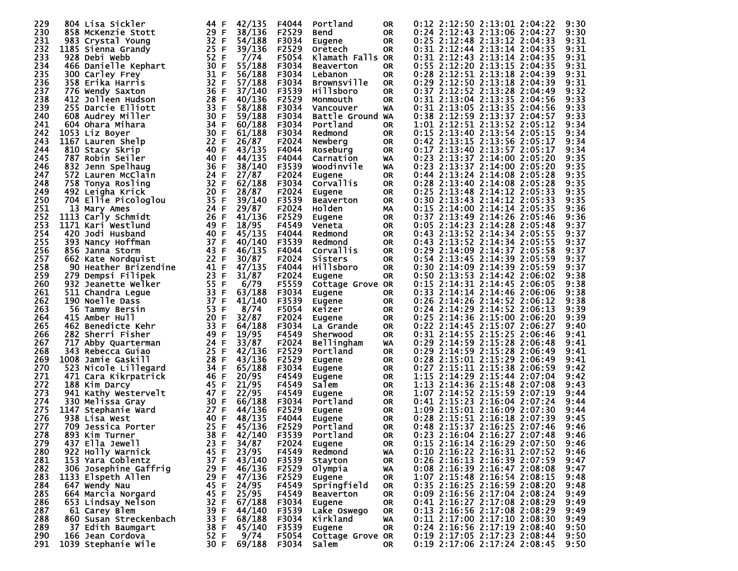| Place | Bib | Name | Age | Sex | Div Place | Div | City | State | Start | Chip | Gun | Net | Pace |
|---|---|---|---|---|---|---|---|---|---|---|---|---|---|
| 229 | 804 | Lisa Sickler | 44 | F | 42/135 | F4044 | Portland | OR | 0:12 | 2:12:50 | 2:13:01 | 2:04:22 | 9:30 |
| 230 | 858 | McKenzie Stott | 29 | F | 38/136 | F2529 | Bend | OR | 0:24 | 2:12:43 | 2:13:06 | 2:04:27 | 9:30 |
| 231 | 983 | Crystal Young | 32 | F | 54/188 | F3034 | Eugene | OR | 0:25 | 2:12:48 | 2:13:12 | 2:04:33 | 9:31 |
| 232 | 1185 | Sienna Grandy | 25 | F | 39/136 | F2529 | Oretech | OR | 0:31 | 2:12:44 | 2:13:14 | 2:04:35 | 9:31 |
| 233 | 928 | Debi Webb | 52 | F | 7/74 | F5054 | Klamath Falls | OR | 0:31 | 2:12:43 | 2:13:14 | 2:04:35 | 9:31 |
| 234 | 466 | Danielle Kephart | 30 | F | 55/188 | F3034 | Beaverton | OR | 0:55 | 2:12:20 | 2:13:15 | 2:04:35 | 9:31 |
| 235 | 300 | Carley Frey | 31 | F | 56/188 | F3034 | Lebanon | OR | 0:28 | 2:12:51 | 2:13:18 | 2:04:39 | 9:31 |
| 236 | 358 | Erika Harris | 32 | F | 57/188 | F3034 | Brownsville | OR | 0:29 | 2:12:50 | 2:13:18 | 2:04:39 | 9:31 |
| 237 | 776 | Wendy Saxton | 36 | F | 37/140 | F3539 | Hillsboro | OR | 0:37 | 2:12:52 | 2:13:28 | 2:04:49 | 9:32 |
| 238 | 412 | Jolleen Hudson | 28 | F | 40/136 | F2529 | Monmouth | OR | 0:31 | 2:13:04 | 2:13:35 | 2:04:56 | 9:33 |
| 239 | 255 | Darcie Elliott | 33 | F | 58/188 | F3034 | Vancouver | WA | 0:31 | 2:13:05 | 2:13:35 | 2:04:56 | 9:33 |
| 240 | 608 | Audrey Miller | 30 | F | 59/188 | F3034 | Battle Ground | WA | 0:38 | 2:12:59 | 2:13:37 | 2:04:57 | 9:33 |
| 241 | 604 | Ohara Mihara | 34 | F | 60/188 | F3034 | Portland | OR | 1:01 | 2:12:51 | 2:13:52 | 2:05:12 | 9:34 |
| 242 | 1053 | Liz Boyer | 30 | F | 61/188 | F3034 | Redmond | OR | 0:15 | 2:13:40 | 2:13:54 | 2:05:15 | 9:34 |
| 243 | 1167 | Lauren Shelp | 22 | F | 26/87 | F2024 | Newberg | OR | 0:42 | 2:13:15 | 2:13:56 | 2:05:17 | 9:34 |
| 244 | 810 | Stacy Skrip | 40 | F | 43/135 | F4044 | Roseburg | OR | 0:17 | 2:13:40 | 2:13:57 | 2:05:17 | 9:34 |
| 245 | 787 | Robin Seiler | 40 | F | 44/135 | F4044 | Carnation | WA | 0:23 | 2:13:37 | 2:14:00 | 2:05:20 | 9:35 |
| 246 | 832 | Jenn Spelhaug | 36 | F | 38/140 | F3539 | Woodinvile | WA | 0:23 | 2:13:37 | 2:14:00 | 2:05:20 | 9:35 |
| 247 | 572 | Lauren McClain | 24 | F | 27/87 | F2024 | Eugene | OR | 0:44 | 2:13:24 | 2:14:08 | 2:05:28 | 9:35 |
| 248 | 758 | Tonya Rosling | 32 | F | 62/188 | F3034 | Corvallis | OR | 0:28 | 2:13:40 | 2:14:08 | 2:05:28 | 9:35 |
| 249 | 492 | Leigha Krick | 20 | F | 28/87 | F2024 | Eugene | OR | 0:25 | 2:13:48 | 2:14:12 | 2:05:33 | 9:35 |
| 250 | 704 | Ellie Picologlou | 35 | F | 39/140 | F3539 | Beaverton | OR | 0:30 | 2:13:43 | 2:14:12 | 2:05:33 | 9:35 |
| 251 | 13 | Mary Ames | 24 | F | 29/87 | F2024 | Holden | MA | 0:15 | 2:14:00 | 2:14:14 | 2:05:35 | 9:36 |
| 252 | 1113 | Carly Schmidt | 26 | F | 41/136 | F2529 | Eugene | OR | 0:37 | 2:13:49 | 2:14:26 | 2:05:46 | 9:36 |
| 253 | 1171 | Kari Westlund | 49 | F | 18/95 | F4549 | Veneta | OR | 0:05 | 2:14:23 | 2:14:28 | 2:05:48 | 9:37 |
| 254 | 420 | Jodi Husband | 40 | F | 45/135 | F4044 | Redmond | OR | 0:43 | 2:13:52 | 2:14:34 | 2:05:55 | 9:37 |
| 255 | 393 | Nancy Hoffman | 37 | F | 40/140 | F3539 | Redmond | OR | 0:43 | 2:13:52 | 2:14:34 | 2:05:55 | 9:37 |
| 256 | 856 | Janna Storm | 43 | F | 46/135 | F4044 | Corvallis | OR | 0:29 | 2:14:09 | 2:14:37 | 2:05:58 | 9:37 |
| 257 | 662 | Kate Nordquist | 22 | F | 30/87 | F2024 | Sisters | OR | 0:54 | 2:13:45 | 2:14:39 | 2:05:59 | 9:37 |
| 258 | 90 | Heather Brizendine | 41 | F | 47/135 | F4044 | Hillsboro | OR | 0:30 | 2:14:09 | 2:14:39 | 2:05:59 | 9:37 |
| 259 | 279 | Dempsi Filipek | 23 | F | 31/87 | F2024 | Eugene | OR | 0:50 | 2:13:53 | 2:14:42 | 2:06:02 | 9:38 |
| 260 | 932 | Jeanette Welker | 55 | F | 6/79 | F5559 | Cottage Grove | OR | 0:15 | 2:14:31 | 2:14:45 | 2:06:05 | 9:38 |
| 261 | 511 | Chandra Legue | 33 | F | 63/188 | F3034 | Eugene | OR | 0:33 | 2:14:14 | 2:14:46 | 2:06:06 | 9:38 |
| 262 | 190 | Noelle Dass | 37 | F | 41/140 | F3539 | Eugene | OR | 0:26 | 2:14:26 | 2:14:52 | 2:06:12 | 9:38 |
| 263 | 56 | Tammy Bersin | 53 | F | 8/74 | F5054 | Keizer | OR | 0:24 | 2:14:29 | 2:14:52 | 2:06:13 | 9:39 |
| 264 | 415 | Amber Hull | 20 | F | 32/87 | F2024 | Eugene | OR | 0:25 | 2:14:36 | 2:15:00 | 2:06:20 | 9:39 |
| 265 | 462 | Benedicte Kehr | 33 | F | 64/188 | F3034 | La Grande | OR | 0:22 | 2:14:45 | 2:15:07 | 2:06:27 | 9:40 |
| 266 | 282 | Sherri Fisher | 49 | F | 19/95 | F4549 | Sherwood | OR | 0:31 | 2:14:55 | 2:15:25 | 2:06:46 | 9:41 |
| 267 | 717 | Abby Quarterman | 24 | F | 33/87 | F2024 | Bellingham | WA | 0:29 | 2:14:59 | 2:15:28 | 2:06:48 | 9:41 |
| 268 | 343 | Rebecca Guiao | 25 | F | 42/136 | F2529 | Portland | OR | 0:29 | 2:14:59 | 2:15:28 | 2:06:49 | 9:41 |
| 269 | 1008 | Jamie Gaskill | 28 | F | 43/136 | F2529 | Eugene | OR | 0:28 | 2:15:01 | 2:15:29 | 2:06:49 | 9:41 |
| 270 | 523 | Nicole Lillegard | 34 | F | 65/188 | F3034 | Eugene | OR | 0:27 | 2:15:11 | 2:15:38 | 2:06:59 | 9:42 |
| 271 | 471 | Cara Kikrpatrick | 46 | F | 20/95 | F4549 | Eugene | OR | 1:15 | 2:14:29 | 2:15:44 | 2:07:04 | 9:42 |
| 272 | 188 | Kim Darcy | 45 | F | 21/95 | F4549 | Salem | OR | 1:13 | 2:14:36 | 2:15:48 | 2:07:08 | 9:43 |
| 273 | 941 | Kathy Westervelt | 47 | F | 22/95 | F4549 | Eugene | OR | 1:07 | 2:14:52 | 2:15:59 | 2:07:19 | 9:44 |
| 274 | 330 | Melissa Gray | 30 | F | 66/188 | F3034 | Portland | OR | 0:41 | 2:15:23 | 2:16:04 | 2:07:24 | 9:44 |
| 275 | 1147 | Stephanie Ward | 27 | F | 44/136 | F2529 | Eugene | OR | 1:09 | 2:15:01 | 2:16:09 | 2:07:30 | 9:44 |
| 276 | 938 | Lisa West | 40 | F | 48/135 | F4044 | Eugene | OR | 0:28 | 2:15:51 | 2:16:18 | 2:07:39 | 9:45 |
| 277 | 709 | Jessica Porter | 25 | F | 45/136 | F2529 | Portland | OR | 0:48 | 2:15:37 | 2:16:25 | 2:07:46 | 9:46 |
| 278 | 893 | Kim Turner | 38 | F | 42/140 | F3539 | Portland | OR | 0:23 | 2:16:04 | 2:16:27 | 2:07:48 | 9:46 |
| 279 | 437 | Ella Jewell | 23 | F | 34/87 | F2024 | Eugene | OR | 0:15 | 2:16:14 | 2:16:29 | 2:07:50 | 9:46 |
| 280 | 922 | Holly Warnick | 45 | F | 23/95 | F4549 | Redmond | WA | 0:10 | 2:16:22 | 2:16:31 | 2:07:52 | 9:46 |
| 281 | 153 | Yara Coblentz | 37 | F | 43/140 | F3539 | Stayton | OR | 0:26 | 2:16:13 | 2:16:39 | 2:07:59 | 9:47 |
| 282 | 306 | Josephine Gaffrig | 29 | F | 46/136 | F2529 | Olympia | WA | 0:08 | 2:16:39 | 2:16:47 | 2:08:08 | 9:47 |
| 283 | 1133 | Elspeth Allen | 29 | F | 47/136 | F2529 | Eugene | OR | 1:07 | 2:15:48 | 2:16:54 | 2:08:15 | 9:48 |
| 284 | 647 | Wendy Nau | 45 | F | 24/95 | F4549 | Springfield | OR | 0:35 | 2:16:25 | 2:16:59 | 2:08:20 | 9:48 |
| 285 | 664 | Marcia Norgard | 45 | F | 25/95 | F4549 | Beaverton | OR | 0:09 | 2:16:56 | 2:17:04 | 2:08:24 | 9:49 |
| 286 | 653 | Lindsay Nelson | 32 | F | 67/188 | F3034 | Eugene | OR | 0:41 | 2:16:27 | 2:17:08 | 2:08:29 | 9:49 |
| 287 | 61 | Carey Blem | 39 | F | 44/140 | F3539 | Lake Oswego | OR | 0:13 | 2:16:56 | 2:17:08 | 2:08:29 | 9:49 |
| 288 | 860 | Susan Streckenbach | 33 | F | 68/188 | F3034 | Kirkland | WA | 0:11 | 2:17:00 | 2:17:10 | 2:08:30 | 9:49 |
| 289 | 37 | Edith Baumgart | 38 | F | 45/140 | F3539 | Eugene | OR | 0:24 | 2:16:56 | 2:17:19 | 2:08:40 | 9:50 |
| 290 | 166 | Jean Cordova | 52 | F | 9/74 | F5054 | Cottage Grove | OR | 0:19 | 2:17:05 | 2:17:23 | 2:08:44 | 9:50 |
| 291 | 1039 | Stephanie Wile | 30 | F | 69/188 | F3034 | Salem | OR | 0:19 | 2:17:06 | 2:17:24 | 2:08:45 | 9:50 |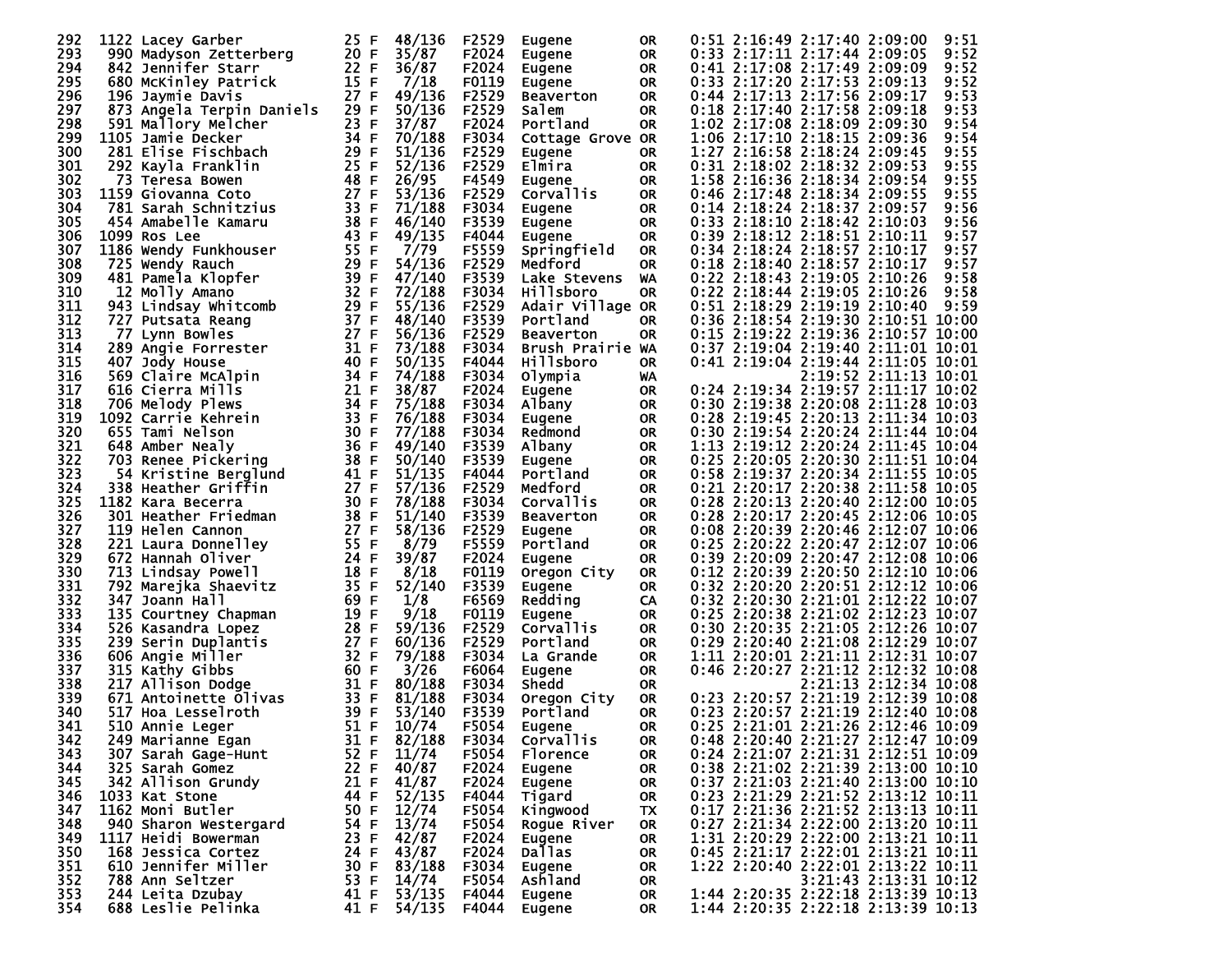| | | | | | | | | | | | | | |
|---|---|---|---|---|---|---|---|---|---|---|---|---|---|
| 292 | 1122 | Lacey Garber | 25 | F | 48/136 | F2529 | Eugene | OR | 0:51 | 2:16:49 | 2:17:40 | 2:09:00 | 9:51 |
| 293 | 990 | Madyson Zetterberg | 20 | F | 35/87 | F2024 | Eugene | OR | 0:33 | 2:17:11 | 2:17:44 | 2:09:05 | 9:52 |
| 294 | 842 | Jennifer Starr | 22 | F | 36/87 | F2024 | Eugene | OR | 0:41 | 2:17:08 | 2:17:49 | 2:09:09 | 9:52 |
| 295 | 680 | McKinley Patrick | 15 | F | 7/18 | F0119 | Eugene | OR | 0:33 | 2:17:20 | 2:17:53 | 2:09:13 | 9:52 |
| 296 | 196 | Jaymie Davis | 27 | F | 49/136 | F2529 | Beaverton | OR | 0:44 | 2:17:13 | 2:17:56 | 2:09:17 | 9:53 |
| 297 | 873 | Angela Terpin Daniels | 29 | F | 50/136 | F2529 | Salem | OR | 0:18 | 2:17:40 | 2:17:58 | 2:09:18 | 9:53 |
| 298 | 591 | Mallory Melcher | 23 | F | 37/87 | F2024 | Portland | OR | 1:02 | 2:17:08 | 2:18:09 | 2:09:30 | 9:54 |
| 299 | 1105 | Jamie Decker | 34 | F | 70/188 | F3034 | Cottage Grove | OR | 1:06 | 2:17:10 | 2:18:15 | 2:09:36 | 9:54 |
| 300 | 281 | Elise Fischbach | 29 | F | 51/136 | F2529 | Eugene | OR | 1:27 | 2:16:58 | 2:18:24 | 2:09:45 | 9:55 |
| 301 | 292 | Kayla Franklin | 25 | F | 52/136 | F2529 | Elmira | OR | 0:31 | 2:18:02 | 2:18:32 | 2:09:53 | 9:55 |
| 302 | 73 | Teresa Bowen | 48 | F | 26/95 | F4549 | Eugene | OR | 1:58 | 2:16:36 | 2:18:34 | 2:09:54 | 9:55 |
| 303 | 1159 | Giovanna Coto | 27 | F | 53/136 | F2529 | Corvallis | OR | 0:46 | 2:17:48 | 2:18:34 | 2:09:55 | 9:55 |
| 304 | 781 | Sarah Schnitzius | 33 | F | 71/188 | F3034 | Eugene | OR | 0:14 | 2:18:24 | 2:18:37 | 2:09:57 | 9:56 |
| 305 | 454 | Amabelle Kamaru | 38 | F | 46/140 | F3539 | Eugene | OR | 0:33 | 2:18:10 | 2:18:42 | 2:10:03 | 9:56 |
| 306 | 1099 | Ros Lee | 43 | F | 49/135 | F4044 | Eugene | OR | 0:39 | 2:18:12 | 2:18:51 | 2:10:11 | 9:57 |
| 307 | 1186 | Wendy Funkhouser | 55 | F | 7/79 | F5559 | Springfield | OR | 0:34 | 2:18:24 | 2:18:57 | 2:10:17 | 9:57 |
| 308 | 725 | Wendy Rauch | 29 | F | 54/136 | F2529 | Medford | OR | 0:18 | 2:18:40 | 2:18:57 | 2:10:17 | 9:57 |
| 309 | 481 | Pamela Klopfer | 39 | F | 47/140 | F3539 | Lake Stevens | WA | 0:22 | 2:18:43 | 2:19:05 | 2:10:26 | 9:58 |
| 310 | 12 | Molly Amano | 32 | F | 72/188 | F3034 | Hillsboro | OR | 0:22 | 2:18:44 | 2:19:05 | 2:10:26 | 9:58 |
| 311 | 943 | Lindsay Whitcomb | 29 | F | 55/136 | F2529 | Adair Village | OR | 0:51 | 2:18:29 | 2:19:19 | 2:10:40 | 9:59 |
| 312 | 727 | Putsata Reang | 37 | F | 48/140 | F3539 | Portland | OR | 0:36 | 2:18:54 | 2:19:30 | 2:10:51 | 10:00 |
| 313 | 77 | Lynn Bowles | 27 | F | 56/136 | F2529 | Beaverton | OR | 0:15 | 2:19:22 | 2:19:36 | 2:10:57 | 10:00 |
| 314 | 289 | Angie Forrester | 31 | F | 73/188 | F3034 | Brush Prairie | WA | 0:37 | 2:19:04 | 2:19:40 | 2:11:01 | 10:01 |
| 315 | 407 | Jody House | 40 | F | 50/135 | F4044 | Hillsboro | OR | 0:41 | 2:19:04 | 2:19:44 | 2:11:05 | 10:01 |
| 316 | 569 | Claire McAlpin | 34 | F | 74/188 | F3034 | Olympia | WA | | | 2:19:52 | 2:11:13 | 10:01 |
| 317 | 616 | Cierra Mills | 21 | F | 38/87 | F2024 | Eugene | OR | 0:24 | 2:19:34 | 2:19:57 | 2:11:17 | 10:02 |
| 318 | 706 | Melody Plews | 34 | F | 75/188 | F3034 | Albany | OR | 0:30 | 2:19:38 | 2:20:08 | 2:11:28 | 10:03 |
| 319 | 1092 | Carrie Kehrein | 33 | F | 76/188 | F3034 | Eugene | OR | 0:28 | 2:19:45 | 2:20:13 | 2:11:34 | 10:03 |
| 320 | 655 | Tami Nelson | 30 | F | 77/188 | F3034 | Redmond | OR | 0:30 | 2:19:54 | 2:20:24 | 2:11:44 | 10:04 |
| 321 | 648 | Amber Nealy | 36 | F | 49/140 | F3539 | Albany | OR | 1:13 | 2:19:12 | 2:20:24 | 2:11:45 | 10:04 |
| 322 | 703 | Renee Pickering | 38 | F | 50/140 | F3539 | Eugene | OR | 0:25 | 2:20:05 | 2:20:30 | 2:11:51 | 10:04 |
| 323 | 54 | Kristine Berglund | 41 | F | 51/135 | F4044 | Portland | OR | 0:58 | 2:19:37 | 2:20:34 | 2:11:55 | 10:05 |
| 324 | 338 | Heather Griffin | 27 | F | 57/136 | F2529 | Medford | OR | 0:21 | 2:20:17 | 2:20:38 | 2:11:58 | 10:05 |
| 325 | 1182 | Kara Becerra | 30 | F | 78/188 | F3034 | Corvallis | OR | 0:28 | 2:20:13 | 2:20:40 | 2:12:00 | 10:05 |
| 326 | 301 | Heather Friedman | 38 | F | 51/140 | F3539 | Beaverton | OR | 0:28 | 2:20:17 | 2:20:45 | 2:12:06 | 10:05 |
| 327 | 119 | Helen Cannon | 27 | F | 58/136 | F2529 | Eugene | OR | 0:08 | 2:20:39 | 2:20:46 | 2:12:07 | 10:06 |
| 328 | 221 | Laura Donnelley | 55 | F | 8/79 | F5559 | Portland | OR | 0:25 | 2:20:22 | 2:20:47 | 2:12:07 | 10:06 |
| 329 | 672 | Hannah Oliver | 24 | F | 39/87 | F2024 | Eugene | OR | 0:39 | 2:20:09 | 2:20:47 | 2:12:08 | 10:06 |
| 330 | 713 | Lindsay Powell | 18 | F | 8/18 | F0119 | Oregon City | OR | 0:12 | 2:20:39 | 2:20:50 | 2:12:10 | 10:06 |
| 331 | 792 | Marejka Shaevitz | 35 | F | 52/140 | F3539 | Eugene | OR | 0:32 | 2:20:20 | 2:20:51 | 2:12:12 | 10:06 |
| 332 | 347 | Joann Hall | 69 | F | 1/8 | F6569 | Redding | CA | 0:32 | 2:20:30 | 2:21:01 | 2:12:22 | 10:07 |
| 333 | 135 | Courtney Chapman | 19 | F | 9/18 | F0119 | Eugene | OR | 0:25 | 2:20:38 | 2:21:02 | 2:12:23 | 10:07 |
| 334 | 526 | Kasandra Lopez | 28 | F | 59/136 | F2529 | Corvallis | OR | 0:30 | 2:20:35 | 2:21:05 | 2:12:26 | 10:07 |
| 335 | 239 | Serin Duplantis | 27 | F | 60/136 | F2529 | Portland | OR | 0:29 | 2:20:40 | 2:21:08 | 2:12:29 | 10:07 |
| 336 | 606 | Angie Miller | 32 | F | 79/188 | F3034 | La Grande | OR | 1:11 | 2:20:01 | 2:21:11 | 2:12:31 | 10:07 |
| 337 | 315 | Kathy Gibbs | 60 | F | 3/26 | F6064 | Eugene | OR | 0:46 | 2:20:27 | 2:21:12 | 2:12:32 | 10:08 |
| 338 | 217 | Allison Dodge | 31 | F | 80/188 | F3034 | Shedd | OR | | | 2:21:13 | 2:12:34 | 10:08 |
| 339 | 671 | Antoinette Olivas | 33 | F | 81/188 | F3034 | Oregon City | OR | 0:23 | 2:20:57 | 2:21:19 | 2:12:39 | 10:08 |
| 340 | 517 | Hoa Lesselroth | 39 | F | 53/140 | F3539 | Portland | OR | 0:23 | 2:20:57 | 2:21:19 | 2:12:40 | 10:08 |
| 341 | 510 | Annie Leger | 51 | F | 10/74 | F5054 | Eugene | OR | 0:25 | 2:21:01 | 2:21:26 | 2:12:46 | 10:09 |
| 342 | 249 | Marianne Egan | 31 | F | 82/188 | F3034 | Corvallis | OR | 0:48 | 2:20:40 | 2:21:27 | 2:12:47 | 10:09 |
| 343 | 307 | Sarah Gage-Hunt | 52 | F | 11/74 | F5054 | Florence | OR | 0:24 | 2:21:07 | 2:21:31 | 2:12:51 | 10:09 |
| 344 | 325 | Sarah Gomez | 22 | F | 40/87 | F2024 | Eugene | OR | 0:38 | 2:21:02 | 2:21:39 | 2:13:00 | 10:10 |
| 345 | 342 | Allison Grundy | 21 | F | 41/87 | F2024 | Eugene | OR | 0:37 | 2:21:03 | 2:21:40 | 2:13:00 | 10:10 |
| 346 | 1033 | Kat Stone | 44 | F | 52/135 | F4044 | Tigard | OR | 0:23 | 2:21:29 | 2:21:52 | 2:13:12 | 10:11 |
| 347 | 1162 | Moni Butler | 50 | F | 12/74 | F5054 | Kingwood | TX | 0:17 | 2:21:36 | 2:21:53 | 2:13:13 | 10:11 |
| 348 | 940 | Sharon Westergard | 54 | F | 13/74 | F5054 | Rogue River | OR | 0:27 | 2:21:34 | 2:22:00 | 2:13:20 | 10:11 |
| 349 | 1117 | Heidi Bowerman | 23 | F | 42/87 | F2024 | Eugene | OR | 1:31 | 2:20:29 | 2:22:00 | 2:13:21 | 10:11 |
| 350 | 168 | Jessica Cortez | 24 | F | 43/87 | F2024 | Dallas | OR | 0:45 | 2:21:17 | 2:22:01 | 2:13:21 | 10:11 |
| 351 | 610 | Jennifer Miller | 30 | F | 83/188 | F3034 | Eugene | OR | 1:22 | 2:20:40 | 2:22:01 | 2:13:22 | 10:11 |
| 352 | 788 | Ann Seltzer | 53 | F | 14/74 | F5054 | Ashland | OR | | | 3:21:43 | 2:13:31 | 10:12 |
| 353 | 244 | Leita Dzubay | 41 | F | 53/135 | F4044 | Eugene | OR | 1:44 | 2:20:35 | 2:22:18 | 2:13:39 | 10:13 |
| 354 | 688 | Leslie Pelinka | 41 | F | 54/135 | F4044 | Eugene | OR | 1:44 | 2:20:35 | 2:22:18 | 2:13:39 | 10:13 |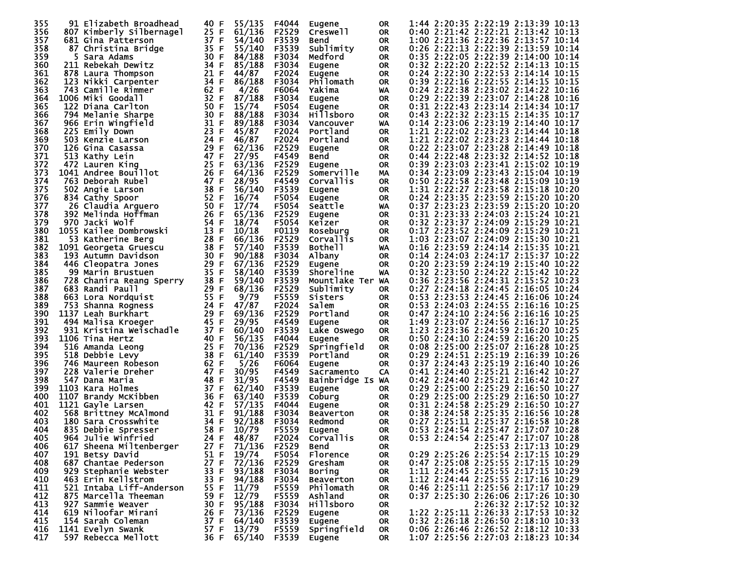| | | | | | | | | | | | | | |
|---|---|---|---|---|---|---|---|---|---|---|---|---|---|
| 355 | 91 | Elizabeth Broadhead | 40 | F | 55/135 | F4044 | Eugene | OR | 1:44 | 2:20:35 | 2:22:19 | 2:13:39 | 10:13 |
| 356 | 807 | Kimberly Silbernagel | 25 | F | 61/136 | F2529 | Creswell | OR | 0:40 | 2:21:42 | 2:22:21 | 2:13:42 | 10:13 |
| 357 | 681 | Gina Patterson | 37 | F | 54/140 | F3539 | Bend | OR | 1:00 | 2:21:36 | 2:22:36 | 2:13:57 | 10:14 |
| 358 | 87 | Christina Bridge | 35 | F | 55/140 | F3539 | Sublimity | OR | 0:26 | 2:22:13 | 2:22:39 | 2:13:59 | 10:14 |
| 359 | 5 | Sara Adams | 30 | F | 84/188 | F3034 | Medford | OR | 0:35 | 2:22:05 | 2:22:39 | 2:14:00 | 10:14 |
| 360 | 211 | Rebekah Dewitz | 34 | F | 85/188 | F3034 | Eugene | OR | 0:32 | 2:22:20 | 2:22:52 | 2:14:13 | 10:15 |
| 361 | 878 | Laura Thompson | 21 | F | 44/87 | F2024 | Eugene | OR | 0:24 | 2:22:30 | 2:22:53 | 2:14:14 | 10:15 |
| 362 | 123 | Nikki Carpenter | 34 | F | 86/188 | F3034 | Philomath | OR | 0:39 | 2:22:16 | 2:22:55 | 2:14:15 | 10:15 |
| 363 | 743 | Camille Rimmer | 62 | F | 4/26 | F6064 | Yakima | WA | 0:24 | 2:22:38 | 2:23:02 | 2:14:22 | 10:16 |
| 364 | 1006 | Miki Goodall | 32 | F | 87/188 | F3034 | Eugene | OR | 0:29 | 2:22:39 | 2:23:07 | 2:14:28 | 10:16 |
| 365 | 122 | Diana Carlton | 50 | F | 15/74 | F5054 | Eugene | OR | 0:31 | 2:22:43 | 2:23:14 | 2:14:34 | 10:17 |
| 366 | 794 | Melanie Sharpe | 30 | F | 88/188 | F3034 | Hillsboro | OR | 0:43 | 2:22:32 | 2:23:15 | 2:14:35 | 10:17 |
| 367 | 966 | Erin Wingfield | 31 | F | 89/188 | F3034 | Vancouver | WA | 0:14 | 2:23:06 | 2:23:19 | 2:14:40 | 10:17 |
| 368 | 225 | Emily Down | 23 | F | 45/87 | F2024 | Portland | OR | 1:21 | 2:22:02 | 2:23:23 | 2:14:44 | 10:18 |
| 369 | 503 | Kenzie Larson | 24 | F | 46/87 | F2024 | Portland | OR | 1:21 | 2:22:02 | 2:23:23 | 2:14:44 | 10:18 |
| 370 | 126 | Gina Casassa | 29 | F | 62/136 | F2529 | Eugene | OR | 0:22 | 2:23:07 | 2:23:28 | 2:14:49 | 10:18 |
| 371 | 513 | Kathy Lein | 47 | F | 27/95 | F4549 | Bend | OR | 0:44 | 2:22:48 | 2:23:32 | 2:14:52 | 10:18 |
| 372 | 472 | Lauren King | 25 | F | 63/136 | F2529 | Eugene | OR | 0:39 | 2:23:03 | 2:23:41 | 2:15:02 | 10:19 |
| 373 | 1041 | Andree Bouillot | 26 | F | 64/136 | F2529 | Somerville | MA | 0:34 | 2:23:09 | 2:23:43 | 2:15:04 | 10:19 |
| 374 | 763 | Deborah Rubel | 47 | F | 28/95 | F4549 | Corvallis | OR | 0:50 | 2:22:58 | 2:23:48 | 2:15:09 | 10:19 |
| 375 | 502 | Angie Larson | 38 | F | 56/140 | F3539 | Eugene | OR | 1:31 | 2:22:27 | 2:23:58 | 2:15:18 | 10:20 |
| 376 | 834 | Cathy Spoor | 52 | F | 16/74 | F5054 | Eugene | OR | 0:24 | 2:23:35 | 2:23:59 | 2:15:20 | 10:20 |
| 377 | 26 | Claudia Arguero | 50 | F | 17/74 | F5054 | Seattle | WA | 0:37 | 2:23:23 | 2:23:59 | 2:15:20 | 10:20 |
| 378 | 392 | Melinda Hoffman | 26 | F | 65/136 | F2529 | Eugene | OR | 0:31 | 2:23:33 | 2:24:03 | 2:15:24 | 10:21 |
| 379 | 970 | Jacki Wolf | 54 | F | 18/74 | F5054 | Keizer | OR | 0:32 | 2:23:37 | 2:24:09 | 2:15:29 | 10:21 |
| 380 | 1055 | Kailee Dombrowski | 13 | F | 10/18 | F0119 | Roseburg | OR | 0:17 | 2:23:52 | 2:24:09 | 2:15:29 | 10:21 |
| 381 | 53 | Katherine Berg | 28 | F | 66/136 | F2529 | Corvallis | OR | 1:03 | 2:23:07 | 2:24:09 | 2:15:30 | 10:21 |
| 382 | 1091 | Georgeta Gruescu | 38 | F | 57/140 | F3539 | Bothell | WA | 0:16 | 2:23:59 | 2:24:14 | 2:15:35 | 10:21 |
| 383 | 193 | Autumn Davidson | 30 | F | 90/188 | F3034 | Albany | OR | 0:14 | 2:24:03 | 2:24:17 | 2:15:37 | 10:22 |
| 384 | 446 | Cleopatra Jones | 29 | F | 67/136 | F2529 | Eugene | OR | 0:20 | 2:23:59 | 2:24:19 | 2:15:40 | 10:22 |
| 385 | 99 | Marin Brustuen | 35 | F | 58/140 | F3539 | Shoreline | WA | 0:32 | 2:23:50 | 2:24:22 | 2:15:42 | 10:22 |
| 386 | 728 | Chanira Reang Sperry | 38 | F | 59/140 | F3539 | Mountlake Ter | WA | 0:36 | 2:23:56 | 2:24:31 | 2:15:52 | 10:23 |
| 387 | 683 | Randi Paull | 29 | F | 68/136 | F2529 | Sublimity | OR | 0:27 | 2:24:18 | 2:24:45 | 2:16:05 | 10:24 |
| 388 | 663 | Lora Nordquist | 55 | F | 9/79 | F5559 | Sisters | OR | 0:53 | 2:23:53 | 2:24:45 | 2:16:06 | 10:24 |
| 389 | 753 | Shanna Rogness | 24 | F | 47/87 | F2024 | Salem | OR | 0:53 | 2:24:03 | 2:24:55 | 2:16:16 | 10:25 |
| 390 | 1137 | Leah Burkhart | 29 | F | 69/136 | F2529 | Portland | OR | 0:47 | 2:24:10 | 2:24:56 | 2:16:16 | 10:25 |
| 391 | 494 | Malisa Kroeger | 45 | F | 29/95 | F4549 | Eugene | OR | 1:49 | 2:23:07 | 2:24:56 | 2:16:17 | 10:25 |
| 392 | 931 | Kristina Weischadle | 37 | F | 60/140 | F3539 | Lake Oswego | OR | 1:23 | 2:23:36 | 2:24:59 | 2:16:20 | 10:25 |
| 393 | 1106 | Tina Hertz | 40 | F | 56/135 | F4044 | Eugene | OR | 0:50 | 2:24:10 | 2:24:59 | 2:16:20 | 10:25 |
| 394 | 516 | Amanda Leong | 25 | F | 70/136 | F2529 | Springfield | OR | 0:08 | 2:25:00 | 2:25:07 | 2:16:28 | 10:25 |
| 395 | 518 | Debbie Levy | 38 | F | 61/140 | F3539 | Portland | OR | 0:29 | 2:24:51 | 2:25:19 | 2:16:39 | 10:26 |
| 396 | 746 | Maureen Robeson | 62 | F | 5/26 | F6064 | Eugene | OR | 0:37 | 2:24:43 | 2:25:19 | 2:16:40 | 10:26 |
| 397 | 228 | Valerie Dreher | 47 | F | 30/95 | F4549 | Sacramento | CA | 0:41 | 2:24:40 | 2:25:21 | 2:16:42 | 10:27 |
| 398 | 547 | Dana Maria | 48 | F | 31/95 | F4549 | Bainbridge Is | WA | 0:42 | 2:24:40 | 2:25:21 | 2:16:42 | 10:27 |
| 399 | 1103 | Kara Holmes | 37 | F | 62/140 | F3539 | Eugene | OR | 0:29 | 2:25:00 | 2:25:29 | 2:16:50 | 10:27 |
| 400 | 1107 | Brandy McKibben | 36 | F | 63/140 | F3539 | Coburg | OR | 0:29 | 2:25:00 | 2:25:29 | 2:16:50 | 10:27 |
| 401 | 1121 | Gayle Larsen | 42 | F | 57/135 | F4044 | Eugene | OR | 0:31 | 2:24:58 | 2:25:29 | 2:16:50 | 10:27 |
| 402 | 568 | Brittney McAlmond | 31 | F | 91/188 | F3034 | Beaverton | OR | 0:38 | 2:24:58 | 2:25:35 | 2:16:56 | 10:28 |
| 403 | 180 | Sara Crosswhite | 34 | F | 92/188 | F3034 | Redmond | OR | 0:27 | 2:25:11 | 2:25:37 | 2:16:58 | 10:28 |
| 404 | 835 | Debbie Spresser | 58 | F | 10/79 | F5559 | Eugene | OR | 0:53 | 2:24:54 | 2:25:47 | 2:17:07 | 10:28 |
| 405 | 964 | Julie Winfried | 24 | F | 48/87 | F2024 | Corvallis | OR | 0:53 | 2:24:54 | 2:25:47 | 2:17:07 | 10:28 |
| 406 | 617 | Sheena Miltenberger | 27 | F | 71/136 | F2529 | Bend | OR | | | 2:25:53 | 2:17:13 | 10:29 |
| 407 | 191 | Betsy David | 51 | F | 19/74 | F5054 | Florence | OR | 0:29 | 2:25:26 | 2:25:54 | 2:17:15 | 10:29 |
| 408 | 687 | Chantae Pederson | 27 | F | 72/136 | F2529 | Gresham | OR | 0:47 | 2:25:08 | 2:25:55 | 2:17:15 | 10:29 |
| 409 | 929 | Stephanie Webster | 33 | F | 93/188 | F3034 | Boring | OR | 1:11 | 2:24:45 | 2:25:55 | 2:17:15 | 10:29 |
| 410 | 463 | Erin Kellstrom | 33 | F | 94/188 | F3034 | Beaverton | OR | 1:12 | 2:24:44 | 2:25:55 | 2:17:16 | 10:29 |
| 411 | 521 | Intaba Liff-Anderson | 55 | F | 11/79 | F5559 | Philomath | OR | 0:46 | 2:25:11 | 2:25:56 | 2:17:17 | 10:29 |
| 412 | 875 | Marcella Theeman | 59 | F | 12/79 | F5559 | Ashland | OR | 0:37 | 2:25:30 | 2:26:06 | 2:17:26 | 10:30 |
| 413 | 927 | Sammie Weaver | 30 | F | 95/188 | F3034 | Hillsboro | OR | | | 2:26:32 | 2:17:52 | 10:32 |
| 414 | 619 | Niloofar Mirani | 26 | F | 73/136 | F2529 | Eugene | OR | 1:22 | 2:25:11 | 2:26:33 | 2:17:53 | 10:32 |
| 415 | 154 | Sarah Coleman | 37 | F | 64/140 | F3539 | Eugene | OR | 0:32 | 2:26:18 | 2:26:50 | 2:18:10 | 10:33 |
| 416 | 1141 | Evelyn Swank | 57 | F | 13/79 | F5559 | Springfield | OR | 0:06 | 2:26:46 | 2:26:52 | 2:18:12 | 10:33 |
| 417 | 597 | Rebecca Mellott | 36 | F | 65/140 | F3539 | Eugene | OR | 1:07 | 2:25:56 | 2:27:03 | 2:18:23 | 10:34 |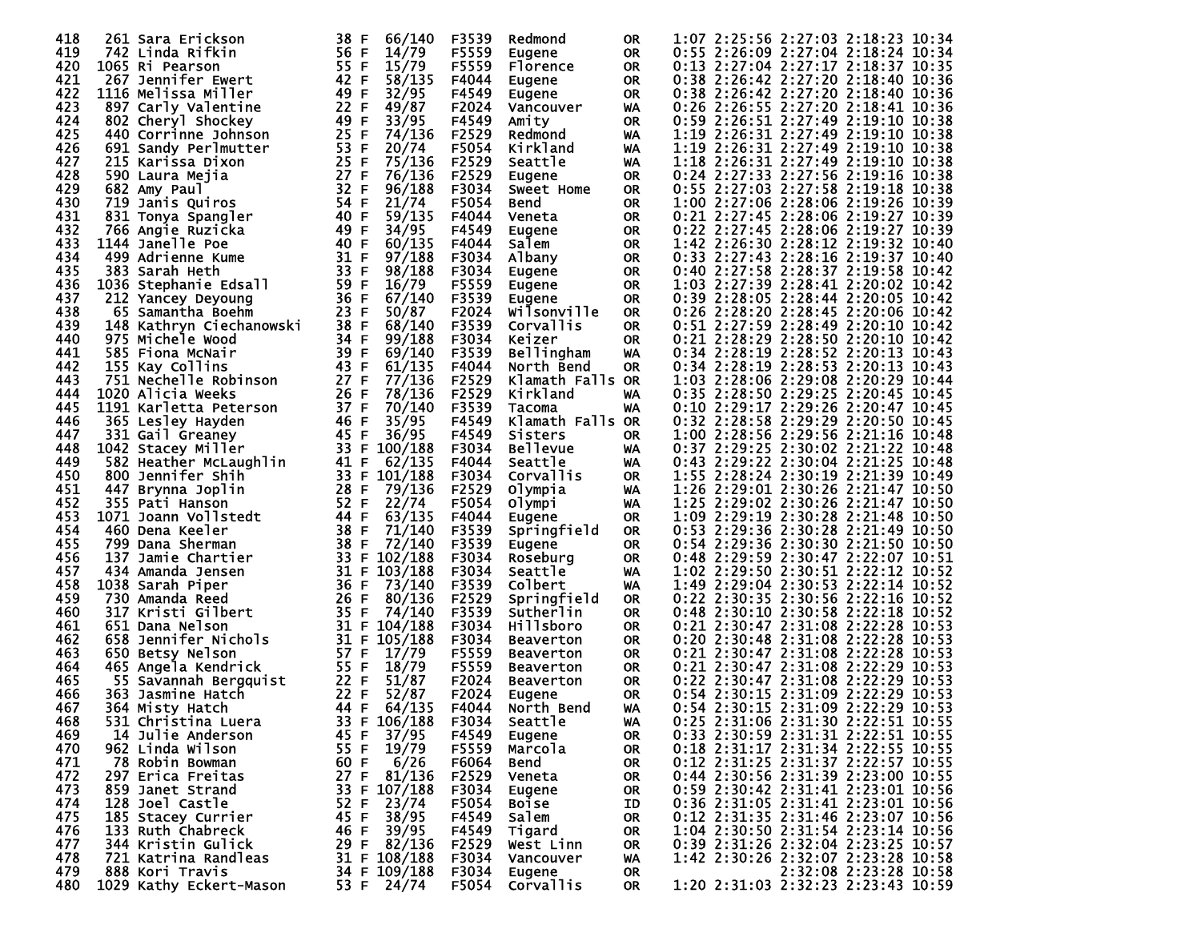| Place | Bib | Name | Age | Sex | Div Place | Division | City | State | Start Diff | Chip Time | Gun Time | Adj Time | Pace |
|---|---|---|---|---|---|---|---|---|---|---|---|---|---|
| 418 | 261 | Sara Erickson | 38 | F | 66/140 | F3539 | Redmond | OR | 1:07 | 2:25:56 | 2:27:03 | 2:18:23 | 10:34 |
| 419 | 742 | Linda Rifkin | 56 | F | 14/79 | F5559 | Eugene | OR | 0:55 | 2:26:09 | 2:27:04 | 2:18:24 | 10:34 |
| 420 | 1065 | Ri Pearson | 55 | F | 15/79 | F5559 | Florence | OR | 0:13 | 2:27:04 | 2:27:17 | 2:18:37 | 10:35 |
| 421 | 267 | Jennifer Ewert | 42 | F | 58/135 | F4044 | Eugene | OR | 0:38 | 2:26:42 | 2:27:20 | 2:18:40 | 10:36 |
| 422 | 1116 | Melissa Miller | 49 | F | 32/95 | F4549 | Eugene | OR | 0:38 | 2:26:42 | 2:27:20 | 2:18:40 | 10:36 |
| 423 | 897 | Carly Valentine | 22 | F | 49/87 | F2024 | Vancouver | WA | 0:26 | 2:26:55 | 2:27:20 | 2:18:41 | 10:36 |
| 424 | 802 | Cheryl Shockey | 49 | F | 33/95 | F4549 | Amity | OR | 0:59 | 2:26:51 | 2:27:49 | 2:19:10 | 10:38 |
| 425 | 440 | Corrinne Johnson | 25 | F | 74/136 | F2529 | Redmond | WA | 1:19 | 2:26:31 | 2:27:49 | 2:19:10 | 10:38 |
| 426 | 691 | Sandy Perlmutter | 53 | F | 20/74 | F5054 | Kirkland | WA | 1:19 | 2:26:31 | 2:27:49 | 2:19:10 | 10:38 |
| 427 | 215 | Karissa Dixon | 25 | F | 75/136 | F2529 | Seattle | WA | 1:18 | 2:26:31 | 2:27:49 | 2:19:10 | 10:38 |
| 428 | 590 | Laura Mejia | 27 | F | 76/136 | F2529 | Eugene | OR | 0:24 | 2:27:33 | 2:27:56 | 2:19:16 | 10:38 |
| 429 | 682 | Amy Paul | 32 | F | 96/188 | F3034 | Sweet Home | OR | 0:55 | 2:27:03 | 2:27:58 | 2:19:18 | 10:38 |
| 430 | 719 | Janis Quiros | 54 | F | 21/74 | F5054 | Bend | OR | 1:00 | 2:27:06 | 2:28:06 | 2:19:26 | 10:39 |
| 431 | 831 | Tonya Spangler | 40 | F | 59/135 | F4044 | Veneta | OR | 0:21 | 2:27:45 | 2:28:06 | 2:19:27 | 10:39 |
| 432 | 766 | Angie Ruzicka | 49 | F | 34/95 | F4549 | Eugene | OR | 0:22 | 2:27:45 | 2:28:06 | 2:19:27 | 10:39 |
| 433 | 1144 | Janelle Poe | 40 | F | 60/135 | F4044 | Salem | OR | 1:42 | 2:26:30 | 2:28:12 | 2:19:32 | 10:40 |
| 434 | 499 | Adrienne Kume | 31 | F | 97/188 | F3034 | Albany | OR | 0:33 | 2:27:43 | 2:28:16 | 2:19:37 | 10:40 |
| 435 | 383 | Sarah Heth | 33 | F | 98/188 | F3034 | Eugene | OR | 0:40 | 2:27:58 | 2:28:37 | 2:19:58 | 10:42 |
| 436 | 1036 | Stephanie Edsall | 59 | F | 16/79 | F5559 | Eugene | OR | 1:03 | 2:27:39 | 2:28:41 | 2:20:02 | 10:42 |
| 437 | 212 | Yancey Deyoung | 36 | F | 67/140 | F3539 | Eugene | OR | 0:39 | 2:28:05 | 2:28:44 | 2:20:05 | 10:42 |
| 438 | 65 | Samantha Boehm | 23 | F | 50/87 | F2024 | Wilsonville | OR | 0:26 | 2:28:20 | 2:28:45 | 2:20:06 | 10:42 |
| 439 | 148 | Kathryn Ciechanowski | 38 | F | 68/140 | F3539 | Corvallis | OR | 0:51 | 2:27:59 | 2:28:49 | 2:20:10 | 10:42 |
| 440 | 975 | Michele Wood | 34 | F | 99/188 | F3034 | Keizer | OR | 0:21 | 2:28:29 | 2:28:50 | 2:20:10 | 10:42 |
| 441 | 585 | Fiona McNair | 39 | F | 69/140 | F3539 | Bellingham | WA | 0:34 | 2:28:19 | 2:28:52 | 2:20:13 | 10:43 |
| 442 | 155 | Kay Collins | 43 | F | 61/135 | F4044 | North Bend | OR | 0:34 | 2:28:19 | 2:28:53 | 2:20:13 | 10:43 |
| 443 | 751 | Nechelle Robinson | 27 | F | 77/136 | F2529 | Klamath Falls | OR | 1:03 | 2:28:06 | 2:29:08 | 2:20:29 | 10:44 |
| 444 | 1020 | Alicia Weeks | 26 | F | 78/136 | F2529 | Kirkland | WA | 0:35 | 2:28:50 | 2:29:25 | 2:20:45 | 10:45 |
| 445 | 1191 | Karletta Peterson | 37 | F | 70/140 | F3539 | Tacoma | WA | 0:10 | 2:29:17 | 2:29:26 | 2:20:47 | 10:45 |
| 446 | 365 | Lesley Hayden | 46 | F | 35/95 | F4549 | Klamath Falls | OR | 0:32 | 2:28:58 | 2:29:29 | 2:20:50 | 10:45 |
| 447 | 331 | Gail Greaney | 45 | F | 36/95 | F4549 | Sisters | OR | 1:00 | 2:28:56 | 2:29:56 | 2:21:16 | 10:48 |
| 448 | 1042 | Stacey Miller | 33 | F | 100/188 | F3034 | Bellevue | WA | 0:37 | 2:29:25 | 2:30:02 | 2:21:22 | 10:48 |
| 449 | 582 | Heather McLaughlin | 41 | F | 62/135 | F4044 | Seattle | WA | 0:43 | 2:29:22 | 2:30:04 | 2:21:25 | 10:48 |
| 450 | 800 | Jennifer Shih | 33 | F | 101/188 | F3034 | Corvallis | OR | 1:55 | 2:28:24 | 2:30:19 | 2:21:39 | 10:49 |
| 451 | 447 | Brynna Joplin | 28 | F | 79/136 | F2529 | Olympia | WA | 1:26 | 2:29:01 | 2:30:26 | 2:21:47 | 10:50 |
| 452 | 355 | Pati Hanson | 52 | F | 22/74 | F5054 | Olympi | WA | 1:25 | 2:29:02 | 2:30:26 | 2:21:47 | 10:50 |
| 453 | 1071 | Joann Vollstedt | 44 | F | 63/135 | F4044 | Eugene | OR | 1:09 | 2:29:19 | 2:30:28 | 2:21:48 | 10:50 |
| 454 | 460 | Dena Keeler | 38 | F | 71/140 | F3539 | Springfield | OR | 0:53 | 2:29:36 | 2:30:28 | 2:21:49 | 10:50 |
| 455 | 799 | Dana Sherman | 38 | F | 72/140 | F3539 | Eugene | OR | 0:54 | 2:29:36 | 2:30:30 | 2:21:50 | 10:50 |
| 456 | 137 | Jamie Chartier | 33 | F | 102/188 | F3034 | Roseburg | OR | 0:48 | 2:29:59 | 2:30:47 | 2:22:07 | 10:51 |
| 457 | 434 | Amanda Jensen | 31 | F | 103/188 | F3034 | Seattle | WA | 1:02 | 2:29:50 | 2:30:51 | 2:22:12 | 10:52 |
| 458 | 1038 | Sarah Piper | 36 | F | 73/140 | F3539 | Colbert | WA | 1:49 | 2:29:04 | 2:30:53 | 2:22:14 | 10:52 |
| 459 | 730 | Amanda Reed | 26 | F | 80/136 | F2529 | Springfield | OR | 0:22 | 2:30:35 | 2:30:56 | 2:22:16 | 10:52 |
| 460 | 317 | Kristi Gilbert | 35 | F | 74/140 | F3539 | Sutherlin | OR | 0:48 | 2:30:10 | 2:30:58 | 2:22:18 | 10:52 |
| 461 | 651 | Dana Nelson | 31 | F | 104/188 | F3034 | Hillsboro | OR | 0:21 | 2:30:47 | 2:31:08 | 2:22:28 | 10:53 |
| 462 | 658 | Jennifer Nichols | 31 | F | 105/188 | F3034 | Beaverton | OR | 0:20 | 2:30:48 | 2:31:08 | 2:22:28 | 10:53 |
| 463 | 650 | Betsy Nelson | 57 | F | 17/79 | F5559 | Beaverton | OR | 0:21 | 2:30:47 | 2:31:08 | 2:22:28 | 10:53 |
| 464 | 465 | Angela Kendrick | 55 | F | 18/79 | F5559 | Beaverton | OR | 0:21 | 2:30:47 | 2:31:08 | 2:22:29 | 10:53 |
| 465 | 55 | Savannah Bergquist | 22 | F | 51/87 | F2024 | Beaverton | OR | 0:22 | 2:30:47 | 2:31:08 | 2:22:29 | 10:53 |
| 466 | 363 | Jasmine Hatch | 22 | F | 52/87 | F2024 | Eugene | OR | 0:54 | 2:30:15 | 2:31:09 | 2:22:29 | 10:53 |
| 467 | 364 | Misty Hatch | 44 | F | 64/135 | F4044 | North Bend | WA | 0:54 | 2:30:15 | 2:31:09 | 2:22:29 | 10:53 |
| 468 | 531 | Christina Luera | 33 | F | 106/188 | F3034 | Seattle | WA | 0:25 | 2:31:06 | 2:31:30 | 2:22:51 | 10:55 |
| 469 | 14 | Julie Anderson | 45 | F | 37/95 | F4549 | Eugene | OR | 0:33 | 2:30:59 | 2:31:31 | 2:22:51 | 10:55 |
| 470 | 962 | Linda Wilson | 55 | F | 19/79 | F5559 | Marcola | OR | 0:18 | 2:31:17 | 2:31:34 | 2:22:55 | 10:55 |
| 471 | 78 | Robin Bowman | 60 | F | 6/26 | F6064 | Bend | OR | 0:12 | 2:31:25 | 2:31:37 | 2:22:57 | 10:55 |
| 472 | 297 | Erica Freitas | 27 | F | 81/136 | F2529 | Veneta | OR | 0:44 | 2:30:56 | 2:31:39 | 2:23:00 | 10:55 |
| 473 | 859 | Janet Strand | 33 | F | 107/188 | F3034 | Eugene | OR | 0:59 | 2:30:42 | 2:31:41 | 2:23:01 | 10:56 |
| 474 | 128 | Joel Castle | 52 | F | 23/74 | F5054 | Boise | ID | 0:36 | 2:31:05 | 2:31:41 | 2:23:01 | 10:56 |
| 475 | 185 | Stacey Currier | 45 | F | 38/95 | F4549 | Salem | OR | 0:12 | 2:31:35 | 2:31:46 | 2:23:07 | 10:56 |
| 476 | 133 | Ruth Chabreck | 46 | F | 39/95 | F4549 | Tigard | OR | 1:04 | 2:30:50 | 2:31:54 | 2:23:14 | 10:56 |
| 477 | 344 | Kristin Gulick | 29 | F | 82/136 | F2529 | West Linn | OR | 0:39 | 2:31:26 | 2:32:04 | 2:23:25 | 10:57 |
| 478 | 721 | Katrina Randleas | 31 | F | 108/188 | F3034 | Vancouver | WA | 1:42 | 2:30:26 | 2:32:07 | 2:23:28 | 10:58 |
| 479 | 888 | Kori Travis | 34 | F | 109/188 | F3034 | Eugene | OR | | | 2:32:08 | 2:23:28 | 10:58 |
| 480 | 1029 | Kathy Eckert-Mason | 53 | F | 24/74 | F5054 | Corvallis | OR | 1:20 | 2:31:03 | 2:32:23 | 2:23:43 | 10:59 |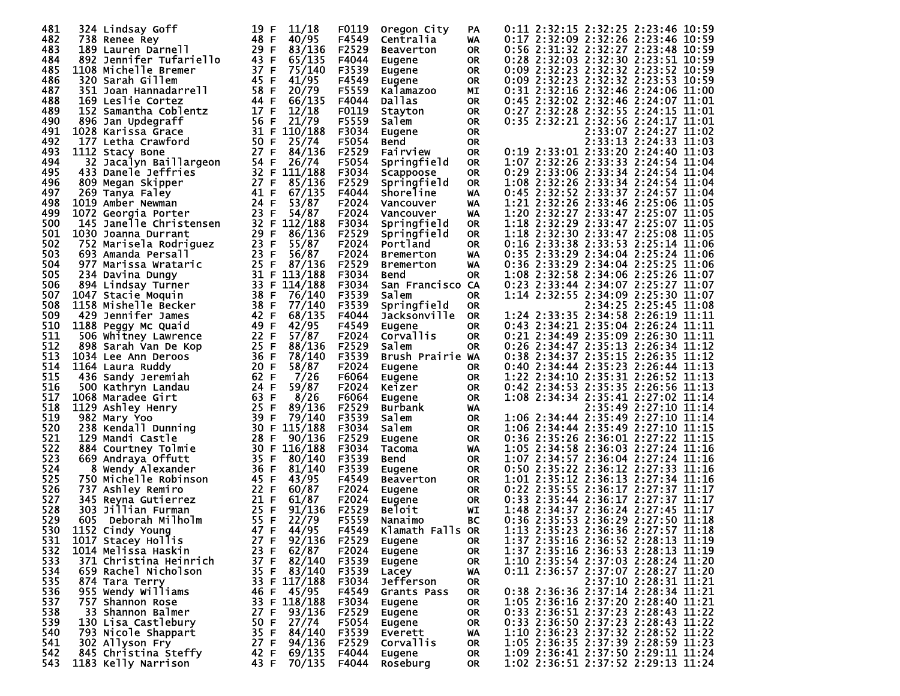| | | | | | | | | | | | | |
|---|---|---|---|---|---|---|---|---|---|---|---|---|
| 481 | 324 | Lindsay Goff | 19 | F | 11/18 | F0119 | Oregon City | PA | 0:11 | 2:32:15 | 2:32:25 | 2:23:46 | 10:59 |
| 482 | 738 | Renee Rey | 48 | F | 40/95 | F4549 | Centralia | WA | 0:17 | 2:32:09 | 2:32:26 | 2:23:46 | 10:59 |
| 483 | 189 | Lauren Darnell | 29 | F | 83/136 | F2529 | Beaverton | OR | 0:56 | 2:31:32 | 2:32:27 | 2:23:48 | 10:59 |
| 484 | 892 | Jennifer Tufariello | 43 | F | 65/135 | F4044 | Eugene | OR | 0:28 | 2:32:03 | 2:32:30 | 2:23:51 | 10:59 |
| 485 | 1108 | Michelle Bremer | 37 | F | 75/140 | F3539 | Eugene | OR | 0:09 | 2:32:23 | 2:32:32 | 2:23:52 | 10:59 |
| 486 | 320 | Sarah Gillem | 45 | F | 41/95 | F4549 | Eugene | OR | 0:09 | 2:32:23 | 2:32:32 | 2:23:53 | 10:59 |
| 487 | 351 | Joan Hannadarrell | 58 | F | 20/79 | F5559 | Kalamazoo | MI | 0:31 | 2:32:16 | 2:32:46 | 2:24:06 | 11:00 |
| 488 | 169 | Leslie Cortez | 44 | F | 66/135 | F4044 | Dallas | OR | 0:45 | 2:32:02 | 2:32:46 | 2:24:07 | 11:01 |
| 489 | 152 | Samantha Coblentz | 17 | F | 12/18 | F0119 | Stayton | OR | 0:27 | 2:32:28 | 2:32:55 | 2:24:15 | 11:01 |
| 490 | 896 | Jan Updegraff | 56 | F | 21/79 | F5559 | Salem | OR | 0:35 | 2:32:21 | 2:32:56 | 2:24:17 | 11:01 |
| 491 | 1028 | Karissa Grace | 31 | F | 110/188 | F3034 | Eugene | OR | | | 2:33:07 | 2:24:27 | 11:02 |
| 492 | 177 | Letha Crawford | 50 | F | 25/74 | F5054 | Bend | OR | | | 2:33:13 | 2:24:33 | 11:03 |
| 493 | 1112 | Stacy Bone | 27 | F | 84/136 | F2529 | Fairview | OR | 0:19 | 2:33:01 | 2:33:20 | 2:24:40 | 11:03 |
| 494 | 32 | Jacalyn Baillargeon | 54 | F | 26/74 | F5054 | Springfield | OR | 1:07 | 2:32:26 | 2:33:33 | 2:24:54 | 11:04 |
| 495 | 433 | Danele Jeffries | 32 | F | 111/188 | F3034 | Scappoose | OR | 0:29 | 2:33:06 | 2:33:34 | 2:24:54 | 11:04 |
| 496 | 809 | Megan Skipper | 27 | F | 85/136 | F2529 | Springfield | OR | 1:08 | 2:32:26 | 2:33:34 | 2:24:54 | 11:04 |
| 497 | 269 | Tanya Faley | 41 | F | 67/135 | F4044 | Shoreline | WA | 0:45 | 2:32:52 | 2:33:37 | 2:24:57 | 11:04 |
| 498 | 1019 | Amber Newman | 24 | F | 53/87 | F2024 | Vancouver | WA | 1:21 | 2:32:26 | 2:33:46 | 2:25:06 | 11:05 |
| 499 | 1072 | Georgia Porter | 23 | F | 54/87 | F2024 | Vancouver | WA | 1:20 | 2:32:27 | 2:33:47 | 2:25:07 | 11:05 |
| 500 | 145 | Janelle Christensen | 32 | F | 112/188 | F3034 | Springfield | OR | 1:18 | 2:32:29 | 2:33:47 | 2:25:07 | 11:05 |
| 501 | 1030 | Joanna Durrant | 29 | F | 86/136 | F2529 | Springfield | OR | 1:18 | 2:32:30 | 2:33:47 | 2:25:08 | 11:05 |
| 502 | 752 | Marisela Rodriguez | 23 | F | 55/87 | F2024 | Portland | OR | 0:16 | 2:33:38 | 2:33:53 | 2:25:14 | 11:06 |
| 503 | 693 | Amanda Persall | 23 | F | 56/87 | F2024 | Bremerton | WA | 0:35 | 2:33:29 | 2:34:04 | 2:25:24 | 11:06 |
| 504 | 977 | Marissa Wrataric | 25 | F | 87/136 | F2529 | Bremerton | WA | 0:36 | 2:33:29 | 2:34:04 | 2:25:25 | 11:06 |
| 505 | 234 | Davina Dungy | 31 | F | 113/188 | F3034 | Bend | OR | 1:08 | 2:32:58 | 2:34:06 | 2:25:26 | 11:07 |
| 506 | 894 | Lindsay Turner | 33 | F | 114/188 | F3034 | San Francisco | CA | 0:23 | 2:33:44 | 2:34:07 | 2:25:27 | 11:07 |
| 507 | 1047 | Stacie Moquin | 38 | F | 76/140 | F3539 | Salem | OR | 1:14 | 2:32:55 | 2:34:09 | 2:25:30 | 11:07 |
| 508 | 1158 | Mishelle Becker | 38 | F | 77/140 | F3539 | Springfield | OR | | | 2:34:25 | 2:25:45 | 11:08 |
| 509 | 429 | Jennifer James | 42 | F | 68/135 | F4044 | Jacksonville | OR | 1:24 | 2:33:35 | 2:34:58 | 2:26:19 | 11:11 |
| 510 | 1188 | Peggy Mc Quaid | 49 | F | 42/95 | F4549 | Eugene | OR | 0:43 | 2:34:21 | 2:35:04 | 2:26:24 | 11:11 |
| 511 | 506 | Whitney Lawrence | 22 | F | 57/87 | F2024 | Corvallis | OR | 0:21 | 2:34:49 | 2:35:09 | 2:26:30 | 11:11 |
| 512 | 898 | Sarah Van De Kop | 25 | F | 88/136 | F2529 | Salem | OR | 0:26 | 2:34:47 | 2:35:13 | 2:26:34 | 11:12 |
| 513 | 1034 | Lee Ann Deroos | 36 | F | 78/140 | F3539 | Brush Prairie | WA | 0:38 | 2:34:37 | 2:35:15 | 2:26:35 | 11:12 |
| 514 | 1164 | Laura Ruddy | 20 | F | 58/87 | F2024 | Eugene | OR | 0:40 | 2:34:44 | 2:35:23 | 2:26:44 | 11:13 |
| 515 | 436 | Sandy Jeremiah | 62 | F | 7/26 | F6064 | Eugene | OR | 1:22 | 2:34:10 | 2:35:31 | 2:26:52 | 11:13 |
| 516 | 500 | Kathryn Landau | 24 | F | 59/87 | F2024 | Keizer | OR | 0:42 | 2:34:53 | 2:35:35 | 2:26:56 | 11:13 |
| 517 | 1068 | Maradee Girt | 63 | F | 8/26 | F6064 | Eugene | OR | 1:08 | 2:34:34 | 2:35:41 | 2:27:02 | 11:14 |
| 518 | 1129 | Ashley Henry | 25 | F | 89/136 | F2529 | Burbank | WA | | | 2:35:49 | 2:27:10 | 11:14 |
| 519 | 982 | Mary Yoo | 39 | F | 79/140 | F3539 | Salem | OR | 1:06 | 2:34:44 | 2:35:49 | 2:27:10 | 11:14 |
| 520 | 238 | Kendall Dunning | 30 | F | 115/188 | F3034 | Salem | OR | 1:06 | 2:34:44 | 2:35:49 | 2:27:10 | 11:15 |
| 521 | 129 | Mandi Castle | 28 | F | 90/136 | F2529 | Eugene | OR | 0:36 | 2:35:26 | 2:36:01 | 2:27:22 | 11:15 |
| 522 | 884 | Courtney Tolmie | 30 | F | 116/188 | F3034 | Tacoma | WA | 1:05 | 2:34:58 | 2:36:03 | 2:27:24 | 11:16 |
| 523 | 669 | Andraya Offutt | 35 | F | 80/140 | F3539 | Bend | OR | 1:07 | 2:34:57 | 2:36:04 | 2:27:24 | 11:16 |
| 524 | 8 | Wendy Alexander | 36 | F | 81/140 | F3539 | Eugene | OR | 0:50 | 2:35:22 | 2:36:12 | 2:27:33 | 11:16 |
| 525 | 750 | Michelle Robinson | 45 | F | 43/95 | F4549 | Beaverton | OR | 1:01 | 2:35:12 | 2:36:13 | 2:27:34 | 11:16 |
| 526 | 737 | Ashley Remiro | 22 | F | 60/87 | F2024 | Eugene | OR | 0:22 | 2:35:55 | 2:36:17 | 2:27:37 | 11:17 |
| 527 | 345 | Reyna Gutierrez | 21 | F | 61/87 | F2024 | Eugene | OR | 0:33 | 2:35:44 | 2:36:17 | 2:27:37 | 11:17 |
| 528 | 303 | Jillian Furman | 25 | F | 91/136 | F2529 | Beloit | WI | 1:48 | 2:34:37 | 2:36:24 | 2:27:45 | 11:17 |
| 529 | 605 | Deborah Milholm | 55 | F | 22/79 | F5559 | Nanaimo | BC | 0:36 | 2:35:53 | 2:36:29 | 2:27:50 | 11:18 |
| 530 | 1152 | Cindy Young | 47 | F | 44/95 | F4549 | Klamath Falls | OR | 1:13 | 2:35:23 | 2:36:36 | 2:27:57 | 11:18 |
| 531 | 1017 | Stacey Hollis | 27 | F | 92/136 | F2529 | Eugene | OR | 1:37 | 2:35:16 | 2:36:52 | 2:28:13 | 11:19 |
| 532 | 1014 | Melissa Haskin | 23 | F | 62/87 | F2024 | Eugene | OR | 1:37 | 2:35:16 | 2:36:53 | 2:28:13 | 11:19 |
| 533 | 371 | Christina Heinrich | 37 | F | 82/140 | F3539 | Eugene | OR | 1:10 | 2:35:54 | 2:37:03 | 2:28:24 | 11:20 |
| 534 | 659 | Rachel Nicholson | 35 | F | 83/140 | F3539 | Lacey | WA | 0:11 | 2:36:57 | 2:37:07 | 2:28:27 | 11:20 |
| 535 | 874 | Tara Terry | 33 | F | 117/188 | F3034 | Jefferson | OR | | | 2:37:10 | 2:28:31 | 11:21 |
| 536 | 955 | Wendy Williams | 46 | F | 45/95 | F4549 | Grants Pass | OR | 0:38 | 2:36:36 | 2:37:14 | 2:28:34 | 11:21 |
| 537 | 757 | Shannon Rose | 33 | F | 118/188 | F3034 | Eugene | OR | 1:05 | 2:36:16 | 2:37:20 | 2:28:40 | 11:21 |
| 538 | 33 | Shannon Balmer | 27 | F | 93/136 | F2529 | Eugene | OR | 0:33 | 2:36:51 | 2:37:23 | 2:28:43 | 11:22 |
| 539 | 130 | Lisa Castlebury | 50 | F | 27/74 | F5054 | Eugene | OR | 0:33 | 2:36:50 | 2:37:23 | 2:28:43 | 11:22 |
| 540 | 793 | Nicole Shappart | 35 | F | 84/140 | F3539 | Everett | WA | 1:10 | 2:36:23 | 2:37:32 | 2:28:52 | 11:22 |
| 541 | 302 | Allyson Fry | 27 | F | 94/136 | F2529 | Corvallis | OR | 1:05 | 2:36:35 | 2:37:39 | 2:28:59 | 11:23 |
| 542 | 845 | Christina Steffy | 42 | F | 69/135 | F4044 | Eugene | OR | 1:09 | 2:36:41 | 2:37:50 | 2:29:11 | 11:24 |
| 543 | 1183 | Kelly Narrison | 43 | F | 70/135 | F4044 | Roseburg | OR | 1:02 | 2:36:51 | 2:37:52 | 2:29:13 | 11:24 |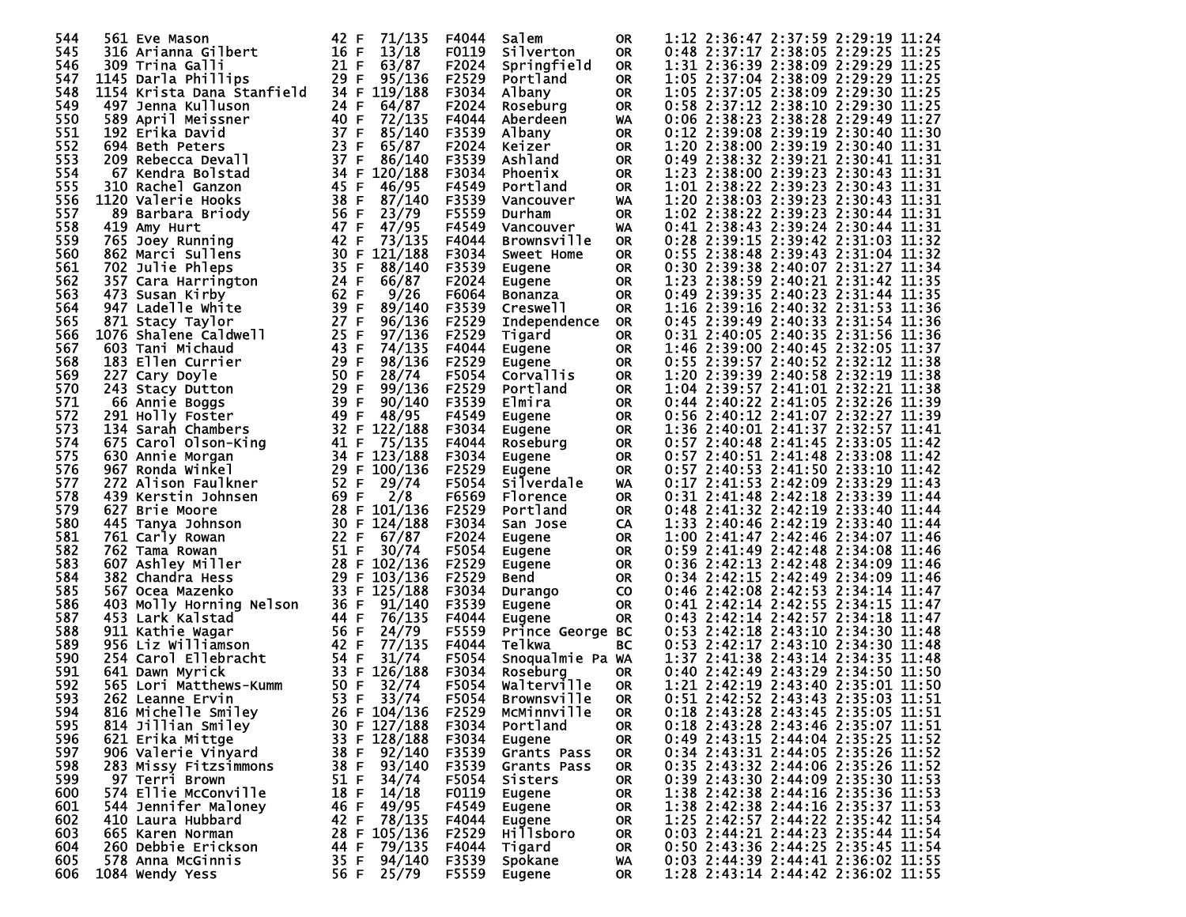```
544   561 Eve Mason              42 F  71/135  F4044  Salem          OR   1:12 2:36:47 2:37:59 2:29:19 11:24
545   316 Arianna Gilbert        16 F  13/18   F0119  Silverton      OR   0:48 2:37:17 2:38:05 2:29:25 11:25
546   309 Trina Galli            21 F  63/87   F2024  Springfield    OR   1:31 2:36:39 2:38:09 2:29:29 11:25
547  1145 Darla Phillips         29 F  95/136  F2529  Portland       OR   1:05 2:37:04 2:38:09 2:29:29 11:25
548  1154 Krista Dana Stanfield  34 F 119/188  F3034  Albany         OR   1:05 2:37:05 2:38:09 2:29:30 11:25
549   497 Jenna Kulluson         24 F  64/87   F2024  Roseburg       OR   0:58 2:37:12 2:38:10 2:29:30 11:25
550   589 April Meissner         40 F  72/135  F4044  Aberdeen       WA   0:06 2:38:23 2:38:28 2:29:49 11:27
551   192 Erika David            37 F  85/140  F3539  Albany         OR   0:12 2:39:08 2:39:19 2:30:40 11:30
552   694 Beth Peters            23 F  65/87   F2024  Keizer         OR   1:20 2:38:00 2:39:19 2:30:40 11:31
553   209 Rebecca Devall         37 F  86/140  F3539  Ashland        OR   0:49 2:38:32 2:39:21 2:30:41 11:31
554    67 Kendra Bolstad         34 F 120/188  F3034  Phoenix        OR   1:23 2:38:00 2:39:23 2:30:43 11:31
555   310 Rachel Ganzon          45 F  46/95   F4549  Portland       OR   1:01 2:38:22 2:39:23 2:30:43 11:31
556  1120 Valerie Hooks          38 F  87/140  F3539  Vancouver      WA   1:20 2:38:03 2:39:23 2:30:43 11:31
557    89 Barbara Briody         56 F  23/79   F5559  Durham         OR   1:02 2:38:22 2:39:23 2:30:44 11:31
558   419 Amy Hurt               47 F  47/95   F4549  Vancouver      WA   0:41 2:38:43 2:39:24 2:30:44 11:31
559   765 Joey Running           42 F  73/135  F4044  Brownsville    OR   0:28 2:39:15 2:39:42 2:31:03 11:32
560   862 Marci Sullens          30 F 121/188  F3034  Sweet Home     OR   0:55 2:38:48 2:39:43 2:31:04 11:32
561   702 Julie Phleps           35 F  88/140  F3539  Eugene         OR   0:30 2:39:38 2:40:07 2:31:27 11:34
562   357 Cara Harrington        24 F  66/87   F2024  Eugene         OR   1:23 2:38:59 2:40:21 2:31:42 11:35
563   473 Susan Kirby            62 F   9/26   F6064  Bonanza        OR   0:49 2:39:35 2:40:23 2:31:44 11:35
564   947 Ladelle White          39 F  89/140  F3539  Creswell       OR   1:16 2:39:16 2:40:32 2:31:53 11:36
565   871 Stacy Taylor           27 F  96/136  F2529  Independence   OR   0:45 2:39:49 2:40:33 2:31:54 11:36
566  1076 Shalene Caldwell       25 F  97/136  F2529  Tigard         OR   0:31 2:40:05 2:40:35 2:31:56 11:36
567   603 Tani Michaud           43 F  74/135  F4044  Eugene         OR   1:46 2:39:00 2:40:45 2:32:05 11:37
568   183 Ellen Currier          29 F  98/136  F2529  Eugene         OR   0:55 2:39:57 2:40:52 2:32:12 11:38
569   227 Cary Doyle             50 F  28/74   F5054  Corvallis      OR   1:20 2:39:39 2:40:58 2:32:19 11:38
570   243 Stacy Dutton           29 F  99/136  F2529  Portland       OR   1:04 2:39:57 2:41:01 2:32:21 11:38
571    66 Annie Boggs            39 F  90/140  F3539  Elmira         OR   0:44 2:40:22 2:41:05 2:32:26 11:39
572   291 Holly Foster           49 F  48/95   F4549  Eugene         OR   0:56 2:40:12 2:41:07 2:32:27 11:39
573   134 Sarah Chambers         32 F 122/188  F3034  Eugene         OR   1:36 2:40:01 2:41:37 2:32:57 11:41
574   675 Carol Olson-King       41 F  75/135  F4044  Roseburg       OR   0:57 2:40:48 2:41:45 2:33:05 11:42
575   630 Annie Morgan           34 F 123/188  F3034  Eugene         OR   0:57 2:40:51 2:41:48 2:33:08 11:42
576   967 Ronda Winkel           29 F 100/136  F2529  Eugene         OR   0:57 2:40:53 2:41:50 2:33:10 11:42
577   272 Alison Faulkner        52 F  29/74   F5054  Silverdale     WA   0:17 2:41:53 2:42:09 2:33:29 11:43
578   439 Kerstin Johnsen        69 F   2/8    F6569  Florence       OR   0:31 2:41:48 2:42:18 2:33:39 11:44
579   627 Brie Moore             28 F 101/136  F2529  Portland       OR   0:48 2:41:32 2:42:19 2:33:40 11:44
580   445 Tanya Johnson          30 F 124/188  F3034  San Jose       CA   1:33 2:40:46 2:42:19 2:33:40 11:44
581   761 Carly Rowan            22 F  67/87   F2024  Eugene         OR   1:00 2:41:47 2:42:46 2:34:07 11:46
582   762 Tama Rowan             51 F  30/74   F5054  Eugene         OR   0:59 2:41:49 2:42:48 2:34:08 11:46
583   607 Ashley Miller          28 F 102/136  F2529  Eugene         OR   0:36 2:42:13 2:42:48 2:34:09 11:46
584   382 Chandra Hess           29 F 103/136  F2529  Bend           OR   0:34 2:42:15 2:42:49 2:34:09 11:46
585   567 Ocea Mazenko           33 F 125/188  F3034  Durango        CO   0:46 2:42:08 2:42:53 2:34:14 11:47
586   403 Molly Horning Nelson   36 F  91/140  F3539  Eugene         OR   0:41 2:42:14 2:42:55 2:34:15 11:47
587   453 Lark Kalstad           44 F  76/135  F4044  Eugene         OR   0:43 2:42:14 2:42:57 2:34:18 11:47
588   911 Kathie Wagar           56 F  24/79   F5559  Prince George BC   0:53 2:42:18 2:43:10 2:34:30 11:48
589   956 Liz Williamson         42 F  77/135  F4044  Telkwa         BC   0:53 2:42:17 2:43:10 2:34:30 11:48
590   254 Carol Ellebracht       54 F  31/74   F5054  Snoqualmie Pa WA   1:37 2:41:38 2:43:14 2:34:35 11:48
591   641 Dawn Myrick            33 F 126/188  F3034  Roseburg       OR   0:40 2:42:49 2:43:29 2:34:50 11:50
592   565 Lori Matthews-Kumm     50 F  32/74   F5054  Walterville    OR   1:21 2:42:19 2:43:40 2:35:01 11:50
593   262 Leanne Ervin           53 F  33/74   F5054  Brownsville    OR   0:51 2:42:52 2:43:43 2:35:03 11:51
594   816 Michelle Smiley        26 F 104/136  F2529  McMinnville    OR   0:18 2:43:28 2:43:45 2:35:05 11:51
595   814 Jillian Smiley         30 F 127/188  F3034  Portland       OR   0:18 2:43:28 2:43:46 2:35:07 11:51
596   621 Erika Mittge           33 F 128/188  F3034  Eugene         OR   0:49 2:43:15 2:44:04 2:35:25 11:52
597   906 Valerie Vinyard        38 F  92/140  F3539  Grants Pass    OR   0:34 2:43:31 2:44:05 2:35:26 11:52
598   283 Missy Fitzsimmons      38 F  93/140  F3539  Grants Pass    OR   0:35 2:43:32 2:44:06 2:35:26 11:52
599    97 Terri Brown            51 F  34/74   F5054  Sisters        OR   0:39 2:43:30 2:44:09 2:35:30 11:53
600   574 Ellie McConville       18 F  14/18   F0119  Eugene         OR   1:38 2:42:38 2:44:16 2:35:36 11:53
601   544 Jennifer Maloney       46 F  49/95   F4549  Eugene         OR   1:38 2:42:38 2:44:16 2:35:37 11:53
602   410 Laura Hubbard          42 F  78/135  F4044  Eugene         OR   1:25 2:42:57 2:44:22 2:35:42 11:54
603   665 Karen Norman           28 F 105/136  F2529  Hillsboro      OR   0:03 2:44:21 2:44:23 2:35:44 11:54
604   260 Debbie Erickson        44 F  79/135  F4044  Tigard         OR   0:50 2:43:36 2:44:25 2:35:45 11:54
605   578 Anna McGinnis          35 F  94/140  F3539  Spokane        WA   0:03 2:44:39 2:44:41 2:36:02 11:55
606  1084 Wendy Yess             56 F  25/79   F5559  Eugene         OR   1:28 2:43:14 2:44:42 2:36:02 11:55
```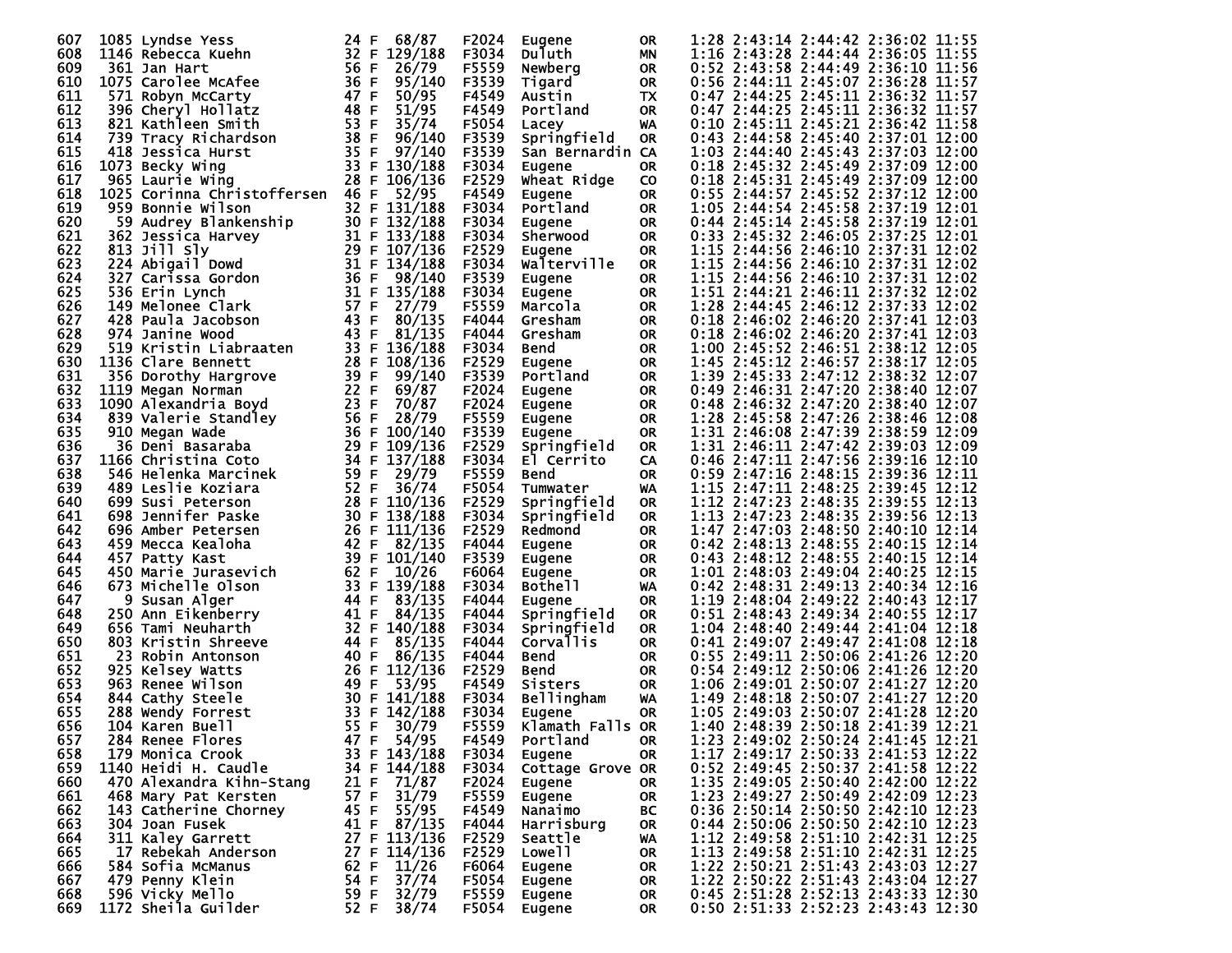| Place | Bib | Name | Age | Sex | Div Place | Division | City | State | Start Diff | Chip Time | Gun Time | Adj Time | Pace |
|---|---|---|---|---|---|---|---|---|---|---|---|---|---|
| 607 | 1085 | Lyndse Yess | 24 | F | 68/87 | F2024 | Eugene | OR | 1:28 | 2:43:14 | 2:44:42 | 2:36:02 | 11:55 |
| 608 | 1146 | Rebecca Kuehn | 32 | F | 129/188 | F3034 | Duluth | MN | 1:16 | 2:43:28 | 2:44:44 | 2:36:05 | 11:55 |
| 609 | 361 | Jan Hart | 56 | F | 26/79 | F5559 | Newberg | OR | 0:52 | 2:43:58 | 2:44:49 | 2:36:10 | 11:56 |
| 610 | 1075 | Carolee McAfee | 36 | F | 95/140 | F3539 | Tigard | OR | 0:56 | 2:44:11 | 2:45:07 | 2:36:28 | 11:57 |
| 611 | 571 | Robyn McCarty | 47 | F | 50/95 | F4549 | Austin | TX | 0:47 | 2:44:25 | 2:45:11 | 2:36:32 | 11:57 |
| 612 | 396 | Cheryl Hollatz | 48 | F | 51/95 | F4549 | Portland | OR | 0:47 | 2:44:25 | 2:45:11 | 2:36:32 | 11:57 |
| 613 | 821 | Kathleen Smith | 53 | F | 35/74 | F5054 | Lacey | WA | 0:10 | 2:45:11 | 2:45:21 | 2:36:42 | 11:58 |
| 614 | 739 | Tracy Richardson | 38 | F | 96/140 | F3539 | Springfield | OR | 0:43 | 2:44:58 | 2:45:40 | 2:37:01 | 12:00 |
| 615 | 418 | Jessica Hurst | 35 | F | 97/140 | F3539 | San Bernardin | CA | 1:03 | 2:44:40 | 2:45:43 | 2:37:03 | 12:00 |
| 616 | 1073 | Becky Wing | 33 | F | 130/188 | F3034 | Eugene | OR | 0:18 | 2:45:32 | 2:45:49 | 2:37:09 | 12:00 |
| 617 | 965 | Laurie Wing | 28 | F | 106/136 | F2529 | Wheat Ridge | CO | 0:18 | 2:45:31 | 2:45:49 | 2:37:09 | 12:00 |
| 618 | 1025 | Corinna Christoffersen | 46 | F | 52/95 | F4549 | Eugene | OR | 0:55 | 2:44:57 | 2:45:52 | 2:37:12 | 12:00 |
| 619 | 959 | Bonnie Wilson | 32 | F | 131/188 | F3034 | Portland | OR | 1:05 | 2:44:54 | 2:45:58 | 2:37:19 | 12:01 |
| 620 | 59 | Audrey Blankenship | 30 | F | 132/188 | F3034 | Eugene | OR | 0:44 | 2:45:14 | 2:45:58 | 2:37:19 | 12:01 |
| 621 | 362 | Jessica Harvey | 31 | F | 133/188 | F3034 | Sherwood | OR | 0:33 | 2:45:32 | 2:46:05 | 2:37:25 | 12:01 |
| 622 | 813 | Jill Sly | 29 | F | 107/136 | F2529 | Eugene | OR | 1:15 | 2:44:56 | 2:46:10 | 2:37:31 | 12:02 |
| 623 | 224 | Abigail Dowd | 31 | F | 134/188 | F3034 | Walterville | OR | 1:15 | 2:44:56 | 2:46:10 | 2:37:31 | 12:02 |
| 624 | 327 | Carissa Gordon | 36 | F | 98/140 | F3539 | Eugene | OR | 1:15 | 2:44:56 | 2:46:10 | 2:37:31 | 12:02 |
| 625 | 536 | Erin Lynch | 31 | F | 135/188 | F3034 | Eugene | OR | 1:51 | 2:44:21 | 2:46:11 | 2:37:32 | 12:02 |
| 626 | 149 | Melonee Clark | 57 | F | 27/79 | F5559 | Marcola | OR | 1:28 | 2:44:45 | 2:46:12 | 2:37:33 | 12:02 |
| 627 | 428 | Paula Jacobson | 43 | F | 80/135 | F4044 | Gresham | OR | 0:18 | 2:46:02 | 2:46:20 | 2:37:41 | 12:03 |
| 628 | 974 | Janine Wood | 43 | F | 81/135 | F4044 | Gresham | OR | 0:18 | 2:46:02 | 2:46:20 | 2:37:41 | 12:03 |
| 629 | 519 | Kristin Liabraaten | 33 | F | 136/188 | F3034 | Bend | OR | 1:00 | 2:45:52 | 2:46:51 | 2:38:12 | 12:05 |
| 630 | 1136 | Clare Bennett | 28 | F | 108/136 | F2529 | Eugene | OR | 1:45 | 2:45:12 | 2:46:57 | 2:38:17 | 12:05 |
| 631 | 356 | Dorothy Hargrove | 39 | F | 99/140 | F3539 | Portland | OR | 1:39 | 2:45:33 | 2:47:12 | 2:38:32 | 12:07 |
| 632 | 1119 | Megan Norman | 22 | F | 69/87 | F2024 | Eugene | OR | 0:49 | 2:46:31 | 2:47:20 | 2:38:40 | 12:07 |
| 633 | 1090 | Alexandria Boyd | 23 | F | 70/87 | F2024 | Eugene | OR | 0:48 | 2:46:32 | 2:47:20 | 2:38:40 | 12:07 |
| 634 | 839 | Valerie Standley | 56 | F | 28/79 | F5559 | Eugene | OR | 1:28 | 2:45:58 | 2:47:26 | 2:38:46 | 12:08 |
| 635 | 910 | Megan Wade | 36 | F | 100/140 | F3539 | Eugene | OR | 1:31 | 2:46:08 | 2:47:39 | 2:38:59 | 12:09 |
| 636 | 36 | Deni Basaraba | 29 | F | 109/136 | F2529 | Springfield | OR | 1:31 | 2:46:11 | 2:47:42 | 2:39:03 | 12:09 |
| 637 | 1166 | Christina Coto | 34 | F | 137/188 | F3034 | El Cerrito | CA | 0:46 | 2:47:11 | 2:47:56 | 2:39:16 | 12:10 |
| 638 | 546 | Helenka Marcinek | 59 | F | 29/79 | F5559 | Bend | OR | 0:59 | 2:47:16 | 2:48:15 | 2:39:36 | 12:11 |
| 639 | 489 | Leslie Koziara | 52 | F | 36/74 | F5054 | Tumwater | WA | 1:15 | 2:47:11 | 2:48:25 | 2:39:45 | 12:12 |
| 640 | 699 | Susi Peterson | 28 | F | 110/136 | F2529 | Springfield | OR | 1:12 | 2:47:23 | 2:48:35 | 2:39:55 | 12:13 |
| 641 | 698 | Jennifer Paske | 30 | F | 138/188 | F3034 | Springfield | OR | 1:13 | 2:47:23 | 2:48:35 | 2:39:56 | 12:13 |
| 642 | 696 | Amber Petersen | 26 | F | 111/136 | F2529 | Redmond | OR | 1:47 | 2:47:03 | 2:48:50 | 2:40:10 | 12:14 |
| 643 | 459 | Mecca Kealoha | 42 | F | 82/135 | F4044 | Eugene | OR | 0:42 | 2:48:13 | 2:48:55 | 2:40:15 | 12:14 |
| 644 | 457 | Patty Kast | 39 | F | 101/140 | F3539 | Eugene | OR | 0:43 | 2:48:12 | 2:48:55 | 2:40:15 | 12:14 |
| 645 | 450 | Marie Jurasevich | 62 | F | 10/26 | F6064 | Eugene | OR | 1:01 | 2:48:03 | 2:49:04 | 2:40:25 | 12:15 |
| 646 | 673 | Michelle Olson | 33 | F | 139/188 | F3034 | Bothell | WA | 0:42 | 2:48:31 | 2:49:13 | 2:40:34 | 12:16 |
| 647 | 9 | Susan Alger | 44 | F | 83/135 | F4044 | Eugene | OR | 1:19 | 2:48:04 | 2:49:22 | 2:40:43 | 12:17 |
| 648 | 250 | Ann Eikenberry | 41 | F | 84/135 | F4044 | Springfield | OR | 0:51 | 2:48:43 | 2:49:34 | 2:40:55 | 12:17 |
| 649 | 656 | Tami Neuharth | 32 | F | 140/188 | F3034 | Springfield | OR | 1:04 | 2:48:40 | 2:49:44 | 2:41:04 | 12:18 |
| 650 | 803 | Kristin Shreeve | 44 | F | 85/135 | F4044 | Corvallis | OR | 0:41 | 2:49:07 | 2:49:47 | 2:41:08 | 12:18 |
| 651 | 23 | Robin Antonson | 40 | F | 86/135 | F4044 | Bend | OR | 0:55 | 2:49:11 | 2:50:06 | 2:41:26 | 12:20 |
| 652 | 925 | Kelsey Watts | 26 | F | 112/136 | F2529 | Bend | OR | 0:54 | 2:49:12 | 2:50:06 | 2:41:26 | 12:20 |
| 653 | 963 | Renee Wilson | 49 | F | 53/95 | F4549 | Sisters | OR | 1:06 | 2:49:01 | 2:50:07 | 2:41:27 | 12:20 |
| 654 | 844 | Cathy Steele | 30 | F | 141/188 | F3034 | Bellingham | WA | 1:49 | 2:48:18 | 2:50:07 | 2:41:27 | 12:20 |
| 655 | 288 | Wendy Forrest | 33 | F | 142/188 | F3034 | Eugene | OR | 1:05 | 2:49:03 | 2:50:07 | 2:41:28 | 12:20 |
| 656 | 104 | Karen Buell | 55 | F | 30/79 | F5559 | Klamath Falls | OR | 1:40 | 2:48:39 | 2:50:18 | 2:41:39 | 12:21 |
| 657 | 284 | Renee Flores | 47 | F | 54/95 | F4549 | Portland | OR | 1:23 | 2:49:02 | 2:50:24 | 2:41:45 | 12:21 |
| 658 | 179 | Monica Crook | 33 | F | 143/188 | F3034 | Eugene | OR | 1:17 | 2:49:17 | 2:50:33 | 2:41:53 | 12:22 |
| 659 | 1140 | Heidi H. Caudle | 34 | F | 144/188 | F3034 | Cottage Grove | OR | 0:52 | 2:49:45 | 2:50:37 | 2:41:58 | 12:22 |
| 660 | 470 | Alexandra Kihn-Stang | 21 | F | 71/87 | F2024 | Eugene | OR | 1:35 | 2:49:05 | 2:50:40 | 2:42:00 | 12:22 |
| 661 | 468 | Mary Pat Kersten | 57 | F | 31/79 | F5559 | Eugene | OR | 1:23 | 2:49:27 | 2:50:49 | 2:42:09 | 12:23 |
| 662 | 143 | Catherine Chorney | 45 | F | 55/95 | F4549 | Nanaimo | BC | 0:36 | 2:50:14 | 2:50:50 | 2:42:10 | 12:23 |
| 663 | 304 | Joan Fusek | 41 | F | 87/135 | F4044 | Harrisburg | OR | 0:44 | 2:50:06 | 2:50:50 | 2:42:10 | 12:23 |
| 664 | 311 | Kaley Garrett | 27 | F | 113/136 | F2529 | Seattle | WA | 1:12 | 2:49:58 | 2:51:10 | 2:42:31 | 12:25 |
| 665 | 17 | Rebekah Anderson | 27 | F | 114/136 | F2529 | Lowell | OR | 1:13 | 2:49:58 | 2:51:10 | 2:42:31 | 12:25 |
| 666 | 584 | Sofia McManus | 62 | F | 11/26 | F6064 | Eugene | OR | 1:22 | 2:50:21 | 2:51:43 | 2:43:03 | 12:27 |
| 667 | 479 | Penny Klein | 54 | F | 37/74 | F5054 | Eugene | OR | 1:22 | 2:50:22 | 2:51:43 | 2:43:04 | 12:27 |
| 668 | 596 | Vicky Mello | 59 | F | 32/79 | F5559 | Eugene | OR | 0:45 | 2:51:28 | 2:52:13 | 2:43:33 | 12:30 |
| 669 | 1172 | Sheila Guilder | 52 | F | 38/74 | F5054 | Eugene | OR | 0:50 | 2:51:33 | 2:52:23 | 2:43:43 | 12:30 |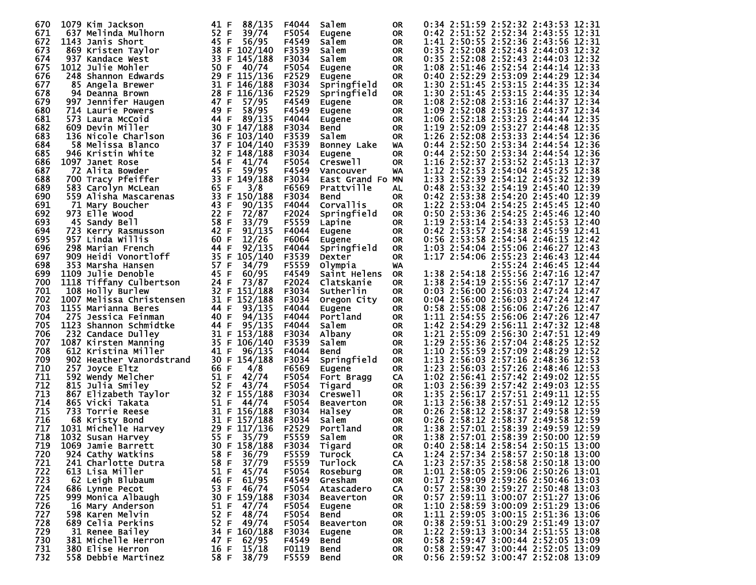| Place | Bib | Name | Age | Sex | Div Place | Division | City | State | Start | Chip Time | Gun Time | Adj Time | Pace |
|---|---|---|---|---|---|---|---|---|---|---|---|---|---|
| 670 | 1079 | Kim Jackson | 41 | F | 88/135 | F4044 | Salem | OR | 0:34 | 2:51:59 | 2:52:32 | 2:43:53 | 12:31 |
| 671 | 637 | Melinda Mulhorn | 52 | F | 39/74 | F5054 | Eugene | OR | 0:42 | 2:51:52 | 2:52:34 | 2:43:55 | 12:31 |
| 672 | 1143 | Janis Short | 45 | F | 56/95 | F4549 | Salem | OR | 1:41 | 2:50:55 | 2:52:36 | 2:43:56 | 12:31 |
| 673 | 869 | Kristen Taylor | 38 | F | 102/140 | F3539 | Salem | OR | 0:35 | 2:52:08 | 2:52:43 | 2:44:03 | 12:32 |
| 674 | 937 | Kandace West | 33 | F | 145/188 | F3034 | Salem | OR | 0:35 | 2:52:08 | 2:52:43 | 2:44:03 | 12:32 |
| 675 | 1012 | Julie Mohler | 50 | F | 40/74 | F5054 | Eugene | OR | 1:08 | 2:51:46 | 2:52:54 | 2:44:14 | 12:33 |
| 676 | 248 | Shannon Edwards | 29 | F | 115/136 | F2529 | Eugene | OR | 0:40 | 2:52:29 | 2:53:09 | 2:44:29 | 12:34 |
| 677 | 85 | Angela Brewer | 31 | F | 146/188 | F3034 | Springfield | OR | 1:30 | 2:51:45 | 2:53:15 | 2:44:35 | 12:34 |
| 678 | 94 | Deanna Brown | 28 | F | 116/136 | F2529 | Springfield | OR | 1:30 | 2:51:45 | 2:53:15 | 2:44:35 | 12:34 |
| 679 | 997 | Jennifer Haugen | 47 | F | 57/95 | F4549 | Eugene | OR | 1:08 | 2:52:08 | 2:53:16 | 2:44:37 | 12:34 |
| 680 | 714 | Laurie Powers | 49 | F | 58/95 | F4549 | Eugene | OR | 1:09 | 2:52:08 | 2:53:16 | 2:44:37 | 12:34 |
| 681 | 573 | Laura McCoid | 44 | F | 89/135 | F4044 | Eugene | OR | 1:06 | 2:52:18 | 2:53:23 | 2:44:44 | 12:35 |
| 682 | 609 | Devin Miller | 30 | F | 147/188 | F3034 | Bend | OR | 1:19 | 2:52:09 | 2:53:27 | 2:44:48 | 12:35 |
| 683 | 136 | Nicole Charlson | 36 | F | 103/140 | F3539 | Salem | OR | 1:26 | 2:52:08 | 2:53:33 | 2:44:54 | 12:36 |
| 684 | 58 | Melissa Blanco | 37 | F | 104/140 | F3539 | Bonney Lake | WA | 0:44 | 2:52:50 | 2:53:34 | 2:44:54 | 12:36 |
| 685 | 946 | Kristin White | 32 | F | 148/188 | F3034 | Eugene | OR | 0:44 | 2:52:50 | 2:53:34 | 2:44:54 | 12:36 |
| 686 | 1097 | Janet Rose | 54 | F | 41/74 | F5054 | Creswell | OR | 1:16 | 2:52:37 | 2:53:52 | 2:45:13 | 12:37 |
| 687 | 72 | Alita Bowder | 45 | F | 59/95 | F4549 | Vancouver | WA | 1:12 | 2:52:53 | 2:54:04 | 2:45:25 | 12:38 |
| 688 | 700 | Tracy Pfeiffer | 33 | F | 149/188 | F3034 | East Grand Fo | MN | 1:33 | 2:52:39 | 2:54:12 | 2:45:32 | 12:39 |
| 689 | 583 | Carolyn McLean | 65 | F | 3/8 | F6569 | Prattville | AL | 0:48 | 2:53:32 | 2:54:19 | 2:45:40 | 12:39 |
| 690 | 559 | Alisha Mascarenas | 33 | F | 150/188 | F3034 | Bend | OR | 0:42 | 2:53:38 | 2:54:20 | 2:45:40 | 12:39 |
| 691 | 71 | Mary Boucher | 43 | F | 90/135 | F4044 | Corvallis | OR | 1:22 | 2:53:04 | 2:54:25 | 2:45:45 | 12:40 |
| 692 | 973 | Elle Wood | 22 | F | 72/87 | F2024 | Springfield | OR | 0:50 | 2:53:36 | 2:54:25 | 2:45:46 | 12:40 |
| 693 | 45 | Sandy Bell | 58 | F | 33/79 | F5559 | Lapine | OR | 1:19 | 2:53:14 | 2:54:33 | 2:45:53 | 12:40 |
| 694 | 723 | Kerry Rasmusson | 42 | F | 91/135 | F4044 | Eugene | OR | 0:42 | 2:53:57 | 2:54:38 | 2:45:59 | 12:41 |
| 695 | 957 | Linda Willis | 60 | F | 12/26 | F6064 | Eugene | OR | 0:56 | 2:53:58 | 2:54:54 | 2:46:15 | 12:42 |
| 696 | 298 | Marian French | 44 | F | 92/135 | F4044 | Springfield | OR | 1:03 | 2:54:04 | 2:55:06 | 2:46:27 | 12:43 |
| 697 | 909 | Heidi Vonortloff | 35 | F | 105/140 | F3539 | Dexter | OR | 1:17 | 2:54:06 | 2:55:23 | 2:46:43 | 12:44 |
| 698 | 353 | Marsha Hansen | 57 | F | 34/79 | F5559 | Olympia | WA | | | 2:55:24 | 2:46:45 | 12:44 |
| 699 | 1109 | Julie Denoble | 45 | F | 60/95 | F4549 | Saint Helens | OR | 1:38 | 2:54:18 | 2:55:56 | 2:47:16 | 12:47 |
| 700 | 1118 | Tiffany Culbertson | 24 | F | 73/87 | F2024 | Clatskanie | OR | 1:38 | 2:54:19 | 2:55:56 | 2:47:17 | 12:47 |
| 701 | 108 | Holly Burlew | 32 | F | 151/188 | F3034 | Sutherlin | OR | 0:03 | 2:56:00 | 2:56:03 | 2:47:24 | 12:47 |
| 702 | 1007 | Melissa Christensen | 31 | F | 152/188 | F3034 | Oregon City | OR | 0:04 | 2:56:00 | 2:56:03 | 2:47:24 | 12:47 |
| 703 | 1155 | Marianna Beres | 44 | F | 93/135 | F4044 | Eugene | OR | 0:58 | 2:55:08 | 2:56:06 | 2:47:26 | 12:47 |
| 704 | 275 | Jessica Feinman | 40 | F | 94/135 | F4044 | Portland | OR | 1:11 | 2:54:55 | 2:56:06 | 2:47:26 | 12:47 |
| 705 | 1123 | Shannon Schmidtke | 44 | F | 95/135 | F4044 | Salem | OR | 1:42 | 2:54:29 | 2:56:11 | 2:47:32 | 12:48 |
| 706 | 232 | Candace Dulley | 31 | F | 153/188 | F3034 | Albany | OR | 1:21 | 2:55:09 | 2:56:30 | 2:47:51 | 12:49 |
| 707 | 1087 | Kirsten Manning | 35 | F | 106/140 | F3539 | Salem | OR | 1:29 | 2:55:36 | 2:57:04 | 2:48:25 | 12:52 |
| 708 | 612 | Kristina Miller | 41 | F | 96/135 | F4044 | Bend | OR | 1:10 | 2:55:59 | 2:57:09 | 2:48:29 | 12:52 |
| 709 | 902 | Heather Vanordstrand | 30 | F | 154/188 | F3034 | Springfield | OR | 1:13 | 2:56:03 | 2:57:16 | 2:48:36 | 12:53 |
| 710 | 257 | Joyce Eltz | 66 | F | 4/8 | F6569 | Eugene | OR | 1:23 | 2:56:03 | 2:57:26 | 2:48:46 | 12:53 |
| 711 | 592 | Wendy Melcher | 51 | F | 42/74 | F5054 | Fort Bragg | CA | 1:02 | 2:56:41 | 2:57:42 | 2:49:02 | 12:55 |
| 712 | 815 | Julia Smiley | 52 | F | 43/74 | F5054 | Tigard | OR | 1:03 | 2:56:39 | 2:57:42 | 2:49:03 | 12:55 |
| 713 | 867 | Elizabeth Taylor | 32 | F | 155/188 | F3034 | Creswell | OR | 1:35 | 2:56:17 | 2:57:51 | 2:49:11 | 12:55 |
| 714 | 865 | Vicki Takata | 51 | F | 44/74 | F5054 | Beaverton | OR | 1:13 | 2:56:38 | 2:57:51 | 2:49:12 | 12:55 |
| 715 | 733 | Torrie Reese | 31 | F | 156/188 | F3034 | Halsey | OR | 0:26 | 2:58:12 | 2:58:37 | 2:49:58 | 12:59 |
| 716 | 68 | Kristy Bond | 31 | F | 157/188 | F3034 | Salem | OR | 0:26 | 2:58:12 | 2:58:37 | 2:49:58 | 12:59 |
| 717 | 1031 | Michelle Harvey | 29 | F | 117/136 | F2529 | Portland | OR | 1:38 | 2:57:01 | 2:58:39 | 2:49:59 | 12:59 |
| 718 | 1032 | Susan Harvey | 55 | F | 35/79 | F5559 | Salem | OR | 1:38 | 2:57:01 | 2:58:39 | 2:50:00 | 12:59 |
| 719 | 1069 | Jamie Barrett | 30 | F | 158/188 | F3034 | Tigard | OR | 0:40 | 2:58:14 | 2:58:54 | 2:50:15 | 13:00 |
| 720 | 924 | Cathy Watkins | 58 | F | 36/79 | F5559 | Turock | CA | 1:24 | 2:57:34 | 2:58:57 | 2:50:18 | 13:00 |
| 721 | 241 | Charlotte Dutra | 58 | F | 37/79 | F5559 | Turlock | CA | 1:23 | 2:57:35 | 2:58:58 | 2:50:18 | 13:00 |
| 722 | 613 | Lisa Miller | 51 | F | 45/74 | F5054 | Roseburg | OR | 1:01 | 2:58:05 | 2:59:06 | 2:50:26 | 13:01 |
| 723 | 62 | Leigh Blubaum | 46 | F | 61/95 | F4549 | Gresham | OR | 0:17 | 2:59:09 | 2:59:26 | 2:50:46 | 13:03 |
| 724 | 686 | Lynne Pecot | 53 | F | 46/74 | F5054 | Atascadero | CA | 0:57 | 2:58:30 | 2:59:27 | 2:50:48 | 13:03 |
| 725 | 999 | Monica Albaugh | 30 | F | 159/188 | F3034 | Beaverton | OR | 0:57 | 2:59:11 | 3:00:07 | 2:51:27 | 13:06 |
| 726 | 16 | Mary Anderson | 51 | F | 47/74 | F5054 | Eugene | OR | 1:10 | 2:58:59 | 3:00:09 | 2:51:29 | 13:06 |
| 727 | 598 | Karen Melvin | 52 | F | 48/74 | F5054 | Bend | OR | 1:11 | 2:59:05 | 3:00:15 | 2:51:36 | 13:06 |
| 728 | 689 | Celia Perkins | 52 | F | 49/74 | F5054 | Beaverton | OR | 0:38 | 2:59:51 | 3:00:29 | 2:51:49 | 13:07 |
| 729 | 31 | Renee Bailey | 34 | F | 160/188 | F3034 | Eugene | OR | 1:22 | 2:59:13 | 3:00:34 | 2:51:55 | 13:08 |
| 730 | 381 | Michelle Herron | 47 | F | 62/95 | F4549 | Bend | OR | 0:58 | 2:59:47 | 3:00:44 | 2:52:05 | 13:09 |
| 731 | 380 | Elise Herron | 16 | F | 15/18 | F0119 | Bend | OR | 0:58 | 2:59:47 | 3:00:44 | 2:52:05 | 13:09 |
| 732 | 558 | Debbie Martinez | 58 | F | 38/79 | F5559 | Bend | OR | 0:56 | 2:59:52 | 3:00:47 | 2:52:08 | 13:09 |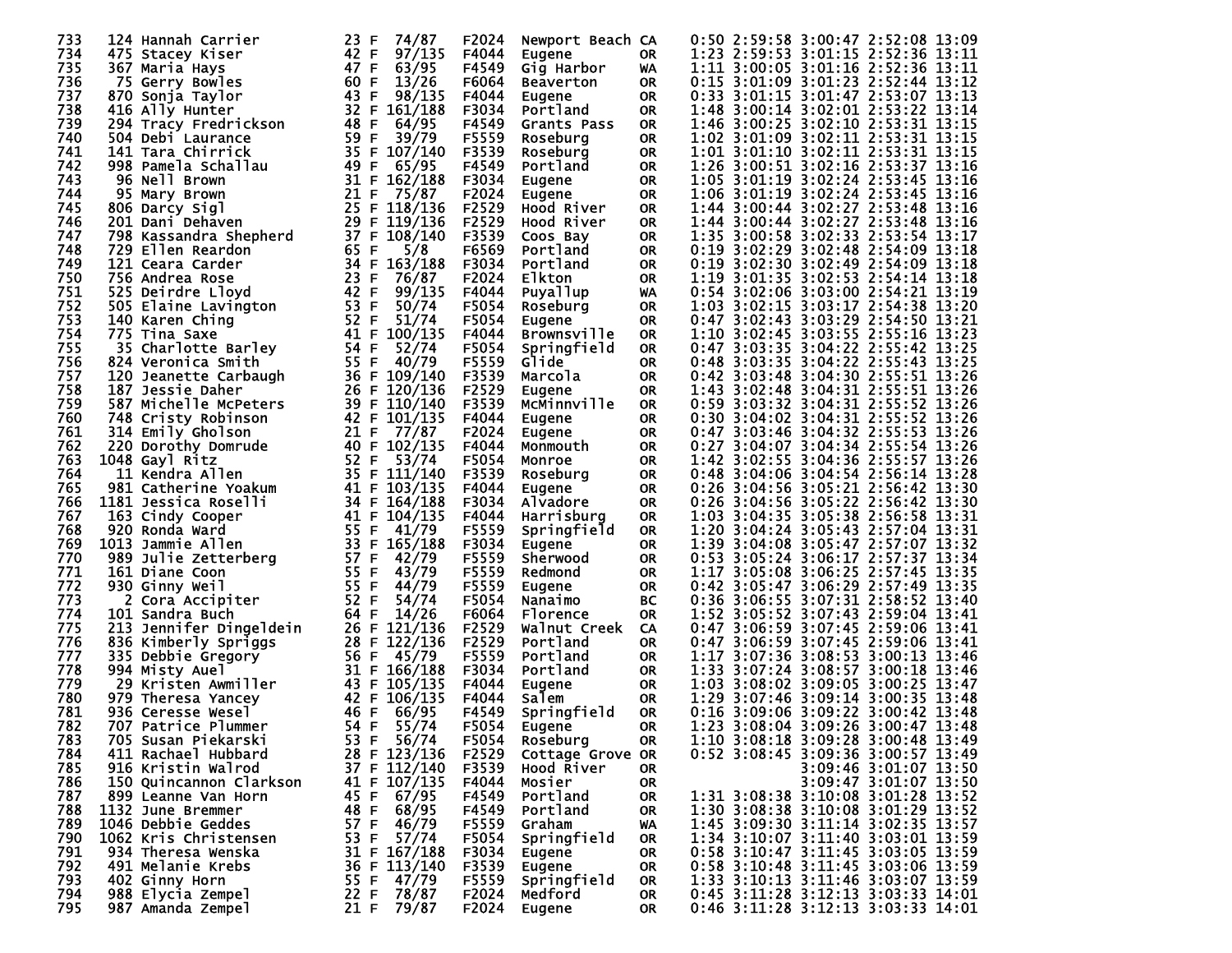| Place | Bib | Name | Age | Sex | Div Place | Division | City | State | Start | Chip Time | Gun Time | Adj Time | Pace |
|---|---|---|---|---|---|---|---|---|---|---|---|---|---|
| 733 | 124 | Hannah Carrier | 23 | F | 74/87 | F2024 | Newport Beach | CA | 0:50 | 2:59:58 | 3:00:47 | 2:52:08 | 13:09 |
| 734 | 475 | Stacey Kiser | 42 | F | 97/135 | F4044 | Eugene | OR | 1:23 | 2:59:53 | 3:01:15 | 2:52:36 | 13:11 |
| 735 | 367 | Maria Hays | 47 | F | 63/95 | F4549 | Gig Harbor | WA | 1:11 | 3:00:05 | 3:01:16 | 2:52:36 | 13:11 |
| 736 | 75 | Gerry Bowles | 60 | F | 13/26 | F6064 | Beaverton | OR | 0:15 | 3:01:09 | 3:01:23 | 2:52:44 | 13:12 |
| 737 | 870 | Sonja Taylor | 43 | F | 98/135 | F4044 | Eugene | OR | 0:33 | 3:01:15 | 3:01:47 | 2:53:07 | 13:13 |
| 738 | 416 | Ally Hunter | 32 | F | 161/188 | F3034 | Portland | OR | 1:48 | 3:00:14 | 3:02:01 | 2:53:22 | 13:14 |
| 739 | 294 | Tracy Fredrickson | 48 | F | 64/95 | F4549 | Grants Pass | OR | 1:46 | 3:00:25 | 3:02:10 | 2:53:31 | 13:15 |
| 740 | 504 | Debi Laurance | 59 | F | 39/79 | F5559 | Roseburg | OR | 1:02 | 3:01:09 | 3:02:11 | 2:53:31 | 13:15 |
| 741 | 141 | Tara Chirrick | 35 | F | 107/140 | F3539 | Roseburg | OR | 1:01 | 3:01:10 | 3:02:11 | 2:53:31 | 13:15 |
| 742 | 998 | Pamela Schallau | 49 | F | 65/95 | F4549 | Portland | OR | 1:26 | 3:00:51 | 3:02:16 | 2:53:37 | 13:16 |
| 743 | 96 | Nell Brown | 31 | F | 162/188 | F3034 | Eugene | OR | 1:05 | 3:01:19 | 3:02:24 | 2:53:45 | 13:16 |
| 744 | 95 | Mary Brown | 21 | F | 75/87 | F2024 | Eugene | OR | 1:06 | 3:01:19 | 3:02:24 | 2:53:45 | 13:16 |
| 745 | 806 | Darcy Sigl | 25 | F | 118/136 | F2529 | Hood River | OR | 1:44 | 3:00:44 | 3:02:27 | 2:53:48 | 13:16 |
| 746 | 201 | Dani Dehaven | 29 | F | 119/136 | F2529 | Hood River | OR | 1:44 | 3:00:44 | 3:02:27 | 2:53:48 | 13:16 |
| 747 | 798 | Kassandra Shepherd | 37 | F | 108/140 | F3539 | Coos Bay | OR | 1:35 | 3:00:58 | 3:02:33 | 2:53:54 | 13:17 |
| 748 | 729 | Ellen Reardon | 65 | F | 5/8 | F6569 | Portland | OR | 0:19 | 3:02:29 | 3:02:48 | 2:54:09 | 13:18 |
| 749 | 121 | Ceara Carder | 34 | F | 163/188 | F3034 | Portland | OR | 0:19 | 3:02:30 | 3:02:49 | 2:54:09 | 13:18 |
| 750 | 756 | Andrea Rose | 23 | F | 76/87 | F2024 | Elkton | OR | 1:19 | 3:01:35 | 3:02:53 | 2:54:14 | 13:18 |
| 751 | 525 | Deirdre Lloyd | 42 | F | 99/135 | F4044 | Puyallup | WA | 0:54 | 3:02:06 | 3:03:00 | 2:54:21 | 13:19 |
| 752 | 505 | Elaine Lavington | 53 | F | 50/74 | F5054 | Roseburg | OR | 1:03 | 3:02:15 | 3:03:17 | 2:54:38 | 13:20 |
| 753 | 140 | Karen Ching | 52 | F | 51/74 | F5054 | Eugene | OR | 0:47 | 3:02:43 | 3:03:29 | 2:54:50 | 13:21 |
| 754 | 775 | Tina Saxe | 41 | F | 100/135 | F4044 | Brownsville | OR | 1:10 | 3:02:45 | 3:03:55 | 2:55:16 | 13:23 |
| 755 | 35 | Charlotte Barley | 54 | F | 52/74 | F5054 | Springfield | OR | 0:47 | 3:03:35 | 3:04:22 | 2:55:42 | 13:25 |
| 756 | 824 | Veronica Smith | 55 | F | 40/79 | F5559 | Glide | OR | 0:48 | 3:03:35 | 3:04:22 | 2:55:43 | 13:25 |
| 757 | 120 | Jeanette Carbaugh | 36 | F | 109/140 | F3539 | Marcola | OR | 0:42 | 3:03:48 | 3:04:30 | 2:55:51 | 13:26 |
| 758 | 187 | Jessie Daher | 26 | F | 120/136 | F2529 | Eugene | OR | 1:43 | 3:02:48 | 3:04:31 | 2:55:51 | 13:26 |
| 759 | 587 | Michelle McPeters | 39 | F | 110/140 | F3539 | McMinnville | OR | 0:59 | 3:03:32 | 3:04:31 | 2:55:52 | 13:26 |
| 760 | 748 | Cristy Robinson | 42 | F | 101/135 | F4044 | Eugene | OR | 0:30 | 3:04:02 | 3:04:31 | 2:55:52 | 13:26 |
| 761 | 314 | Emily Gholson | 21 | F | 77/87 | F2024 | Eugene | OR | 0:47 | 3:03:46 | 3:04:32 | 2:55:53 | 13:26 |
| 762 | 220 | Dorothy Domrude | 40 | F | 102/135 | F4044 | Monmouth | OR | 0:27 | 3:04:07 | 3:04:34 | 2:55:54 | 13:26 |
| 763 | 1048 | Gayl Ritz | 52 | F | 53/74 | F5054 | Monroe | OR | 1:42 | 3:02:55 | 3:04:36 | 2:55:57 | 13:26 |
| 764 | 11 | Kendra Allen | 35 | F | 111/140 | F3539 | Roseburg | OR | 0:48 | 3:04:06 | 3:04:54 | 2:56:14 | 13:28 |
| 765 | 981 | Catherine Yoakum | 41 | F | 103/135 | F4044 | Eugene | OR | 0:26 | 3:04:56 | 3:05:21 | 2:56:42 | 13:30 |
| 766 | 1181 | Jessica Roselli | 34 | F | 164/188 | F3034 | Alvadore | OR | 0:26 | 3:04:56 | 3:05:22 | 2:56:42 | 13:30 |
| 767 | 163 | Cindy Cooper | 41 | F | 104/135 | F4044 | Harrisburg | OR | 1:03 | 3:04:35 | 3:05:38 | 2:56:58 | 13:31 |
| 768 | 920 | Ronda Ward | 55 | F | 41/79 | F5559 | Springfield | OR | 1:20 | 3:04:24 | 3:05:43 | 2:57:04 | 13:31 |
| 769 | 1013 | Jammie Allen | 33 | F | 165/188 | F3034 | Eugene | OR | 1:39 | 3:04:08 | 3:05:47 | 2:57:07 | 13:32 |
| 770 | 989 | Julie Zetterberg | 57 | F | 42/79 | F5559 | Sherwood | OR | 0:53 | 3:05:24 | 3:06:17 | 2:57:37 | 13:34 |
| 771 | 161 | Diane Coon | 55 | F | 43/79 | F5559 | Redmond | OR | 1:17 | 3:05:08 | 3:06:25 | 2:57:45 | 13:35 |
| 772 | 930 | Ginny Weil | 55 | F | 44/79 | F5559 | Eugene | OR | 0:42 | 3:05:47 | 3:06:29 | 2:57:49 | 13:35 |
| 773 | 2 | Cora Accipiter | 52 | F | 54/74 | F5054 | Nanaimo | BC | 0:36 | 3:06:55 | 3:07:31 | 2:58:52 | 13:40 |
| 774 | 101 | Sandra Buch | 64 | F | 14/26 | F6064 | Florence | OR | 1:52 | 3:05:52 | 3:07:43 | 2:59:04 | 13:41 |
| 775 | 213 | Jennifer Dingeldein | 26 | F | 121/136 | F2529 | Walnut Creek | CA | 0:47 | 3:06:59 | 3:07:45 | 2:59:06 | 13:41 |
| 776 | 836 | Kimberly Spriggs | 28 | F | 122/136 | F2529 | Portland | OR | 0:47 | 3:06:59 | 3:07:45 | 2:59:06 | 13:41 |
| 777 | 335 | Debbie Gregory | 56 | F | 45/79 | F5559 | Portland | OR | 1:17 | 3:07:36 | 3:08:53 | 3:00:13 | 13:46 |
| 778 | 994 | Misty Auel | 31 | F | 166/188 | F3034 | Portland | OR | 1:33 | 3:07:24 | 3:08:57 | 3:00:18 | 13:46 |
| 779 | 29 | Kristen Awmiller | 43 | F | 105/135 | F4044 | Eugene | OR | 1:03 | 3:08:02 | 3:09:05 | 3:00:25 | 13:47 |
| 780 | 979 | Theresa Yancey | 42 | F | 106/135 | F4044 | Salem | OR | 1:29 | 3:07:46 | 3:09:14 | 3:00:35 | 13:48 |
| 781 | 936 | Ceresse Wesel | 46 | F | 66/95 | F4549 | Springfield | OR | 0:16 | 3:09:06 | 3:09:22 | 3:00:42 | 13:48 |
| 782 | 707 | Patrice Plummer | 54 | F | 55/74 | F5054 | Eugene | OR | 1:23 | 3:08:04 | 3:09:26 | 3:00:47 | 13:48 |
| 783 | 705 | Susan Piekarski | 53 | F | 56/74 | F5054 | Roseburg | OR | 1:10 | 3:08:18 | 3:09:28 | 3:00:48 | 13:49 |
| 784 | 411 | Rachael Hubbard | 28 | F | 123/136 | F2529 | Cottage Grove | OR | 0:52 | 3:08:45 | 3:09:36 | 3:00:57 | 13:49 |
| 785 | 916 | Kristin Walrod | 37 | F | 112/140 | F3539 | Hood River | OR | | | 3:09:46 | 3:01:07 | 13:50 |
| 786 | 150 | Quincannon Clarkson | 41 | F | 107/135 | F4044 | Mosier | OR | | | 3:09:47 | 3:01:07 | 13:50 |
| 787 | 899 | Leanne Van Horn | 45 | F | 67/95 | F4549 | Portland | OR | 1:31 | 3:08:38 | 3:10:08 | 3:01:28 | 13:52 |
| 788 | 1132 | June Bremmer | 48 | F | 68/95 | F4549 | Portland | OR | 1:30 | 3:08:38 | 3:10:08 | 3:01:29 | 13:52 |
| 789 | 1046 | Debbie Geddes | 57 | F | 46/79 | F5559 | Graham | WA | 1:45 | 3:09:30 | 3:11:14 | 3:02:35 | 13:57 |
| 790 | 1062 | Kris Christensen | 53 | F | 57/74 | F5054 | Springfield | OR | 1:34 | 3:10:07 | 3:11:40 | 3:03:01 | 13:59 |
| 791 | 934 | Theresa Wenska | 31 | F | 167/188 | F3034 | Eugene | OR | 0:58 | 3:10:47 | 3:11:45 | 3:03:05 | 13:59 |
| 792 | 491 | Melanie Krebs | 36 | F | 113/140 | F3539 | Eugene | OR | 0:58 | 3:10:48 | 3:11:45 | 3:03:06 | 13:59 |
| 793 | 402 | Ginny Horn | 55 | F | 47/79 | F5559 | Springfield | OR | 1:33 | 3:10:13 | 3:11:46 | 3:03:07 | 13:59 |
| 794 | 988 | Elycia Zempel | 22 | F | 78/87 | F2024 | Medford | OR | 0:45 | 3:11:28 | 3:12:13 | 3:03:33 | 14:01 |
| 795 | 987 | Amanda Zempel | 21 | F | 79/87 | F2024 | Eugene | OR | 0:46 | 3:11:28 | 3:12:13 | 3:03:33 | 14:01 |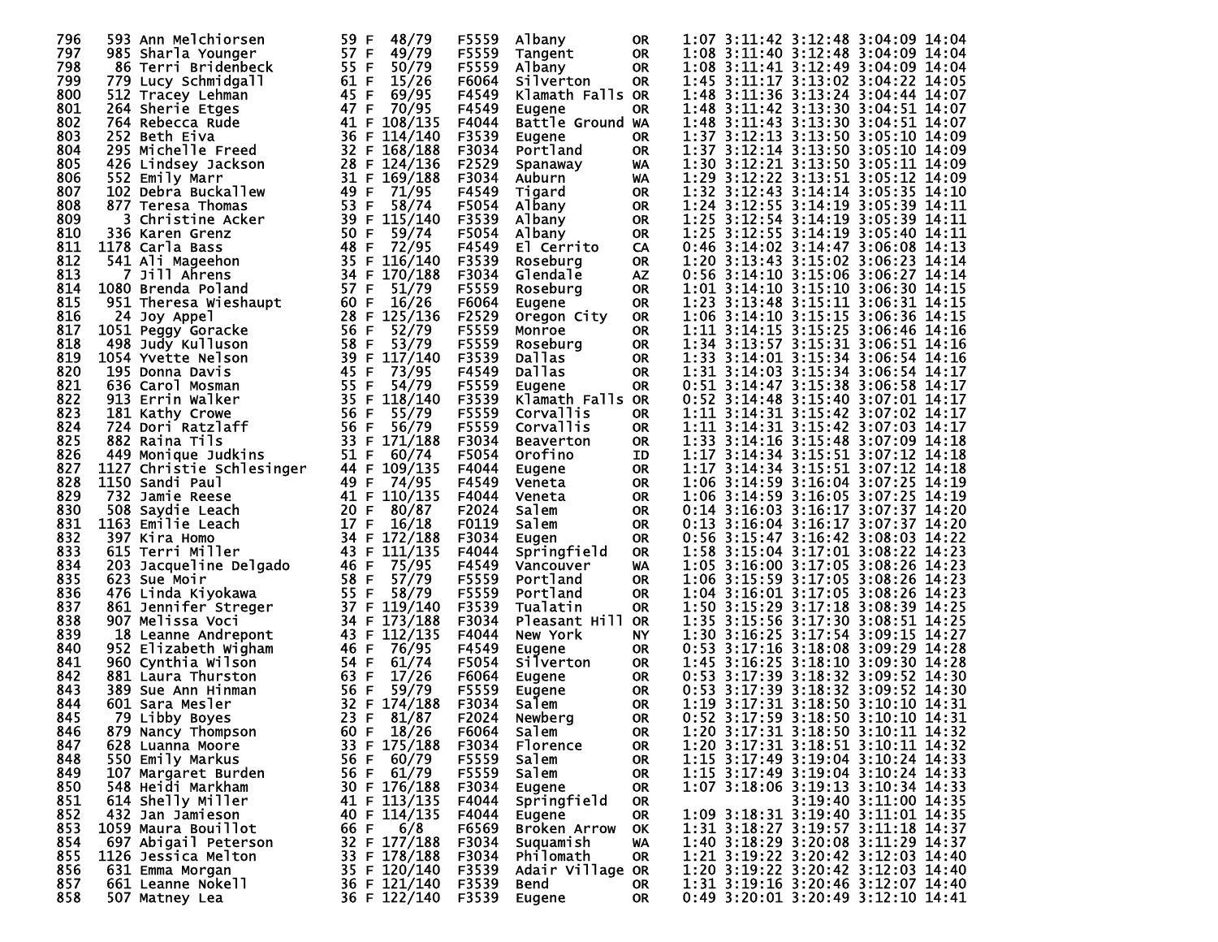```
796    593 Ann Melchiorsen         59 F  48/79    F5559  Albany         OR    1:07 3:11:42 3:12:48 3:04:09 14:04
797    985 Sharla Younger          57 F  49/79    F5559  Tangent        OR    1:08 3:11:40 3:12:48 3:04:09 14:04
798     86 Terri Bridenbeck        55 F  50/79    F5559  Albany         OR    1:08 3:11:41 3:12:49 3:04:09 14:04
799    779 Lucy Schmidgall         61 F  15/26    F6064  Silverton      OR    1:45 3:11:17 3:13:02 3:04:22 14:05
800    512 Tracey Lehman           45 F  69/95    F4549  Klamath Falls  OR    1:48 3:11:36 3:13:24 3:04:44 14:07
801    264 Sherie Etges            47 F  70/95    F4549  Eugene         OR    1:48 3:11:42 3:13:30 3:04:51 14:07
802    764 Rebecca Rude            41 F 108/135   F4044  Battle Ground  WA    1:48 3:11:43 3:13:30 3:04:51 14:07
803    252 Beth Eiva               36 F 114/140   F3539  Eugene         OR    1:37 3:12:13 3:13:50 3:05:10 14:09
804    295 Michelle Freed          32 F 168/188   F3034  Portland       OR    1:37 3:12:14 3:13:50 3:05:10 14:09
805    426 Lindsey Jackson         28 F 124/136   F2529  Spanaway       WA    1:30 3:12:21 3:13:50 3:05:11 14:09
806    552 Emily Marr              31 F 169/188   F3034  Auburn         WA    1:29 3:12:22 3:13:51 3:05:12 14:09
807    102 Debra Buckallew         49 F  71/95    F4549  Tigard         OR    1:32 3:12:43 3:14:14 3:05:35 14:10
808    877 Teresa Thomas           53 F  58/74    F5054  Albany         OR    1:24 3:12:55 3:14:19 3:05:39 14:11
809      3 Christine Acker         39 F 115/140   F3539  Albany         OR    1:25 3:12:54 3:14:19 3:05:39 14:11
810    336 Karen Grenz             50 F  59/74    F5054  Albany         OR    1:25 3:12:55 3:14:19 3:05:40 14:11
811   1178 Carla Bass              48 F  72/95    F4549  El Cerrito     CA    0:46 3:14:02 3:14:47 3:06:08 14:13
812    541 Ali Mageehon            35 F 116/140   F3539  Roseburg       OR    1:20 3:13:43 3:15:02 3:06:23 14:14
813      7 Jill Ahrens             34 F 170/188   F3034  Glendale       AZ    0:56 3:14:10 3:15:06 3:06:27 14:14
814   1080 Brenda Poland           57 F  51/79    F5559  Roseburg       OR    1:01 3:14:10 3:15:10 3:06:30 14:15
815    951 Theresa Wieshaupt       60 F  16/26    F6064  Eugene         OR    1:23 3:13:48 3:15:11 3:06:31 14:15
816     24 Joy Appel               28 F 125/136   F2529  Oregon City    OR    1:06 3:14:10 3:15:15 3:06:36 14:15
817   1051 Peggy Goracke           56 F  52/79    F5559  Monroe         OR    1:11 3:14:15 3:15:25 3:06:46 14:16
818    498 Judy Kulluson           58 F  53/79    F5559  Roseburg       OR    1:34 3:13:57 3:15:31 3:06:51 14:16
819   1054 Yvette Nelson           39 F 117/140   F3539  Dallas         OR    1:33 3:14:01 3:15:34 3:06:54 14:16
820    195 Donna Davis             45 F  73/95    F4549  Dallas         OR    1:31 3:14:03 3:15:34 3:06:54 14:17
821    636 Carol Mosman            55 F  54/79    F5559  Eugene         OR    0:51 3:14:47 3:15:38 3:06:58 14:17
822    913 Errin Walker            35 F 118/140   F3539  Klamath Falls  OR    0:52 3:14:48 3:15:40 3:07:01 14:17
823    181 Kathy Crowe             56 F  55/79    F5559  Corvallis      OR    1:11 3:14:31 3:15:42 3:07:02 14:17
824    724 Dori Ratzlaff           56 F  56/79    F5559  Corvallis      OR    1:11 3:14:31 3:15:42 3:07:03 14:17
825    882 Raina Tils              33 F 171/188   F3034  Beaverton      OR    1:33 3:14:16 3:15:48 3:07:09 14:18
826    449 Monique Judkins         51 F  60/74    F5054  Orofino        ID    1:17 3:14:34 3:15:51 3:07:12 14:18
827   1127 Christie Schlesinger    44 F 109/135   F4044  Eugene         OR    1:17 3:14:34 3:15:51 3:07:12 14:18
828   1150 Sandi Paul              49 F  74/95    F4549  Veneta         OR    1:06 3:14:59 3:16:04 3:07:25 14:19
829    732 Jamie Reese             41 F 110/135   F4044  Veneta         OR    1:06 3:14:59 3:16:05 3:07:25 14:19
830    508 Saydie Leach            20 F  80/87    F2024  Salem          OR    0:14 3:16:03 3:16:17 3:07:37 14:20
831   1163 Emilie Leach            17 F  16/18    F0119  Salem          OR    0:13 3:16:04 3:16:17 3:07:37 14:20
832    397 Kira Homo               34 F 172/188   F3034  Eugen          OR    0:56 3:15:47 3:16:42 3:08:03 14:22
833    615 Terri Miller            43 F 111/135   F4044  Springfield    OR    1:58 3:15:04 3:17:01 3:08:22 14:23
834    203 Jacqueline Delgado      46 F  75/95    F4549  Vancouver      WA    1:05 3:16:00 3:17:05 3:08:26 14:23
835    623 Sue Moir                58 F  57/79    F5559  Portland       OR    1:06 3:15:59 3:17:05 3:08:26 14:23
836    476 Linda Kiyokawa          55 F  58/79    F5559  Portland       OR    1:04 3:16:01 3:17:05 3:08:26 14:23
837    861 Jennifer Streger        37 F 119/140   F3539  Tualatin       OR    1:50 3:15:29 3:17:18 3:08:39 14:25
838    907 Melissa Voci            34 F 173/188   F3034  Pleasant Hill  OR    1:35 3:15:56 3:17:30 3:08:51 14:25
839     18 Leanne Andrepont        43 F 112/135   F4044  New York       NY    1:30 3:16:25 3:17:54 3:09:15 14:27
840    952 Elizabeth Wigham        46 F  76/95    F4549  Eugene         OR    0:53 3:17:16 3:18:08 3:09:29 14:28
841    960 Cynthia Wilson          54 F  61/74    F5054  Silverton      OR    1:45 3:16:25 3:18:10 3:09:30 14:28
842    881 Laura Thurston          63 F  17/26    F6064  Eugene         OR    0:53 3:17:39 3:18:32 3:09:52 14:30
843    389 Sue Ann Hinman          56 F  59/79    F5559  Eugene         OR    0:53 3:17:39 3:18:32 3:09:52 14:30
844    601 Sara Mesler             32 F 174/188   F3034  Salem          OR    1:19 3:17:31 3:18:50 3:10:10 14:31
845     79 Libby Boyes             23 F  81/87    F2024  Newberg        OR    0:52 3:17:59 3:18:50 3:10:10 14:31
846    879 Nancy Thompson          60 F  18/26    F6064  Salem          OR    1:20 3:17:31 3:18:50 3:10:11 14:32
847    628 Luanna Moore            33 F 175/188   F3034  Florence       OR    1:20 3:17:31 3:18:51 3:10:11 14:32
848    550 Emily Markus            56 F  60/79    F5559  Salem          OR    1:15 3:17:49 3:19:04 3:10:24 14:33
849    107 Margaret Burden         56 F  61/79    F5559  Salem          OR    1:15 3:17:49 3:19:04 3:10:24 14:33
850    548 Heidi Markham           30 F 176/188   F3034  Eugene         OR    1:07 3:18:06 3:19:13 3:10:34 14:33
851    614 Shelly Miller           41 F 113/135   F4044  Springfield    OR                 3:19:40 3:11:00 14:35
852    432 Jan Jamieson            40 F 114/135   F4044  Eugene         OR    1:09 3:18:31 3:19:40 3:11:01 14:35
853   1059 Maura Bouillot          66 F   6/8     F6569  Broken Arrow   OK    1:31 3:18:27 3:19:57 3:11:18 14:37
854    697 Abigail Peterson        32 F 177/188   F3034  Suquamish      WA    1:40 3:18:29 3:20:08 3:11:29 14:37
855   1126 Jessica Melton          33 F 178/188   F3034  Philomath      OR    1:21 3:19:22 3:20:42 3:12:03 14:40
856    631 Emma Morgan             35 F 120/140   F3539  Adair Village  OR    1:20 3:19:22 3:20:42 3:12:03 14:40
857    661 Leanne Nokell           36 F 121/140   F3539  Bend           OR    1:31 3:19:16 3:20:46 3:12:07 14:40
858    507 Matney Lea              36 F 122/140   F3539  Eugene         OR    0:49 3:20:01 3:20:49 3:12:10 14:41
```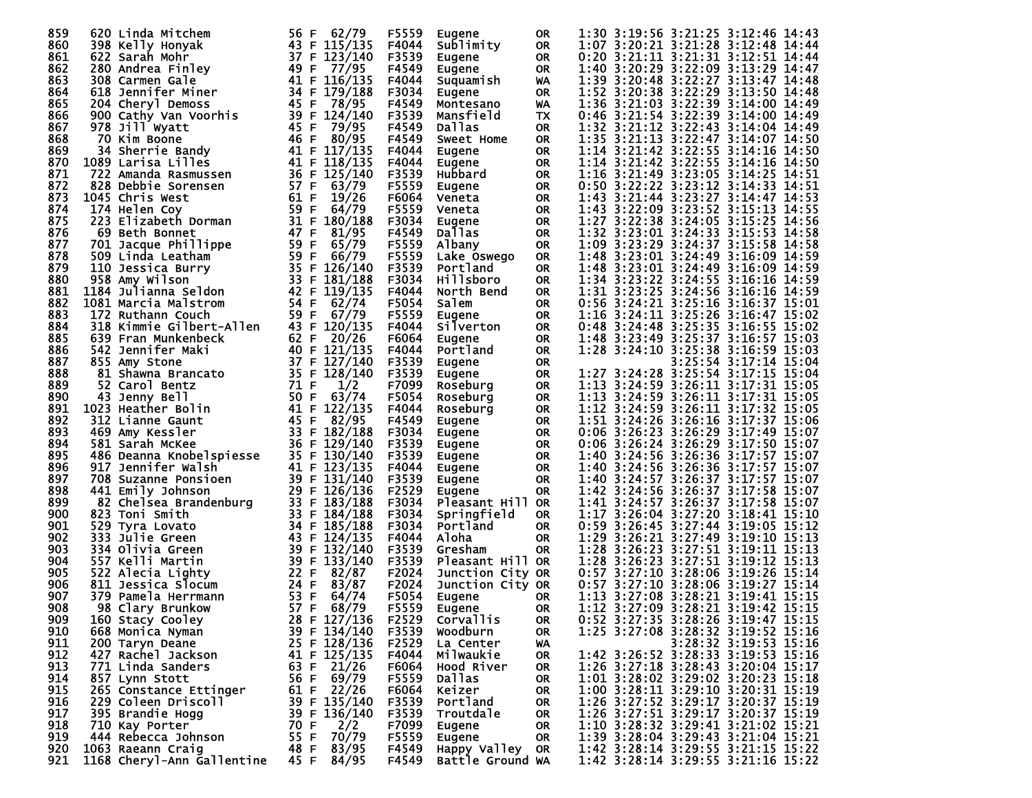| | | | | | | | | | | | | | |
|---|---|---|---|---|---|---|---|---|---|---|---|---|---|
| 859 | 620 | Linda Mitchem | 56 | F | 62/79 | F5559 | Eugene | OR | 1:30 | 3:19:56 | 3:21:25 | 3:12:46 | 14:43 |
| 860 | 398 | Kelly Honyak | 43 | F | 115/135 | F4044 | Sublimity | OR | 1:07 | 3:20:21 | 3:21:28 | 3:12:48 | 14:44 |
| 861 | 622 | Sarah Mohr | 37 | F | 123/140 | F3539 | Eugene | OR | 0:20 | 3:21:11 | 3:21:31 | 3:12:51 | 14:44 |
| 862 | 280 | Andrea Finley | 49 | F | 77/95 | F4549 | Eugene | OR | 1:40 | 3:20:29 | 3:22:09 | 3:13:29 | 14:47 |
| 863 | 308 | Carmen Gale | 41 | F | 116/135 | F4044 | Suquamish | WA | 1:39 | 3:20:48 | 3:22:27 | 3:13:47 | 14:48 |
| 864 | 618 | Jennifer Miner | 34 | F | 179/188 | F3034 | Eugene | OR | 1:52 | 3:20:38 | 3:22:29 | 3:13:50 | 14:48 |
| 865 | 204 | Cheryl Demoss | 45 | F | 78/95 | F4549 | Montesano | WA | 1:36 | 3:21:03 | 3:22:39 | 3:14:00 | 14:49 |
| 866 | 900 | Cathy Van Voorhis | 39 | F | 124/140 | F3539 | Mansfield | TX | 0:46 | 3:21:54 | 3:22:39 | 3:14:00 | 14:49 |
| 867 | 978 | Jill Wyatt | 45 | F | 79/95 | F4549 | Dallas | OR | 1:32 | 3:21:12 | 3:22:43 | 3:14:04 | 14:49 |
| 868 | 70 | Kim Boone | 46 | F | 80/95 | F4549 | Sweet Home | OR | 1:35 | 3:21:13 | 3:22:47 | 3:14:07 | 14:50 |
| 869 | 34 | Sherrie Bandy | 41 | F | 117/135 | F4044 | Eugene | OR | 1:14 | 3:21:42 | 3:22:55 | 3:14:16 | 14:50 |
| 870 | 1089 | Larisa Lilles | 41 | F | 118/135 | F4044 | Eugene | OR | 1:14 | 3:21:42 | 3:22:55 | 3:14:16 | 14:50 |
| 871 | 722 | Amanda Rasmussen | 36 | F | 125/140 | F3539 | Hubbard | OR | 1:16 | 3:21:49 | 3:23:05 | 3:14:25 | 14:51 |
| 872 | 828 | Debbie Sorensen | 57 | F | 63/79 | F5559 | Eugene | OR | 0:50 | 3:22:22 | 3:23:12 | 3:14:33 | 14:51 |
| 873 | 1045 | Chris West | 61 | F | 19/26 | F6064 | Veneta | OR | 1:43 | 3:21:44 | 3:23:27 | 3:14:47 | 14:53 |
| 874 | 174 | Helen Coy | 59 | F | 64/79 | F5559 | Veneta | OR | 1:43 | 3:22:09 | 3:23:52 | 3:15:13 | 14:55 |
| 875 | 223 | Elizabeth Dorman | 31 | F | 180/188 | F3034 | Eugene | OR | 1:27 | 3:22:38 | 3:24:05 | 3:15:25 | 14:56 |
| 876 | 69 | Beth Bonnet | 47 | F | 81/95 | F4549 | Dallas | OR | 1:32 | 3:23:01 | 3:24:33 | 3:15:53 | 14:58 |
| 877 | 701 | Jacque Phillippe | 59 | F | 65/79 | F5559 | Albany | OR | 1:09 | 3:23:29 | 3:24:37 | 3:15:58 | 14:58 |
| 878 | 509 | Linda Leatham | 59 | F | 66/79 | F5559 | Lake Oswego | OR | 1:48 | 3:23:01 | 3:24:49 | 3:16:09 | 14:59 |
| 879 | 110 | Jessica Burry | 35 | F | 126/140 | F3539 | Portland | OR | 1:48 | 3:23:01 | 3:24:49 | 3:16:09 | 14:59 |
| 880 | 958 | Amy Wilson | 33 | F | 181/188 | F3034 | Hillsboro | OR | 1:34 | 3:23:22 | 3:24:55 | 3:16:16 | 14:59 |
| 881 | 1184 | Julianna Seldon | 42 | F | 119/135 | F4044 | North Bend | OR | 1:31 | 3:23:25 | 3:24:56 | 3:16:16 | 14:59 |
| 882 | 1081 | Marcia Malstrom | 54 | F | 62/74 | F5054 | Salem | OR | 0:56 | 3:24:21 | 3:25:16 | 3:16:37 | 15:01 |
| 883 | 172 | Ruthann Couch | 59 | F | 67/79 | F5559 | Eugene | OR | 1:16 | 3:24:11 | 3:25:26 | 3:16:47 | 15:02 |
| 884 | 318 | Kimmie Gilbert-Allen | 43 | F | 120/135 | F4044 | Silverton | OR | 0:48 | 3:24:48 | 3:25:35 | 3:16:55 | 15:02 |
| 885 | 639 | Fran Munkenbeck | 62 | F | 20/26 | F6064 | Eugene | OR | 1:48 | 3:23:49 | 3:25:37 | 3:16:57 | 15:03 |
| 886 | 542 | Jennifer Maki | 40 | F | 121/135 | F4044 | Portland | OR | 1:28 | 3:24:10 | 3:25:38 | 3:16:59 | 15:03 |
| 887 | 855 | Amy Stone | 37 | F | 127/140 | F3539 | Eugene | OR | | | 3:25:54 | 3:17:14 | 15:04 |
| 888 | 81 | Shawna Brancato | 35 | F | 128/140 | F3539 | Eugene | OR | 1:27 | 3:24:28 | 3:25:54 | 3:17:15 | 15:04 |
| 889 | 52 | Carol Bentz | 71 | F | 1/2 | F7099 | Roseburg | OR | 1:13 | 3:24:59 | 3:26:11 | 3:17:31 | 15:05 |
| 890 | 43 | Jenny Bell | 50 | F | 63/74 | F5054 | Roseburg | OR | 1:13 | 3:24:59 | 3:26:11 | 3:17:31 | 15:05 |
| 891 | 1023 | Heather Bolin | 41 | F | 122/135 | F4044 | Roseburg | OR | 1:12 | 3:24:59 | 3:26:11 | 3:17:32 | 15:05 |
| 892 | 312 | Lianne Gaunt | 45 | F | 82/95 | F4549 | Eugene | OR | 1:51 | 3:24:26 | 3:26:16 | 3:17:37 | 15:06 |
| 893 | 469 | Amy Kessler | 33 | F | 182/188 | F3034 | Eugene | OR | 0:06 | 3:26:23 | 3:26:29 | 3:17:49 | 15:07 |
| 894 | 581 | Sarah McKee | 36 | F | 129/140 | F3539 | Eugene | OR | 0:06 | 3:26:24 | 3:26:29 | 3:17:50 | 15:07 |
| 895 | 486 | Deanna Knobelspiesse | 35 | F | 130/140 | F3539 | Eugene | OR | 1:40 | 3:24:56 | 3:26:36 | 3:17:57 | 15:07 |
| 896 | 917 | Jennifer Walsh | 41 | F | 123/135 | F4044 | Eugene | OR | 1:40 | 3:24:56 | 3:26:36 | 3:17:57 | 15:07 |
| 897 | 708 | Suzanne Ponsioen | 39 | F | 131/140 | F3539 | Eugene | OR | 1:40 | 3:24:57 | 3:26:37 | 3:17:57 | 15:07 |
| 898 | 441 | Emily Johnson | 29 | F | 126/136 | F2529 | Eugene | OR | 1:42 | 3:24:56 | 3:26:37 | 3:17:58 | 15:07 |
| 899 | 82 | Chelsea Brandenburg | 33 | F | 183/188 | F3034 | Pleasant Hill | OR | 1:41 | 3:24:57 | 3:26:37 | 3:17:58 | 15:07 |
| 900 | 823 | Toni Smith | 33 | F | 184/188 | F3034 | Springfield | OR | 1:17 | 3:26:04 | 3:27:20 | 3:18:41 | 15:10 |
| 901 | 529 | Tyra Lovato | 34 | F | 185/188 | F3034 | Portland | OR | 0:59 | 3:26:45 | 3:27:44 | 3:19:05 | 15:12 |
| 902 | 333 | Julie Green | 43 | F | 124/135 | F4044 | Aloha | OR | 1:29 | 3:26:21 | 3:27:49 | 3:19:10 | 15:13 |
| 903 | 334 | Olivia Green | 39 | F | 132/140 | F3539 | Gresham | OR | 1:28 | 3:26:23 | 3:27:51 | 3:19:11 | 15:13 |
| 904 | 557 | Kelli Martin | 39 | F | 133/140 | F3539 | Pleasant Hill | OR | 1:28 | 3:26:23 | 3:27:51 | 3:19:12 | 15:13 |
| 905 | 522 | Alecia Lighty | 22 | F | 82/87 | F2024 | Junction City | OR | 0:57 | 3:27:10 | 3:28:06 | 3:19:26 | 15:14 |
| 906 | 811 | Jessica Slocum | 24 | F | 83/87 | F2024 | Junction City | OR | 0:57 | 3:27:10 | 3:28:06 | 3:19:27 | 15:14 |
| 907 | 379 | Pamela Herrmann | 53 | F | 64/74 | F5054 | Eugene | OR | 1:13 | 3:27:08 | 3:28:21 | 3:19:41 | 15:15 |
| 908 | 98 | Clary Brunkow | 57 | F | 68/79 | F5559 | Eugene | OR | 1:12 | 3:27:09 | 3:28:21 | 3:19:42 | 15:15 |
| 909 | 160 | Stacy Cooley | 28 | F | 127/136 | F2529 | Corvallis | OR | 0:52 | 3:27:35 | 3:28:26 | 3:19:47 | 15:15 |
| 910 | 668 | Monica Nyman | 39 | F | 134/140 | F3539 | Woodburn | OR | 1:25 | 3:27:08 | 3:28:32 | 3:19:52 | 15:16 |
| 911 | 200 | Taryn Deane | 25 | F | 128/136 | F2529 | La Center | WA | | | 3:28:32 | 3:19:53 | 15:16 |
| 912 | 427 | Rachel Jackson | 41 | F | 125/135 | F4044 | Milwaukie | OR | 1:42 | 3:26:52 | 3:28:33 | 3:19:53 | 15:16 |
| 913 | 771 | Linda Sanders | 63 | F | 21/26 | F6064 | Hood River | OR | 1:26 | 3:27:18 | 3:28:43 | 3:20:04 | 15:17 |
| 914 | 857 | Lynn Stott | 56 | F | 69/79 | F5559 | Dallas | OR | 1:01 | 3:28:02 | 3:29:02 | 3:20:23 | 15:18 |
| 915 | 265 | Constance Ettinger | 61 | F | 22/26 | F6064 | Keizer | OR | 1:00 | 3:28:11 | 3:29:10 | 3:20:31 | 15:19 |
| 916 | 229 | Coleen Driscoll | 39 | F | 135/140 | F3539 | Portland | OR | 1:26 | 3:27:52 | 3:29:17 | 3:20:37 | 15:19 |
| 917 | 395 | Brandie Hogg | 39 | F | 136/140 | F3539 | Troutdale | OR | 1:26 | 3:27:51 | 3:29:17 | 3:20:37 | 15:19 |
| 918 | 710 | Kay Porter | 70 | F | 2/2 | F7099 | Eugene | OR | 1:10 | 3:28:32 | 3:29:41 | 3:21:02 | 15:21 |
| 919 | 444 | Rebecca Johnson | 55 | F | 70/79 | F5559 | Eugene | OR | 1:39 | 3:28:04 | 3:29:43 | 3:21:04 | 15:21 |
| 920 | 1063 | Raeann Craig | 48 | F | 83/95 | F4549 | Happy Valley | OR | 1:42 | 3:28:14 | 3:29:55 | 3:21:15 | 15:22 |
| 921 | 1168 | Cheryl-Ann Gallentine | 45 | F | 84/95 | F4549 | Battle Ground | WA | 1:42 | 3:28:14 | 3:29:55 | 3:21:16 | 15:22 |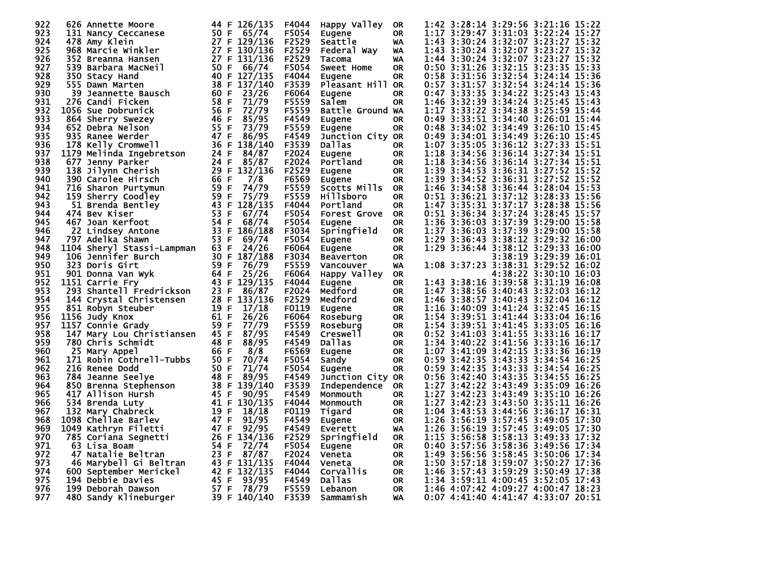| Place | Bib | Name | Age | Sex | Div Place | Div | City | State | Split | Time | Gun Time | Net Time | Pace |
|---|---|---|---|---|---|---|---|---|---|---|---|---|---|
| 922 | 626 | Annette Moore | 44 | F | 126/135 | F4044 | Happy Valley | OR | 1:42 | 3:28:14 | 3:29:56 | 3:21:16 | 15:22 |
| 923 | 131 | Nancy Ceccanese | 50 | F | 65/74 | F5054 | Eugene | OR | 1:17 | 3:29:47 | 3:31:03 | 3:22:24 | 15:27 |
| 924 | 478 | Amy Klein | 27 | F | 129/136 | F2529 | Seattle | WA | 1:43 | 3:30:24 | 3:32:07 | 3:23:27 | 15:32 |
| 925 | 968 | Marcie Winkler | 27 | F | 130/136 | F2529 | Federal Way | WA | 1:43 | 3:30:24 | 3:32:07 | 3:23:27 | 15:32 |
| 926 | 352 | Breanna Hansen | 27 | F | 131/136 | F2529 | Tacoma | WA | 1:44 | 3:30:24 | 3:32:07 | 3:23:27 | 15:32 |
| 927 | 539 | Barbara MacNeil | 50 | F | 66/74 | F5054 | Sweet Home | OR | 0:50 | 3:31:26 | 3:32:15 | 3:23:35 | 15:33 |
| 928 | 350 | Stacy Hand | 40 | F | 127/135 | F4044 | Eugene | OR | 0:58 | 3:31:56 | 3:32:54 | 3:24:14 | 15:36 |
| 929 | 555 | Dawn Marten | 38 | F | 137/140 | F3539 | Pleasant Hill | OR | 0:57 | 3:31:57 | 3:32:54 | 3:24:14 | 15:36 |
| 930 | 39 | Jeannette Bausch | 60 | F | 23/26 | F6064 | Eugene | OR | 0:47 | 3:33:35 | 3:34:22 | 3:25:43 | 15:43 |
| 931 | 276 | Candi Ficken | 58 | F | 71/79 | F5559 | Salem | OR | 1:46 | 3:32:39 | 3:34:24 | 3:25:45 | 15:43 |
| 932 | 1056 | Sue Dobrunick | 56 | F | 72/79 | F5559 | Battle Ground | WA | 1:17 | 3:33:22 | 3:34:38 | 3:25:59 | 15:44 |
| 933 | 864 | Sherry Swezey | 46 | F | 85/95 | F4549 | Eugene | OR | 0:49 | 3:33:51 | 3:34:40 | 3:26:01 | 15:44 |
| 934 | 652 | Debra Nelson | 55 | F | 73/79 | F5559 | Eugene | OR | 0:48 | 3:34:02 | 3:34:49 | 3:26:10 | 15:45 |
| 935 | 935 | Ranee Werder | 47 | F | 86/95 | F4549 | Junction City | OR | 0:49 | 3:34:01 | 3:34:49 | 3:26:10 | 15:45 |
| 936 | 178 | Kelly Cromwell | 36 | F | 138/140 | F3539 | Dallas | OR | 1:07 | 3:35:05 | 3:36:12 | 3:27:33 | 15:51 |
| 937 | 1179 | Melinda Ingebretson | 24 | F | 84/87 | F2024 | Eugene | OR | 1:18 | 3:34:56 | 3:36:14 | 3:27:34 | 15:51 |
| 938 | 677 | Jenny Parker | 24 | F | 85/87 | F2024 | Portland | OR | 1:18 | 3:34:56 | 3:36:14 | 3:27:34 | 15:51 |
| 939 | 138 | Jilynn Cherish | 29 | F | 132/136 | F2529 | Eugene | OR | 1:39 | 3:34:53 | 3:36:31 | 3:27:52 | 15:52 |
| 940 | 390 | Carolee Hirsch | 66 | F | 7/8 | F6569 | Eugene | OR | 1:39 | 3:34:52 | 3:36:31 | 3:27:52 | 15:52 |
| 941 | 716 | Sharon Purtymun | 59 | F | 74/79 | F5559 | Scotts Mills | OR | 1:46 | 3:34:58 | 3:36:44 | 3:28:04 | 15:53 |
| 942 | 159 | Sherry Coodley | 59 | F | 75/79 | F5559 | Hillsboro | OR | 0:51 | 3:36:21 | 3:37:12 | 3:28:33 | 15:56 |
| 943 | 51 | Brenda Bentley | 43 | F | 128/135 | F4044 | Portland | OR | 1:47 | 3:35:31 | 3:37:17 | 3:28:38 | 15:56 |
| 944 | 474 | Bev Kiser | 53 | F | 67/74 | F5054 | Forest Grove | OR | 0:51 | 3:36:34 | 3:37:24 | 3:28:45 | 15:57 |
| 945 | 467 | Joan Kerfoot | 54 | F | 68/74 | F5054 | Eugene | OR | 1:36 | 3:36:03 | 3:37:39 | 3:29:00 | 15:58 |
| 946 | 22 | Lindsey Antone | 33 | F | 186/188 | F3034 | Springfield | OR | 1:37 | 3:36:03 | 3:37:39 | 3:29:00 | 15:58 |
| 947 | 797 | Adelka Shawn | 53 | F | 69/74 | F5054 | Eugene | OR | 1:29 | 3:36:43 | 3:38:12 | 3:29:32 | 16:00 |
| 948 | 1104 | Sheryl Stassi-Lampman | 63 | F | 24/26 | F6064 | Eugene | OR | 1:29 | 3:36:44 | 3:38:12 | 3:29:33 | 16:00 |
| 949 | 106 | Jennifer Burch | 30 | F | 187/188 | F3034 | Beaverton | OR | | | 3:38:19 | 3:29:39 | 16:01 |
| 950 | 323 | Doris Girt | 59 | F | 76/79 | F5559 | Vancouver | WA | 1:08 | 3:37:23 | 3:38:31 | 3:29:52 | 16:02 |
| 951 | 901 | Donna Van Wyk | 64 | F | 25/26 | F6064 | Happy Valley | OR | | | 4:38:22 | 3:30:10 | 16:03 |
| 952 | 1151 | Carrie Fry | 43 | F | 129/135 | F4044 | Eugene | OR | 1:43 | 3:38:16 | 3:39:58 | 3:31:19 | 16:08 |
| 953 | 293 | Shantell Fredrickson | 23 | F | 86/87 | F2024 | Medford | OR | 1:47 | 3:38:56 | 3:40:43 | 3:32:03 | 16:12 |
| 954 | 144 | Crystal Christensen | 28 | F | 133/136 | F2529 | Medford | OR | 1:46 | 3:38:57 | 3:40:43 | 3:32:04 | 16:12 |
| 955 | 851 | Robyn Steuber | 19 | F | 17/18 | F0119 | Eugene | OR | 1:16 | 3:40:09 | 3:41:24 | 3:32:45 | 16:15 |
| 956 | 1156 | Judy Knox | 61 | F | 26/26 | F6064 | Roseburg | OR | 1:54 | 3:39:51 | 3:41:44 | 3:33:04 | 16:16 |
| 957 | 1157 | Connie Grady | 59 | F | 77/79 | F5559 | Roseburg | OR | 1:54 | 3:39:51 | 3:41:45 | 3:33:05 | 16:16 |
| 958 | 147 | Mary Lou Christiansen | 45 | F | 87/95 | F4549 | Creswell | OR | 0:52 | 3:41:03 | 3:41:55 | 3:33:16 | 16:17 |
| 959 | 780 | Chris Schmidt | 48 | F | 88/95 | F4549 | Dallas | OR | 1:34 | 3:40:22 | 3:41:56 | 3:33:16 | 16:17 |
| 960 | 25 | Mary Appel | 66 | F | 8/8 | F6569 | Eugene | OR | 1:07 | 3:41:09 | 3:42:15 | 3:33:36 | 16:19 |
| 961 | 171 | Robin Cothrell-Tubbs | 50 | F | 70/74 | F5054 | Sandy | OR | 0:59 | 3:42:35 | 3:43:33 | 3:34:54 | 16:25 |
| 962 | 216 | Renee Dodd | 50 | F | 71/74 | F5054 | Eugene | OR | 0:59 | 3:42:35 | 3:43:33 | 3:34:54 | 16:25 |
| 963 | 784 | Jeanne Seelye | 48 | F | 89/95 | F4549 | Junction City | OR | 0:56 | 3:42:40 | 3:43:35 | 3:34:55 | 16:25 |
| 964 | 850 | Brenna Stephenson | 38 | F | 139/140 | F3539 | Independence | OR | 1:27 | 3:42:22 | 3:43:49 | 3:35:09 | 16:26 |
| 965 | 417 | Allison Hursh | 45 | F | 90/95 | F4549 | Monmouth | OR | 1:27 | 3:42:23 | 3:43:49 | 3:35:10 | 16:26 |
| 966 | 534 | Brenda Luty | 41 | F | 130/135 | F4044 | Monmouth | OR | 1:27 | 3:42:23 | 3:43:50 | 3:35:11 | 16:26 |
| 967 | 132 | Mary Chabreck | 19 | F | 18/18 | F0119 | Tigard | OR | 1:04 | 3:43:53 | 3:44:56 | 3:36:17 | 16:31 |
| 968 | 1098 | Chellae Barlev | 47 | F | 91/95 | F4549 | Eugene | OR | 1:26 | 3:56:19 | 3:57:45 | 3:49:05 | 17:30 |
| 969 | 1049 | Kathryn Filetti | 47 | F | 92/95 | F4549 | Everett | WA | 1:26 | 3:56:19 | 3:57:45 | 3:49:05 | 17:30 |
| 970 | 785 | Coriana Segnetti | 26 | F | 134/136 | F2529 | Springfield | OR | 1:15 | 3:56:58 | 3:58:13 | 3:49:33 | 17:32 |
| 971 | 63 | Lisa Boam | 54 | F | 72/74 | F5054 | Eugene | OR | 0:40 | 3:57:56 | 3:58:36 | 3:49:56 | 17:34 |
| 972 | 47 | Natalie Beltran | 23 | F | 87/87 | F2024 | Veneta | OR | 1:49 | 3:56:56 | 3:58:45 | 3:50:06 | 17:34 |
| 973 | 46 | Marybell Gi Beltran | 43 | F | 131/135 | F4044 | Veneta | OR | 1:50 | 3:57:18 | 3:59:07 | 3:50:27 | 17:36 |
| 974 | 600 | September Merickel | 42 | F | 132/135 | F4044 | Corvallis | OR | 1:46 | 3:57:43 | 3:59:29 | 3:50:49 | 17:38 |
| 975 | 194 | Debbie Davies | 45 | F | 93/95 | F4549 | Dallas | OR | 1:34 | 3:59:11 | 4:00:45 | 3:52:05 | 17:43 |
| 976 | 199 | Deborah Dawson | 57 | F | 78/79 | F5559 | Lebanon | OR | 1:46 | 4:07:42 | 4:09:27 | 4:00:47 | 18:23 |
| 977 | 480 | Sandy Klineburger | 39 | F | 140/140 | F3539 | Sammamish | WA | 0:07 | 4:41:40 | 4:41:47 | 4:33:07 | 20:51 |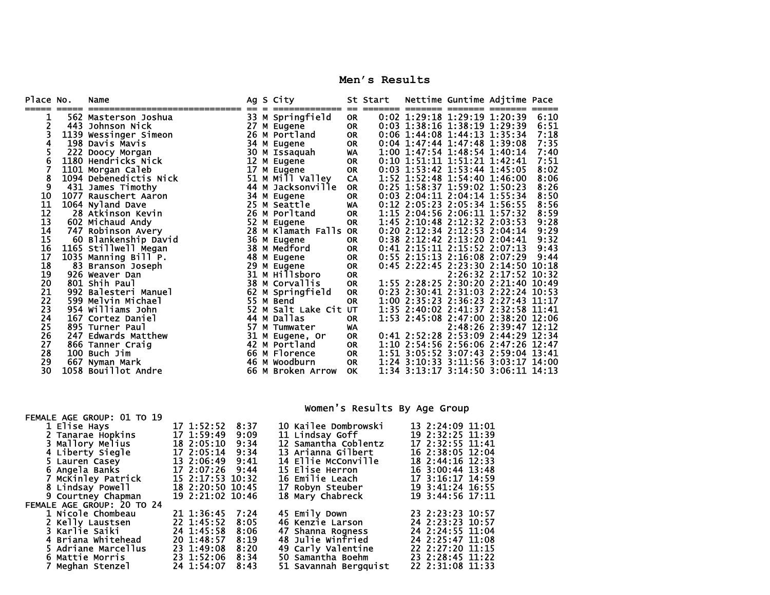## Men's Results

| Place | No. | Name | Ag | S | City | St | Start | Nettime | Guntime | Adjtime | Pace |
|---|---|---|---|---|---|---|---|---|---|---|---|
| 1 | 562 | Masterson Joshua | 33 | M | Springfield | OR | 0:02 | 1:29:18 | 1:29:19 | 1:20:39 | 6:10 |
| 2 | 443 | Johnson Nick | 27 | M | Eugene | OR | 0:03 | 1:38:16 | 1:38:19 | 1:29:39 | 6:51 |
| 3 | 1139 | Wessinger Simeon | 26 | M | Portland | OR | 0:06 | 1:44:08 | 1:44:13 | 1:35:34 | 7:18 |
| 4 | 198 | Davis Mavis | 34 | M | Eugene | OR | 0:04 | 1:47:44 | 1:47:48 | 1:39:08 | 7:35 |
| 5 | 222 | Doocy Morgan | 30 | M | Issaquah | WA | 1:00 | 1:47:54 | 1:48:54 | 1:40:14 | 7:40 |
| 6 | 1180 | Hendricks Nick | 12 | M | Eugene | OR | 0:10 | 1:51:11 | 1:51:21 | 1:42:41 | 7:51 |
| 7 | 1101 | Morgan Caleb | 17 | M | Eugene | OR | 0:03 | 1:53:42 | 1:53:44 | 1:45:05 | 8:02 |
| 8 | 1094 | Debenedictis Nick | 51 | M | Mill Valley | CA | 1:52 | 1:52:48 | 1:54:40 | 1:46:00 | 8:06 |
| 9 | 431 | James Timothy | 44 | M | Jacksonville | OR | 0:25 | 1:58:37 | 1:59:02 | 1:50:23 | 8:26 |
| 10 | 1077 | Rauschert Aaron | 34 | M | Eugene | OR | 0:03 | 2:04:11 | 2:04:14 | 1:55:34 | 8:50 |
| 11 | 1064 | Nyland Dave | 25 | M | Seattle | WA | 0:12 | 2:05:23 | 2:05:34 | 1:56:55 | 8:56 |
| 12 | 28 | Atkinson Kevin | 26 | M | Porltand | OR | 1:15 | 2:04:56 | 2:06:11 | 1:57:32 | 8:59 |
| 13 | 602 | Michaud Andy | 52 | M | Eugene | OR | 1:45 | 2:10:48 | 2:12:32 | 2:03:53 | 9:28 |
| 14 | 747 | Robinson Avery | 28 | M | Klamath Falls | OR | 0:20 | 2:12:34 | 2:12:53 | 2:04:14 | 9:29 |
| 15 | 60 | Blankenship David | 36 | M | Eugene | OR | 0:38 | 2:12:42 | 2:13:20 | 2:04:41 | 9:32 |
| 16 | 1165 | Stillwell Megan | 38 | M | Medford | OR | 0:41 | 2:15:11 | 2:15:52 | 2:07:13 | 9:43 |
| 17 | 1035 | Manning Bill P. | 48 | M | Eugene | OR | 0:55 | 2:15:13 | 2:16:08 | 2:07:29 | 9:44 |
| 18 | 83 | Branson Joseph | 29 | M | Eugene | OR | 0:45 | 2:22:45 | 2:23:30 | 2:14:50 | 10:18 |
| 19 | 926 | Weaver Dan | 31 | M | Hillsboro | OR | | | 2:26:32 | 2:17:52 | 10:32 |
| 20 | 801 | Shih Paul | 38 | M | Corvallis | OR | 1:55 | 2:28:25 | 2:30:20 | 2:21:40 | 10:49 |
| 21 | 992 | Balesteri Manuel | 62 | M | Springfield | OR | 0:23 | 2:30:41 | 2:31:03 | 2:22:24 | 10:53 |
| 22 | 599 | Melvin Michael | 55 | M | Bend | OR | 1:00 | 2:35:23 | 2:36:23 | 2:27:43 | 11:17 |
| 23 | 954 | Williams John | 52 | M | Salt Lake Cit | UT | 1:35 | 2:40:02 | 2:41:37 | 2:32:58 | 11:41 |
| 24 | 167 | Cortez Daniel | 44 | M | Dallas | OR | 1:53 | 2:45:08 | 2:47:00 | 2:38:20 | 12:06 |
| 25 | 895 | Turner Paul | 57 | M | Tumwater | WA | | | 2:48:26 | 2:39:47 | 12:12 |
| 26 | 247 | Edwards Matthew | 31 | M | Eugene, Or | OR | 0:41 | 2:52:28 | 2:53:09 | 2:44:29 | 12:34 |
| 27 | 866 | Tanner Craig | 42 | M | Portland | OR | 1:10 | 2:54:56 | 2:56:06 | 2:47:26 | 12:47 |
| 28 | 100 | Buch Jim | 66 | M | Florence | OR | 1:51 | 3:05:52 | 3:07:43 | 2:59:04 | 13:41 |
| 29 | 667 | Nyman Mark | 46 | M | Woodburn | OR | 1:24 | 3:10:33 | 3:11:56 | 3:03:17 | 14:00 |
| 30 | 1058 | Bouillot Andre | 66 | M | Broken Arrow | OK | 1:34 | 3:13:17 | 3:14:50 | 3:06:11 | 14:13 |

## Women's Results By Age Group

### FEMALE AGE GROUP: 01 TO 19

| Place | Name | Age | Time | Pace |
|---|---|---|---|---|
| 1 | Elise Hays | 17 | 1:52:52 | 8:37 |
| 2 | Tanarae Hopkins | 17 | 1:59:49 | 9:09 |
| 3 | Mallory Melius | 18 | 2:05:10 | 9:34 |
| 4 | Liberty Siegle | 17 | 2:05:14 | 9:34 |
| 5 | Lauren Casey | 13 | 2:06:49 | 9:41 |
| 6 | Angela Banks | 17 | 2:07:26 | 9:44 |
| 7 | McKinley Patrick | 15 | 2:17:53 | 10:32 |
| 8 | Lindsay Powell | 18 | 2:20:50 | 10:45 |
| 9 | Courtney Chapman | 19 | 2:21:02 | 10:46 |
| 10 | Kailee Dombrowski | 13 | 2:24:09 | 11:01 |
| 11 | Lindsay Goff | 19 | 2:32:25 | 11:39 |
| 12 | Samantha Coblentz | 17 | 2:32:55 | 11:41 |
| 13 | Arianna Gilbert | 16 | 2:38:05 | 12:04 |
| 14 | Ellie McConville | 18 | 2:44:16 | 12:33 |
| 15 | Elise Herron | 16 | 3:00:44 | 13:48 |
| 16 | Emilie Leach | 17 | 3:16:17 | 14:59 |
| 17 | Robyn Steuber | 19 | 3:41:24 | 16:55 |
| 18 | Mary Chabreck | 19 | 3:44:56 | 17:11 |

### FEMALE AGE GROUP: 20 TO 24

| Place | Name | Age | Time | Pace |
|---|---|---|---|---|
| 1 | Nicole Chombeau | 21 | 1:36:45 | 7:24 |
| 2 | Kelly Laustsen | 22 | 1:45:52 | 8:05 |
| 3 | Karlie Saiki | 24 | 1:45:58 | 8:06 |
| 4 | Briana Whitehead | 20 | 1:48:57 | 8:19 |
| 5 | Adriane Marcellus | 23 | 1:49:08 | 8:20 |
| 6 | Mattie Morris | 23 | 1:52:06 | 8:34 |
| 7 | Meghan Stenzel | 24 | 1:54:07 | 8:43 |
| 45 | Emily Down | 23 | 2:23:23 | 10:57 |
| 46 | Kenzie Larson | 24 | 2:23:23 | 10:57 |
| 47 | Shanna Rogness | 24 | 2:24:55 | 11:04 |
| 48 | Julie Winfried | 24 | 2:25:47 | 11:08 |
| 49 | Carly Valentine | 22 | 2:27:20 | 11:15 |
| 50 | Samantha Boehm | 23 | 2:28:45 | 11:22 |
| 51 | Savannah Bergquist | 22 | 2:31:08 | 11:33 |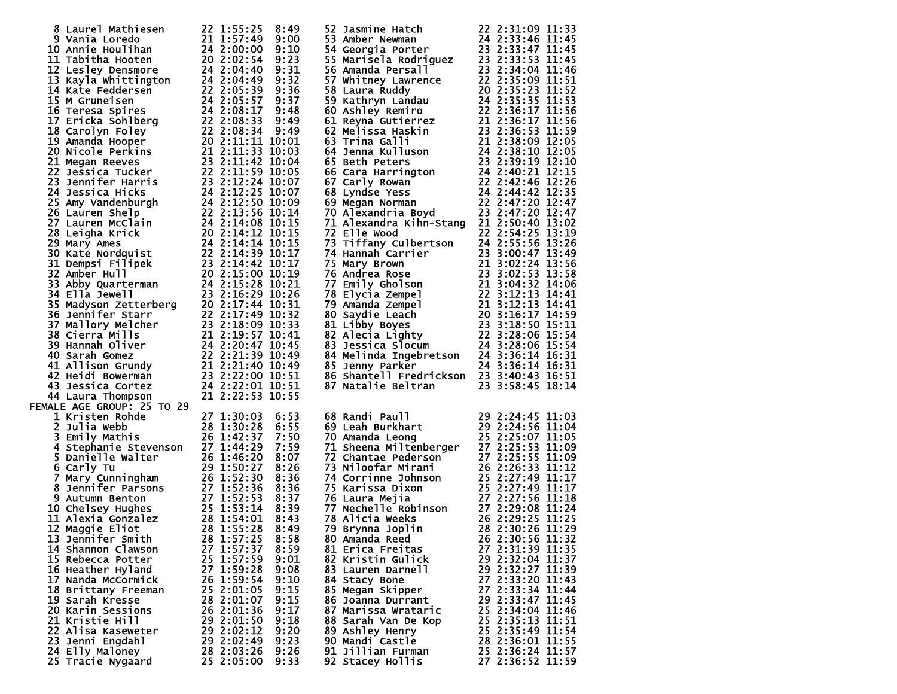| Place | Name | Age | Time | Pace |
|---|---|---|---|---|
| 8 | Laurel Mathiesen | 22 | 1:55:25 | 8:49 |
| 9 | Vania Loredo | 21 | 1:57:49 | 9:00 |
| 10 | Annie Houlihan | 24 | 2:00:00 | 9:10 |
| 11 | Tabitha Hooten | 20 | 2:02:54 | 9:23 |
| 12 | Lesley Densmore | 24 | 2:04:40 | 9:31 |
| 13 | Kayla Whittington | 24 | 2:04:49 | 9:32 |
| 14 | Kate Feddersen | 22 | 2:05:39 | 9:36 |
| 15 | M Gruneisen | 24 | 2:05:57 | 9:37 |
| 16 | Teresa Spires | 24 | 2:08:17 | 9:48 |
| 17 | Ericka Sohlberg | 22 | 2:08:33 | 9:49 |
| 18 | Carolyn Foley | 22 | 2:08:34 | 9:49 |
| 19 | Amanda Hooper | 20 | 2:11:11 | 10:01 |
| 20 | Nicole Perkins | 21 | 2:11:33 | 10:03 |
| 21 | Megan Reeves | 23 | 2:11:42 | 10:04 |
| 22 | Jessica Tucker | 22 | 2:11:59 | 10:05 |
| 23 | Jennifer Harris | 23 | 2:12:24 | 10:07 |
| 24 | Jessica Hicks | 24 | 2:12:25 | 10:07 |
| 25 | Amy Vandenburgh | 24 | 2:12:50 | 10:09 |
| 26 | Lauren Shelp | 22 | 2:13:56 | 10:14 |
| 27 | Lauren McClain | 24 | 2:14:08 | 10:15 |
| 28 | Leigha Krick | 20 | 2:14:12 | 10:15 |
| 29 | Mary Ames | 24 | 2:14:14 | 10:15 |
| 30 | Kate Nordquist | 22 | 2:14:39 | 10:17 |
| 31 | Dempsi Filipek | 23 | 2:14:42 | 10:17 |
| 32 | Amber Hull | 20 | 2:15:00 | 10:19 |
| 33 | Abby Quarterman | 24 | 2:15:28 | 10:21 |
| 34 | Ella Jewell | 23 | 2:16:29 | 10:26 |
| 35 | Madyson Zetterberg | 20 | 2:17:44 | 10:31 |
| 36 | Jennifer Starr | 22 | 2:17:49 | 10:32 |
| 37 | Mallory Melcher | 23 | 2:18:09 | 10:33 |
| 38 | Cierra Mills | 21 | 2:19:57 | 10:41 |
| 39 | Hannah Oliver | 24 | 2:20:47 | 10:45 |
| 40 | Sarah Gomez | 22 | 2:21:39 | 10:49 |
| 41 | Allison Grundy | 21 | 2:21:40 | 10:49 |
| 42 | Heidi Bowerman | 23 | 2:22:00 | 10:51 |
| 43 | Jessica Cortez | 24 | 2:22:01 | 10:51 |
| 44 | Laura Thompson | 21 | 2:22:53 | 10:55 |
| 52 | Jasmine Hatch | 22 | 2:31:09 | 11:33 |
| 53 | Amber Newman | 24 | 2:33:46 | 11:45 |
| 54 | Georgia Porter | 23 | 2:33:47 | 11:45 |
| 55 | Marisela Rodriguez | 23 | 2:33:53 | 11:45 |
| 56 | Amanda Persall | 23 | 2:34:04 | 11:46 |
| 57 | Whitney Lawrence | 22 | 2:35:09 | 11:51 |
| 58 | Laura Ruddy | 20 | 2:35:23 | 11:52 |
| 59 | Kathryn Landau | 24 | 2:35:35 | 11:53 |
| 60 | Ashley Remiro | 22 | 2:36:17 | 11:56 |
| 61 | Reyna Gutierrez | 21 | 2:36:17 | 11:56 |
| 62 | Melissa Haskin | 23 | 2:36:53 | 11:59 |
| 63 | Trina Galli | 21 | 2:38:09 | 12:05 |
| 64 | Jenna Kulluson | 24 | 2:38:10 | 12:05 |
| 65 | Beth Peters | 23 | 2:39:19 | 12:10 |
| 66 | Cara Harrington | 24 | 2:40:21 | 12:15 |
| 67 | Carly Rowan | 22 | 2:42:46 | 12:26 |
| 68 | Lyndse Yess | 24 | 2:44:42 | 12:35 |
| 69 | Megan Norman | 22 | 2:47:20 | 12:47 |
| 70 | Alexandria Boyd | 23 | 2:47:20 | 12:47 |
| 71 | Alexandra Kihn-Stang | 21 | 2:50:40 | 13:02 |
| 72 | Elle Wood | 22 | 2:54:25 | 13:19 |
| 73 | Tiffany Culbertson | 24 | 2:55:56 | 13:26 |
| 74 | Hannah Carrier | 23 | 3:00:47 | 13:49 |
| 75 | Mary Brown | 21 | 3:02:24 | 13:56 |
| 76 | Andrea Rose | 23 | 3:02:53 | 13:58 |
| 77 | Emily Gholson | 21 | 3:04:32 | 14:06 |
| 78 | Elycia Zempel | 22 | 3:12:13 | 14:41 |
| 79 | Amanda Zempel | 21 | 3:12:13 | 14:41 |
| 80 | Saydie Leach | 20 | 3:16:17 | 14:59 |
| 81 | Libby Boyes | 23 | 3:18:50 | 15:11 |
| 82 | Alecia Lighty | 22 | 3:28:06 | 15:54 |
| 83 | Jessica Slocum | 24 | 3:28:06 | 15:54 |
| 84 | Melinda Ingebretson | 24 | 3:36:14 | 16:31 |
| 85 | Jenny Parker | 24 | 3:36:14 | 16:31 |
| 86 | Shantell Fredrickson | 23 | 3:40:43 | 16:51 |
| 87 | Natalie Beltran | 23 | 3:58:45 | 18:14 |

FEMALE AGE GROUP: 25 TO 29

| Place | Name | Age | Time | Pace |
|---|---|---|---|---|
| 1 | Kristen Rohde | 27 | 1:30:03 | 6:53 |
| 2 | Julia Webb | 28 | 1:30:28 | 6:55 |
| 3 | Emily Mathis | 26 | 1:42:37 | 7:50 |
| 4 | Stephanie Stevenson | 27 | 1:44:29 | 7:59 |
| 5 | Danielle Walter | 26 | 1:46:20 | 8:07 |
| 6 | Carly Tu | 29 | 1:50:27 | 8:26 |
| 7 | Mary Cunningham | 26 | 1:52:30 | 8:36 |
| 8 | Jennifer Parsons | 27 | 1:52:36 | 8:36 |
| 9 | Autumn Benton | 27 | 1:52:53 | 8:37 |
| 10 | Chelsey Hughes | 25 | 1:53:14 | 8:39 |
| 11 | Alexia Gonzalez | 28 | 1:54:01 | 8:43 |
| 12 | Maggie Eliot | 28 | 1:55:28 | 8:49 |
| 13 | Jennifer Smith | 28 | 1:57:25 | 8:58 |
| 14 | Shannon Clawson | 27 | 1:57:37 | 8:59 |
| 15 | Rebecca Potter | 25 | 1:57:59 | 9:01 |
| 16 | Heather Hyland | 27 | 1:59:28 | 9:08 |
| 17 | Nanda McCormick | 26 | 1:59:54 | 9:10 |
| 18 | Brittany Freeman | 25 | 2:01:05 | 9:15 |
| 19 | Sarah Kresse | 28 | 2:01:07 | 9:15 |
| 20 | Karin Sessions | 26 | 2:01:36 | 9:17 |
| 21 | Kristie Hill | 29 | 2:01:50 | 9:18 |
| 22 | Alisa Kaseweter | 29 | 2:02:12 | 9:20 |
| 23 | Jenni Engdahl | 29 | 2:02:49 | 9:23 |
| 24 | Elly Maloney | 28 | 2:03:26 | 9:26 |
| 25 | Tracie Nygaard | 25 | 2:05:00 | 9:33 |
| 68 | Randi Paull | 29 | 2:24:45 | 11:03 |
| 69 | Leah Burkhart | 29 | 2:24:56 | 11:04 |
| 70 | Amanda Leong | 25 | 2:25:07 | 11:05 |
| 71 | Sheena Miltenberger | 27 | 2:25:53 | 11:09 |
| 72 | Chantae Pederson | 27 | 2:25:55 | 11:09 |
| 73 | Niloofar Mirani | 26 | 2:26:33 | 11:12 |
| 74 | Corrinne Johnson | 25 | 2:27:49 | 11:17 |
| 75 | Karissa Dixon | 25 | 2:27:49 | 11:17 |
| 76 | Laura Mejia | 27 | 2:27:56 | 11:18 |
| 77 | Nechelle Robinson | 27 | 2:29:08 | 11:24 |
| 78 | Alicia Weeks | 26 | 2:29:25 | 11:25 |
| 79 | Brynna Joplin | 28 | 2:30:26 | 11:29 |
| 80 | Amanda Reed | 26 | 2:30:56 | 11:32 |
| 81 | Erica Freitas | 27 | 2:31:39 | 11:35 |
| 82 | Kristin Gulick | 29 | 2:32:04 | 11:37 |
| 83 | Lauren Darnell | 29 | 2:32:27 | 11:39 |
| 84 | Stacy Bone | 27 | 2:33:20 | 11:43 |
| 85 | Megan Skipper | 27 | 2:33:34 | 11:44 |
| 86 | Joanna Durrant | 29 | 2:33:47 | 11:45 |
| 87 | Marissa Wrataric | 25 | 2:34:04 | 11:46 |
| 88 | Sarah Van De Kop | 25 | 2:35:13 | 11:51 |
| 89 | Ashley Henry | 25 | 2:35:49 | 11:54 |
| 90 | Mandi Castle | 28 | 2:36:01 | 11:55 |
| 91 | Jillian Furman | 25 | 2:36:24 | 11:57 |
| 92 | Stacey Hollis | 27 | 2:36:52 | 11:59 |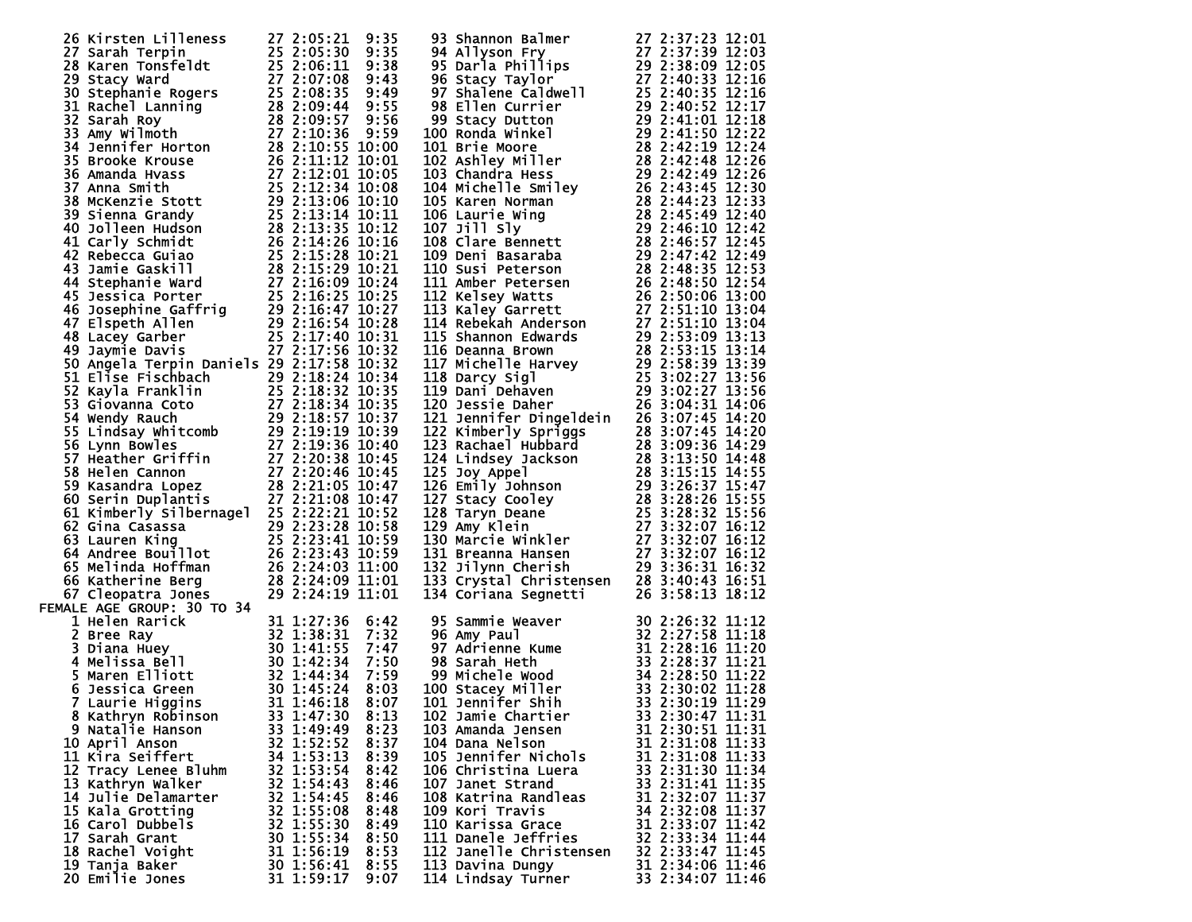```
   26 Kirsten Lilleness     27 2:05:21  9:35     93 Shannon Balmer        27 2:37:23 12:01
   27 Sarah Terpin          25 2:05:30  9:35     94 Allyson Fry           27 2:37:39 12:03
   28 Karen Tonsfeldt       25 2:06:11  9:38     95 Darla Phillips        29 2:38:09 12:05
   29 Stacy Ward            27 2:07:08  9:43     96 Stacy Taylor          27 2:40:33 12:16
   30 Stephanie Rogers      25 2:08:35  9:49     97 Shalene Caldwell      25 2:40:35 12:16
   31 Rachel Lanning        28 2:09:44  9:55     98 Ellen Currier         29 2:40:52 12:17
   32 Sarah Roy             28 2:09:57  9:56     99 Stacy Dutton          29 2:41:01 12:18
   33 Amy Wilmoth           27 2:10:36  9:59    100 Ronda Winkel          29 2:41:50 12:22
   34 Jennifer Horton       28 2:10:55 10:00    101 Brie Moore            28 2:42:19 12:24
   35 Brooke Krouse         26 2:11:12 10:01    102 Ashley Miller         28 2:42:48 12:26
   36 Amanda Hvass          27 2:12:01 10:05    103 Chandra Hess          29 2:42:49 12:26
   37 Anna Smith            25 2:12:34 10:08    104 Michelle Smiley       26 2:43:45 12:30
   38 McKenzie Stott        29 2:13:06 10:10    105 Karen Norman          28 2:44:23 12:33
   39 Sienna Grandy         25 2:13:14 10:11    106 Laurie Wing           28 2:45:49 12:40
   40 Jolleen Hudson        28 2:13:35 10:12    107 Jill Sly              29 2:46:10 12:42
   41 Carly Schmidt         26 2:14:26 10:16    108 Clare Bennett         28 2:46:57 12:45
   42 Rebecca Guiao         25 2:15:28 10:21    109 Deni Basaraba         29 2:47:42 12:49
   43 Jamie Gaskill         28 2:15:29 10:21    110 Susi Peterson         28 2:48:35 12:53
   44 Stephanie Ward        27 2:16:09 10:24    111 Amber Petersen        26 2:48:50 12:54
   45 Jessica Porter        25 2:16:25 10:25    112 Kelsey Watts          26 2:50:06 13:00
   46 Josephine Gaffrig     29 2:16:47 10:27    113 Kaley Garrett         27 2:51:10 13:04
   47 Elspeth Allen         29 2:16:54 10:28    114 Rebekah Anderson      27 2:51:10 13:04
   48 Lacey Garber          25 2:17:40 10:31    115 Shannon Edwards       29 2:53:09 13:13
   49 Jaymie Davis          27 2:17:56 10:32    116 Deanna Brown          28 2:53:15 13:14
   50 Angela Terpin Daniels 29 2:17:58 10:32    117 Michelle Harvey       29 2:58:39 13:39
   51 Elise Fischbach       29 2:18:24 10:34    118 Darcy Sigl            25 3:02:27 13:56
   52 Kayla Franklin        25 2:18:32 10:35    119 Dani Dehaven          29 3:02:27 13:56
   53 Giovanna Coto         27 2:18:34 10:35    120 Jessie Daher          26 3:04:31 14:06
   54 Wendy Rauch           29 2:18:57 10:37    121 Jennifer Dingeldein   26 3:07:45 14:20
   55 Lindsay Whitcomb      29 2:19:19 10:39    122 Kimberly Spriggs      28 3:07:45 14:20
   56 Lynn Bowles           27 2:19:36 10:40    123 Rachael Hubbard       28 3:09:36 14:29
   57 Heather Griffin       27 2:20:38 10:45    124 Lindsey Jackson       28 3:13:50 14:48
   58 Helen Cannon          27 2:20:46 10:45    125 Joy Appel             28 3:15:15 14:55
   59 Kasandra Lopez        28 2:21:05 10:47    126 Emily Johnson         29 3:26:37 15:47
   60 Serin Duplantis       27 2:21:08 10:47    127 Stacy Cooley          28 3:28:26 15:55
   61 Kimberly Silbernagel  25 2:22:21 10:52    128 Taryn Deane           25 3:28:32 15:56
   62 Gina Casassa          29 2:23:28 10:58    129 Amy Klein             27 3:32:07 16:12
   63 Lauren King           25 2:23:41 10:59    130 Marcie Winkler        27 3:32:07 16:12
   64 Andree Bouillot       26 2:23:43 10:59    131 Breanna Hansen        27 3:32:07 16:12
   65 Melinda Hoffman       26 2:24:03 11:00    132 Jilynn Cherish        29 3:36:31 16:32
   66 Katherine Berg        28 2:24:09 11:01    133 Crystal Christensen   28 3:40:43 16:51
   67 Cleopatra Jones       29 2:24:19 11:01    134 Coriana Segnetti      26 3:58:13 18:12
FEMALE AGE GROUP: 30 TO 34
    1 Helen Rarick          31 1:27:36  6:42     95 Sammie Weaver         30 2:26:32 11:12
    2 Bree Ray              32 1:38:31  7:32     96 Amy Paul              32 2:27:58 11:18
    3 Diana Huey            30 1:41:55  7:47     97 Adrienne Kume         31 2:28:16 11:20
    4 Melissa Bell          30 1:42:34  7:50     98 Sarah Heth            33 2:28:37 11:21
    5 Maren Elliott         32 1:44:34  7:59     99 Michele Wood          34 2:28:50 11:22
    6 Jessica Green         30 1:45:24  8:03    100 Stacey Miller         33 2:30:02 11:28
    7 Laurie Higgins        31 1:46:18  8:07    101 Jennifer Shih         33 2:30:19 11:29
    8 Kathryn Robinson      33 1:47:30  8:13    102 Jamie Chartier        33 2:30:47 11:31
    9 Natalie Hanson        33 1:49:49  8:23    103 Amanda Jensen         31 2:30:51 11:31
   10 April Anson           32 1:52:52  8:37    104 Dana Nelson           31 2:31:08 11:33
   11 Kira Seiffert         34 1:53:13  8:39    105 Jennifer Nichols      31 2:31:08 11:33
   12 Tracy Lenee Bluhm     32 1:53:54  8:42    106 Christina Luera       33 2:31:30 11:34
   13 Kathryn Walker        32 1:54:43  8:46    107 Janet Strand          33 2:31:41 11:35
   14 Julie Delamarter      32 1:54:45  8:46    108 Katrina Randleas      31 2:32:07 11:37
   15 Kala Grotting         32 1:55:08  8:48    109 Kori Travis           34 2:32:08 11:37
   16 Carol Dubbels         32 1:55:30  8:49    110 Karissa Grace         31 2:33:07 11:42
   17 Sarah Grant           30 1:55:34  8:50    111 Danele Jeffries       32 2:33:34 11:44
   18 Rachel Voight         31 1:56:19  8:53    112 Janelle Christensen   32 2:33:47 11:45
   19 Tanja Baker           30 1:56:41  8:55    113 Davina Dungy          31 2:34:06 11:46
   20 Emilie Jones          31 1:59:17  9:07    114 Lindsay Turner        33 2:34:07 11:46
```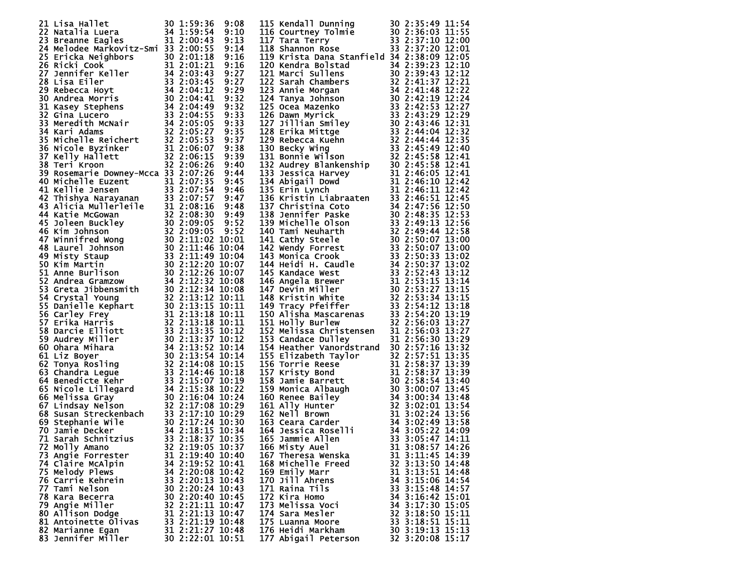| Place | Name | Age | Time | Pace |
|---|---|---|---|---|
| 21 | Lisa Hallet | 30 | 1:59:36 | 9:08 |
| 22 | Natalia Luera | 34 | 1:59:54 | 9:10 |
| 23 | Breanne Eagles | 31 | 2:00:43 | 9:13 |
| 24 | Melodee Markovitz-Smi | 33 | 2:00:55 | 9:14 |
| 25 | Ericka Neighbors | 30 | 2:01:18 | 9:16 |
| 26 | Ricki Cook | 31 | 2:01:21 | 9:16 |
| 27 | Jennifer Keller | 34 | 2:03:43 | 9:27 |
| 28 | Lisa Eiler | 33 | 2:03:45 | 9:27 |
| 29 | Rebecca Hoyt | 34 | 2:04:12 | 9:29 |
| 30 | Andrea Morris | 30 | 2:04:41 | 9:32 |
| 31 | Kasey Stephens | 34 | 2:04:49 | 9:32 |
| 32 | Gina Lucero | 33 | 2:04:55 | 9:33 |
| 33 | Meredith McNair | 34 | 2:05:05 | 9:33 |
| 34 | Kari Adams | 32 | 2:05:27 | 9:35 |
| 35 | Michelle Reichert | 32 | 2:05:53 | 9:37 |
| 36 | Nicole Byzinker | 31 | 2:06:07 | 9:38 |
| 37 | Kelly Hallett | 32 | 2:06:15 | 9:39 |
| 38 | Teri Kroon | 32 | 2:06:26 | 9:40 |
| 39 | Rosemarie Downey-Mcca | 33 | 2:07:26 | 9:44 |
| 40 | Michelle Euzent | 31 | 2:07:35 | 9:45 |
| 41 | Kellie Jensen | 33 | 2:07:54 | 9:46 |
| 42 | Thishya Narayanan | 33 | 2:07:57 | 9:47 |
| 43 | Alicia Mullerleile | 31 | 2:08:16 | 9:48 |
| 44 | Katie McGowan | 32 | 2:08:30 | 9:49 |
| 45 | Joleen Buckley | 30 | 2:09:05 | 9:52 |
| 46 | Kim Johnson | 32 | 2:09:05 | 9:52 |
| 47 | Winnifred Wong | 30 | 2:11:02 | 10:01 |
| 48 | Laurel Johnson | 30 | 2:11:46 | 10:04 |
| 49 | Misty Staup | 33 | 2:11:49 | 10:04 |
| 50 | Kim Martin | 30 | 2:12:20 | 10:07 |
| 51 | Anne Burlison | 30 | 2:12:26 | 10:07 |
| 52 | Andrea Gramzow | 34 | 2:12:32 | 10:08 |
| 53 | Greta Jibbensmith | 30 | 2:12:34 | 10:08 |
| 54 | Crystal Young | 32 | 2:13:12 | 10:11 |
| 55 | Danielle Kephart | 30 | 2:13:15 | 10:11 |
| 56 | Carley Frey | 31 | 2:13:18 | 10:11 |
| 57 | Erika Harris | 32 | 2:13:18 | 10:11 |
| 58 | Darcie Elliott | 33 | 2:13:35 | 10:12 |
| 59 | Audrey Miller | 30 | 2:13:37 | 10:12 |
| 60 | Ohara Mihara | 34 | 2:13:52 | 10:14 |
| 61 | Liz Boyer | 30 | 2:13:54 | 10:14 |
| 62 | Tonya Rosling | 32 | 2:14:08 | 10:15 |
| 63 | Chandra Legue | 33 | 2:14:46 | 10:18 |
| 64 | Benedicte Kehr | 33 | 2:15:07 | 10:19 |
| 65 | Nicole Lillegard | 34 | 2:15:38 | 10:22 |
| 66 | Melissa Gray | 30 | 2:16:04 | 10:24 |
| 67 | Lindsay Nelson | 32 | 2:17:08 | 10:29 |
| 68 | Susan Streckenbach | 33 | 2:17:10 | 10:29 |
| 69 | Stephanie Wile | 30 | 2:17:24 | 10:30 |
| 70 | Jamie Decker | 34 | 2:18:15 | 10:34 |
| 71 | Sarah Schnitzius | 33 | 2:18:37 | 10:35 |
| 72 | Molly Amano | 32 | 2:19:05 | 10:37 |
| 73 | Angie Forrester | 31 | 2:19:40 | 10:40 |
| 74 | Claire McAlpin | 34 | 2:19:52 | 10:41 |
| 75 | Melody Plews | 34 | 2:20:08 | 10:42 |
| 76 | Carrie Kehrein | 33 | 2:20:13 | 10:43 |
| 77 | Tami Nelson | 30 | 2:20:24 | 10:43 |
| 78 | Kara Becerra | 30 | 2:20:40 | 10:45 |
| 79 | Angie Miller | 32 | 2:21:11 | 10:47 |
| 80 | Allison Dodge | 31 | 2:21:13 | 10:47 |
| 81 | Antoinette Olivas | 33 | 2:21:19 | 10:48 |
| 82 | Marianne Egan | 31 | 2:21:27 | 10:48 |
| 83 | Jennifer Miller | 30 | 2:22:01 | 10:51 |
| 115 | Kendall Dunning | 30 | 2:35:49 | 11:54 |
| 116 | Courtney Tolmie | 30 | 2:36:03 | 11:55 |
| 117 | Tara Terry | 33 | 2:37:10 | 12:00 |
| 118 | Shannon Rose | 33 | 2:37:20 | 12:01 |
| 119 | Krista Dana Stanfield | 34 | 2:38:09 | 12:05 |
| 120 | Kendra Bolstad | 34 | 2:39:23 | 12:10 |
| 121 | Marci Sullens | 30 | 2:39:43 | 12:12 |
| 122 | Sarah Chambers | 32 | 2:41:37 | 12:21 |
| 123 | Annie Morgan | 34 | 2:41:48 | 12:22 |
| 124 | Tanya Johnson | 30 | 2:42:19 | 12:24 |
| 125 | Ocea Mazenko | 33 | 2:42:53 | 12:27 |
| 126 | Dawn Myrick | 33 | 2:43:29 | 12:29 |
| 127 | Jillian Smiley | 30 | 2:43:46 | 12:31 |
| 128 | Erika Mittge | 33 | 2:44:04 | 12:32 |
| 129 | Rebecca Kuehn | 32 | 2:44:44 | 12:35 |
| 130 | Becky Wing | 33 | 2:45:49 | 12:40 |
| 131 | Bonnie Wilson | 32 | 2:45:58 | 12:41 |
| 132 | Audrey Blankenship | 30 | 2:45:58 | 12:41 |
| 133 | Jessica Harvey | 31 | 2:46:05 | 12:41 |
| 134 | Abigail Dowd | 31 | 2:46:10 | 12:42 |
| 135 | Erin Lynch | 31 | 2:46:11 | 12:42 |
| 136 | Kristin Liabraaten | 33 | 2:46:51 | 12:45 |
| 137 | Christina Coto | 34 | 2:47:56 | 12:50 |
| 138 | Jennifer Paske | 30 | 2:48:35 | 12:53 |
| 139 | Michelle Olson | 33 | 2:49:13 | 12:56 |
| 140 | Tami Neuharth | 32 | 2:49:44 | 12:58 |
| 141 | Cathy Steele | 30 | 2:50:07 | 13:00 |
| 142 | Wendy Forrest | 33 | 2:50:07 | 13:00 |
| 143 | Monica Crook | 33 | 2:50:33 | 13:02 |
| 144 | Heidi H. Caudle | 34 | 2:50:37 | 13:02 |
| 145 | Kandace West | 33 | 2:52:43 | 13:12 |
| 146 | Angela Brewer | 31 | 2:53:15 | 13:14 |
| 147 | Devin Miller | 30 | 2:53:27 | 13:15 |
| 148 | Kristin White | 32 | 2:53:34 | 13:15 |
| 149 | Tracy Pfeiffer | 33 | 2:54:12 | 13:18 |
| 150 | Alisha Mascarenas | 33 | 2:54:20 | 13:19 |
| 151 | Holly Burlew | 32 | 2:56:03 | 13:27 |
| 152 | Melissa Christensen | 31 | 2:56:03 | 13:27 |
| 153 | Candace Dulley | 31 | 2:56:30 | 13:29 |
| 154 | Heather Vanordstrand | 30 | 2:57:16 | 13:32 |
| 155 | Elizabeth Taylor | 32 | 2:57:51 | 13:35 |
| 156 | Torrie Reese | 31 | 2:58:37 | 13:39 |
| 157 | Kristy Bond | 31 | 2:58:37 | 13:39 |
| 158 | Jamie Barrett | 30 | 2:58:54 | 13:40 |
| 159 | Monica Albaugh | 30 | 3:00:07 | 13:45 |
| 160 | Renee Bailey | 34 | 3:00:34 | 13:48 |
| 161 | Ally Hunter | 32 | 3:02:01 | 13:54 |
| 162 | Nell Brown | 31 | 3:02:24 | 13:56 |
| 163 | Ceara Carder | 34 | 3:02:49 | 13:58 |
| 164 | Jessica Roselli | 34 | 3:05:22 | 14:09 |
| 165 | Jammie Allen | 33 | 3:05:47 | 14:11 |
| 166 | Misty Auel | 31 | 3:08:57 | 14:26 |
| 167 | Theresa Wenska | 31 | 3:11:45 | 14:39 |
| 168 | Michelle Freed | 32 | 3:13:50 | 14:48 |
| 169 | Emily Marr | 31 | 3:13:51 | 14:48 |
| 170 | Jill Ahrens | 34 | 3:15:06 | 14:54 |
| 171 | Raina Tils | 33 | 3:15:48 | 14:57 |
| 172 | Kira Homo | 34 | 3:16:42 | 15:01 |
| 173 | Melissa Voci | 34 | 3:17:30 | 15:05 |
| 174 | Sara Mesler | 32 | 3:18:50 | 15:11 |
| 175 | Luanna Moore | 33 | 3:18:51 | 15:11 |
| 176 | Heidi Markham | 30 | 3:19:13 | 15:13 |
| 177 | Abigail Peterson | 32 | 3:20:08 | 15:17 |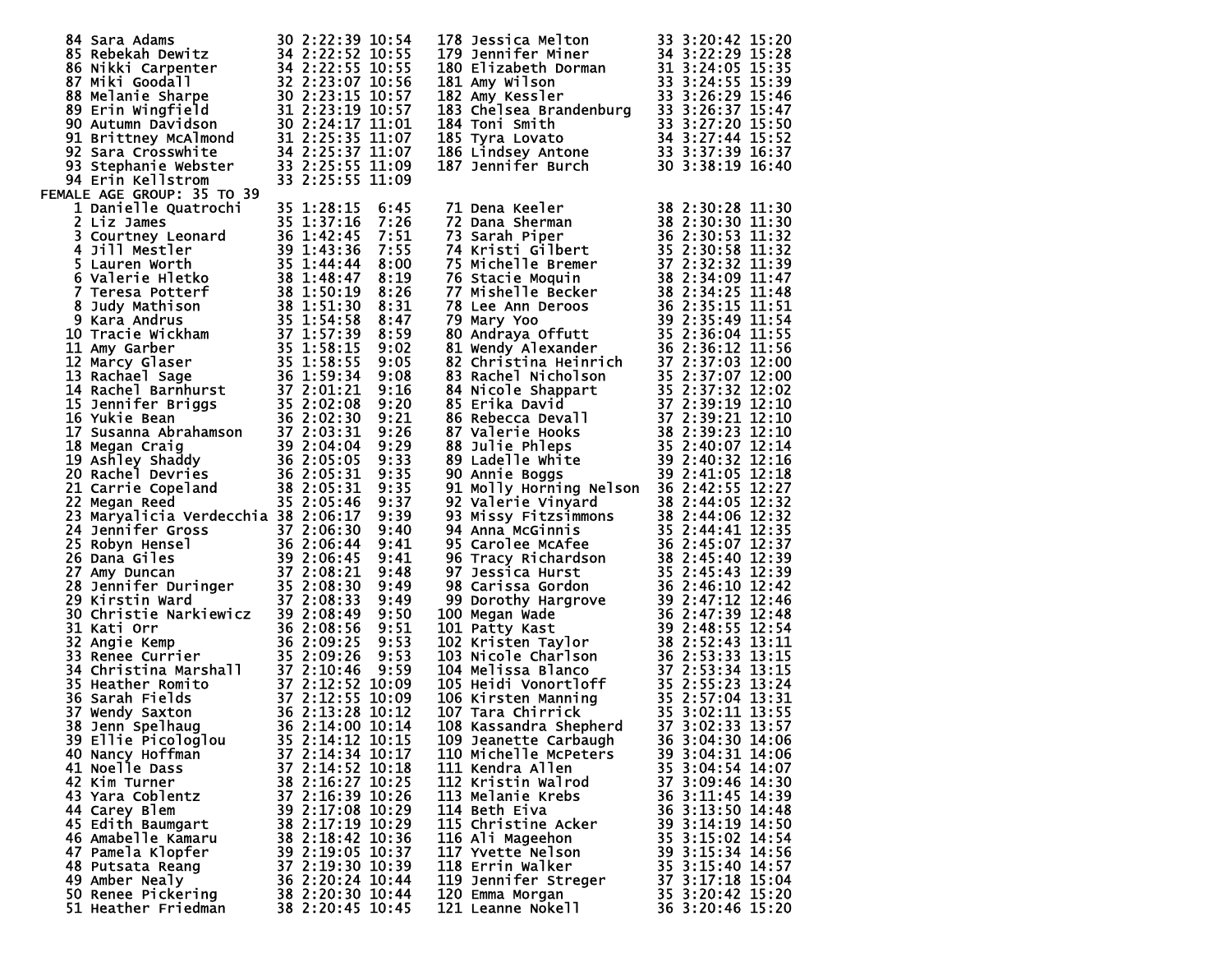| Place | Name | Age | Time | Pace |
|---|---|---|---|---|
| 84 | Sara Adams | 30 | 2:22:39 | 10:54 |
| 85 | Rebekah Dewitz | 34 | 2:22:52 | 10:55 |
| 86 | Nikki Carpenter | 34 | 2:22:55 | 10:55 |
| 87 | Miki Goodall | 32 | 2:23:07 | 10:56 |
| 88 | Melanie Sharpe | 30 | 2:23:15 | 10:57 |
| 89 | Erin Wingfield | 31 | 2:23:19 | 10:57 |
| 90 | Autumn Davidson | 30 | 2:24:17 | 11:01 |
| 91 | Brittney McAlmond | 31 | 2:25:35 | 11:07 |
| 92 | Sara Crosswhite | 34 | 2:25:37 | 11:07 |
| 93 | Stephanie Webster | 33 | 2:25:55 | 11:09 |
| 94 | Erin Kellstrom | 33 | 2:25:55 | 11:09 |
| 178 | Jessica Melton | 33 | 3:20:42 | 15:20 |
| 179 | Jennifer Miner | 34 | 3:22:29 | 15:28 |
| 180 | Elizabeth Dorman | 31 | 3:24:05 | 15:35 |
| 181 | Amy Wilson | 33 | 3:24:55 | 15:39 |
| 182 | Amy Kessler | 33 | 3:26:29 | 15:46 |
| 183 | Chelsea Brandenburg | 33 | 3:26:37 | 15:47 |
| 184 | Toni Smith | 33 | 3:27:20 | 15:50 |
| 185 | Tyra Lovato | 34 | 3:27:44 | 15:52 |
| 186 | Lindsey Antone | 33 | 3:37:39 | 16:37 |
| 187 | Jennifer Burch | 30 | 3:38:19 | 16:40 |

## FEMALE AGE GROUP: 35 TO 39

| Place | Name | Age | Time | Pace |
|---|---|---|---|---|
| 1 | Danielle Quatrochi | 35 | 1:28:15 | 6:45 |
| 2 | Liz James | 35 | 1:37:16 | 7:26 |
| 3 | Courtney Leonard | 36 | 1:42:45 | 7:51 |
| 4 | Jill Mestler | 39 | 1:43:36 | 7:55 |
| 5 | Lauren Worth | 35 | 1:44:44 | 8:00 |
| 6 | Valerie Hletko | 38 | 1:48:47 | 8:19 |
| 7 | Teresa Potterf | 38 | 1:50:19 | 8:26 |
| 8 | Judy Mathison | 38 | 1:51:30 | 8:31 |
| 9 | Kara Andrus | 35 | 1:54:58 | 8:47 |
| 10 | Tracie Wickham | 37 | 1:57:39 | 8:59 |
| 11 | Amy Garber | 35 | 1:58:15 | 9:02 |
| 12 | Marcy Glaser | 35 | 1:58:55 | 9:05 |
| 13 | Rachael Sage | 36 | 1:59:34 | 9:08 |
| 14 | Rachel Barnhurst | 37 | 2:01:21 | 9:16 |
| 15 | Jennifer Briggs | 35 | 2:02:08 | 9:20 |
| 16 | Yukie Bean | 36 | 2:02:30 | 9:21 |
| 17 | Susanna Abrahamson | 37 | 2:03:31 | 9:26 |
| 18 | Megan Craig | 39 | 2:04:04 | 9:29 |
| 19 | Ashley Shaddy | 36 | 2:05:05 | 9:33 |
| 20 | Rachel Devries | 36 | 2:05:31 | 9:35 |
| 21 | Carrie Copeland | 38 | 2:05:31 | 9:35 |
| 22 | Megan Reed | 35 | 2:05:46 | 9:37 |
| 23 | Maryalicia Verdecchia | 38 | 2:06:17 | 9:39 |
| 24 | Jennifer Gross | 37 | 2:06:30 | 9:40 |
| 25 | Robyn Hensel | 36 | 2:06:44 | 9:41 |
| 26 | Dana Giles | 39 | 2:06:45 | 9:41 |
| 27 | Amy Duncan | 37 | 2:08:21 | 9:48 |
| 28 | Jennifer Duringer | 35 | 2:08:30 | 9:49 |
| 29 | Kirstin Ward | 37 | 2:08:33 | 9:49 |
| 30 | Christie Narkiewicz | 39 | 2:08:49 | 9:50 |
| 31 | Kati Orr | 36 | 2:08:56 | 9:51 |
| 32 | Angie Kemp | 36 | 2:09:25 | 9:53 |
| 33 | Renee Currier | 35 | 2:09:26 | 9:53 |
| 34 | Christina Marshall | 37 | 2:10:46 | 9:59 |
| 35 | Heather Romito | 37 | 2:12:52 | 10:09 |
| 36 | Sarah Fields | 37 | 2:12:55 | 10:09 |
| 37 | Wendy Saxton | 36 | 2:13:28 | 10:12 |
| 38 | Jenn Spelhaug | 36 | 2:14:00 | 10:14 |
| 39 | Ellie Picologlou | 35 | 2:14:12 | 10:15 |
| 40 | Nancy Hoffman | 37 | 2:14:34 | 10:17 |
| 41 | Noelle Dass | 37 | 2:14:52 | 10:18 |
| 42 | Kim Turner | 38 | 2:16:27 | 10:25 |
| 43 | Yara Coblentz | 37 | 2:16:39 | 10:26 |
| 44 | Carey Blem | 39 | 2:17:08 | 10:29 |
| 45 | Edith Baumgart | 38 | 2:17:19 | 10:29 |
| 46 | Amabelle Kamaru | 38 | 2:18:42 | 10:36 |
| 47 | Pamela Klopfer | 39 | 2:19:05 | 10:37 |
| 48 | Putsata Reang | 37 | 2:19:30 | 10:39 |
| 49 | Amber Nealy | 36 | 2:20:24 | 10:44 |
| 50 | Renee Pickering | 38 | 2:20:30 | 10:44 |
| 51 | Heather Friedman | 38 | 2:20:45 | 10:45 |
| 71 | Dena Keeler | 38 | 2:30:28 | 11:30 |
| 72 | Dana Sherman | 38 | 2:30:30 | 11:30 |
| 73 | Sarah Piper | 36 | 2:30:53 | 11:32 |
| 74 | Kristi Gilbert | 35 | 2:30:58 | 11:32 |
| 75 | Michelle Bremer | 37 | 2:32:32 | 11:39 |
| 76 | Stacie Moquin | 38 | 2:34:09 | 11:47 |
| 77 | Mishelle Becker | 38 | 2:34:25 | 11:48 |
| 78 | Lee Ann Deroos | 36 | 2:35:15 | 11:51 |
| 79 | Mary Yoo | 39 | 2:35:49 | 11:54 |
| 80 | Andraya Offutt | 35 | 2:36:04 | 11:55 |
| 81 | Wendy Alexander | 36 | 2:36:12 | 11:56 |
| 82 | Christina Heinrich | 37 | 2:37:03 | 12:00 |
| 83 | Rachel Nicholson | 35 | 2:37:07 | 12:00 |
| 84 | Nicole Shappart | 35 | 2:37:32 | 12:02 |
| 85 | Erika David | 37 | 2:39:19 | 12:10 |
| 86 | Rebecca Devall | 37 | 2:39:21 | 12:10 |
| 87 | Valerie Hooks | 38 | 2:39:23 | 12:10 |
| 88 | Julie Phleps | 35 | 2:40:07 | 12:14 |
| 89 | Ladelle White | 39 | 2:40:32 | 12:16 |
| 90 | Annie Boggs | 39 | 2:41:05 | 12:18 |
| 91 | Molly Horning Nelson | 36 | 2:42:55 | 12:27 |
| 92 | Valerie Vinyard | 38 | 2:44:05 | 12:32 |
| 93 | Missy Fitzsimmons | 38 | 2:44:06 | 12:32 |
| 94 | Anna McGinnis | 35 | 2:44:41 | 12:35 |
| 95 | Carolee McAfee | 36 | 2:45:07 | 12:37 |
| 96 | Tracy Richardson | 38 | 2:45:40 | 12:39 |
| 97 | Jessica Hurst | 35 | 2:45:43 | 12:39 |
| 98 | Carissa Gordon | 36 | 2:46:10 | 12:42 |
| 99 | Dorothy Hargrove | 39 | 2:47:12 | 12:46 |
| 100 | Megan Wade | 36 | 2:47:39 | 12:48 |
| 101 | Patty Kast | 39 | 2:48:55 | 12:54 |
| 102 | Kristen Taylor | 38 | 2:52:43 | 13:11 |
| 103 | Nicole Charlson | 36 | 2:53:33 | 13:15 |
| 104 | Melissa Blanco | 37 | 2:53:34 | 13:15 |
| 105 | Heidi Vonortloff | 35 | 2:55:23 | 13:24 |
| 106 | Kirsten Manning | 35 | 2:57:04 | 13:31 |
| 107 | Tara Chirrick | 35 | 3:02:11 | 13:55 |
| 108 | Kassandra Shepherd | 37 | 3:02:33 | 13:57 |
| 109 | Jeanette Carbaugh | 36 | 3:04:30 | 14:06 |
| 110 | Michelle McPeters | 39 | 3:04:31 | 14:06 |
| 111 | Kendra Allen | 35 | 3:04:54 | 14:07 |
| 112 | Kristin Walrod | 37 | 3:09:46 | 14:30 |
| 113 | Melanie Krebs | 36 | 3:11:45 | 14:39 |
| 114 | Beth Eiva | 36 | 3:13:50 | 14:48 |
| 115 | Christine Acker | 39 | 3:14:19 | 14:50 |
| 116 | Ali Mageehon | 35 | 3:15:02 | 14:54 |
| 117 | Yvette Nelson | 39 | 3:15:34 | 14:56 |
| 118 | Errin Walker | 35 | 3:15:40 | 14:57 |
| 119 | Jennifer Streger | 37 | 3:17:18 | 15:04 |
| 120 | Emma Morgan | 35 | 3:20:42 | 15:20 |
| 121 | Leanne Nokell | 36 | 3:20:46 | 15:20 |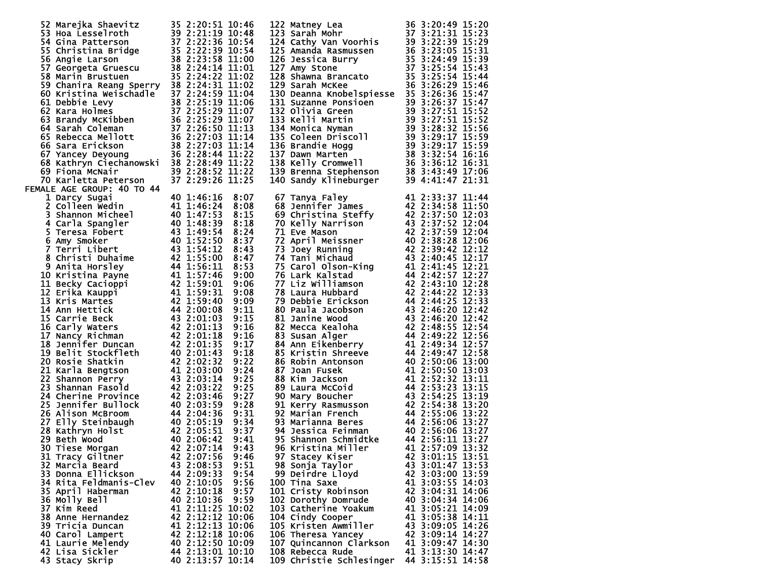```
 52 Marejka Shaevitz       35 2:20:51 10:46    122 Matney Lea             36 3:20:49 15:20
 53 Hoa Lesselroth         39 2:21:19 10:48    123 Sarah Mohr             37 3:21:31 15:23
 54 Gina Patterson         37 2:22:36 10:54    124 Cathy Van Voorhis      39 3:22:39 15:29
 55 Christina Bridge       35 2:22:39 10:54    125 Amanda Rasmussen       36 3:23:05 15:31
 56 Angie Larson           38 2:23:58 11:00    126 Jessica Burry          35 3:24:49 15:39
 57 Georgeta Gruescu       38 2:24:14 11:01    127 Amy Stone              37 3:25:54 15:43
 58 Marin Brustuen         35 2:24:22 11:02    128 Shawna Brancato        35 3:25:54 15:44
 59 Chanira Reang Sperry   38 2:24:31 11:02    129 Sarah McKee            36 3:26:29 15:46
 60 Kristina Weischadle    37 2:24:59 11:04    130 Deanna Knobelspiesse   35 3:26:36 15:47
 61 Debbie Levy            38 2:25:19 11:06    131 Suzanne Ponsioen       39 3:26:37 15:47
 62 Kara Holmes            37 2:25:29 11:07    132 Olivia Green           39 3:27:51 15:52
 63 Brandy McKibben        36 2:25:29 11:07    133 Kelli Martin           39 3:27:51 15:52
 64 Sarah Coleman          37 2:26:50 11:13    134 Monica Nyman           39 3:28:32 15:56
 65 Rebecca Mellott        36 2:27:03 11:14    135 Coleen Driscoll        39 3:29:17 15:59
 66 Sara Erickson          38 2:27:03 11:14    136 Brandie Hogg           39 3:29:17 15:59
 67 Yancey Deyoung         36 2:28:44 11:22    137 Dawn Marten            38 3:32:54 16:16
 68 Kathryn Ciechanowski   38 2:28:49 11:22    138 Kelly Cromwell         36 3:36:12 16:31
 69 Fiona McNair           39 2:28:52 11:22    139 Brenna Stephenson      38 3:43:49 17:06
 70 Karletta Peterson      37 2:29:26 11:25    140 Sandy Klineburger      39 4:41:47 21:31
FEMALE AGE GROUP: 40 TO 44
  1 Darcy Sugai            40 1:46:16  8:07     67 Tanya Faley            41 2:33:37 11:44
  2 Colleen Wedin          41 1:46:24  8:08     68 Jennifer James         42 2:34:58 11:50
  3 Shannon Micheel        40 1:47:53  8:15     69 Christina Steffy       42 2:37:50 12:03
  4 Carla Spangler         40 1:48:39  8:18     70 Kelly Narrison         43 2:37:52 12:04
  5 Teresa Fobert          43 1:49:54  8:24     71 Eve Mason              42 2:37:59 12:04
  6 Amy Smoker             40 1:52:50  8:37     72 April Meissner         40 2:38:28 12:06
  7 Terri Libert           43 1:54:12  8:43     73 Joey Running           42 2:39:42 12:12
  8 Christi Duhaime        42 1:55:00  8:47     74 Tani Michaud           43 2:40:45 12:17
  9 Anita Horsley          44 1:56:11  8:53     75 Carol Olson-King       41 2:41:45 12:21
 10 Kristina Payne         41 1:57:46  9:00     76 Lark Kalstad           44 2:42:57 12:27
 11 Becky Cacioppi         42 1:59:01  9:06     77 Liz Williamson         42 2:43:10 12:28
 12 Erika Kauppi           41 1:59:31  9:08     78 Laura Hubbard          42 2:44:22 12:33
 13 Kris Martes            42 1:59:40  9:09     79 Debbie Erickson        44 2:44:25 12:33
 14 Ann Hettick            44 2:00:08  9:11     80 Paula Jacobson         43 2:46:20 12:42
 15 Carrie Beck            43 2:01:03  9:15     81 Janine Wood            43 2:46:20 12:42
 16 Carly Waters           42 2:01:13  9:16     82 Mecca Kealoha          42 2:48:55 12:54
 17 Nancy Richman          42 2:01:18  9:16     83 Susan Alger            44 2:49:22 12:56
 18 Jennifer Duncan        42 2:01:35  9:17     84 Ann Eikenberry         41 2:49:34 12:57
 19 Belit Stockfleth       40 2:01:43  9:18     85 Kristin Shreeve        44 2:49:47 12:58
 20 Rosie Shatkin          42 2:02:32  9:22     86 Robin Antonson         40 2:50:06 13:00
 21 Karla Bengtson         41 2:03:00  9:24     87 Joan Fusek             41 2:50:50 13:03
 22 Shannon Perry          43 2:03:14  9:25     88 Kim Jackson            41 2:52:32 13:11
 23 Shannan Fasold         42 2:03:22  9:25     89 Laura McCoid           44 2:53:23 13:15
 24 Cherine Province       42 2:03:46  9:27     90 Mary Boucher           43 2:54:25 13:19
 25 Jennifer Bullock       40 2:03:59  9:28     91 Kerry Rasmusson        42 2:54:38 13:20
 26 Alison McBroom         44 2:04:36  9:31     92 Marian French          44 2:55:06 13:22
 27 Elly Steinbaugh        40 2:05:19  9:34     93 Marianna Beres         44 2:56:06 13:27
 28 Kathryn Holst          42 2:05:51  9:37     94 Jessica Feinman        40 2:56:06 13:27
 29 Beth Wood              40 2:06:42  9:41     95 Shannon Schmidtke      44 2:56:11 13:27
 30 Tiese Morgan           42 2:07:14  9:43     96 Kristina Miller        41 2:57:09 13:32
 31 Tracy Giltner          42 2:07:56  9:46     97 Stacey Kiser           42 3:01:15 13:51
 32 Marcia Beard           43 2:08:53  9:51     98 Sonja Taylor           43 3:01:47 13:53
 33 Donna Ellickson        44 2:09:33  9:54     99 Deirdre Lloyd          42 3:03:00 13:59
 34 Rita Feldmanis-Clev    40 2:10:05  9:56    100 Tina Saxe              41 3:03:55 14:03
 35 April Haberman         42 2:10:18  9:57    101 Cristy Robinson        42 3:04:31 14:06
 36 Molly Bell             40 2:10:36  9:59    102 Dorothy Domrude        40 3:04:34 14:06
 37 Kim Reed               41 2:11:25 10:02    103 Catherine Yoakum       41 3:05:21 14:09
 38 Anne Hernandez         42 2:12:12 10:06    104 Cindy Cooper           41 3:05:38 14:11
 39 Tricia Duncan          41 2:12:13 10:06    105 Kristen Awmiller       43 3:09:05 14:26
 40 Carol Lampert          42 2:12:18 10:06    106 Theresa Yancey         42 3:09:14 14:27
 41 Laurie Melendy         40 2:12:50 10:09    107 Quincannon Clarkson    41 3:09:47 14:30
 42 Lisa Sickler           44 2:13:01 10:10    108 Rebecca Rude           41 3:13:30 14:47
 43 Stacy Skrip            40 2:13:57 10:14    109 Christie Schlesinger   44 3:15:51 14:58
```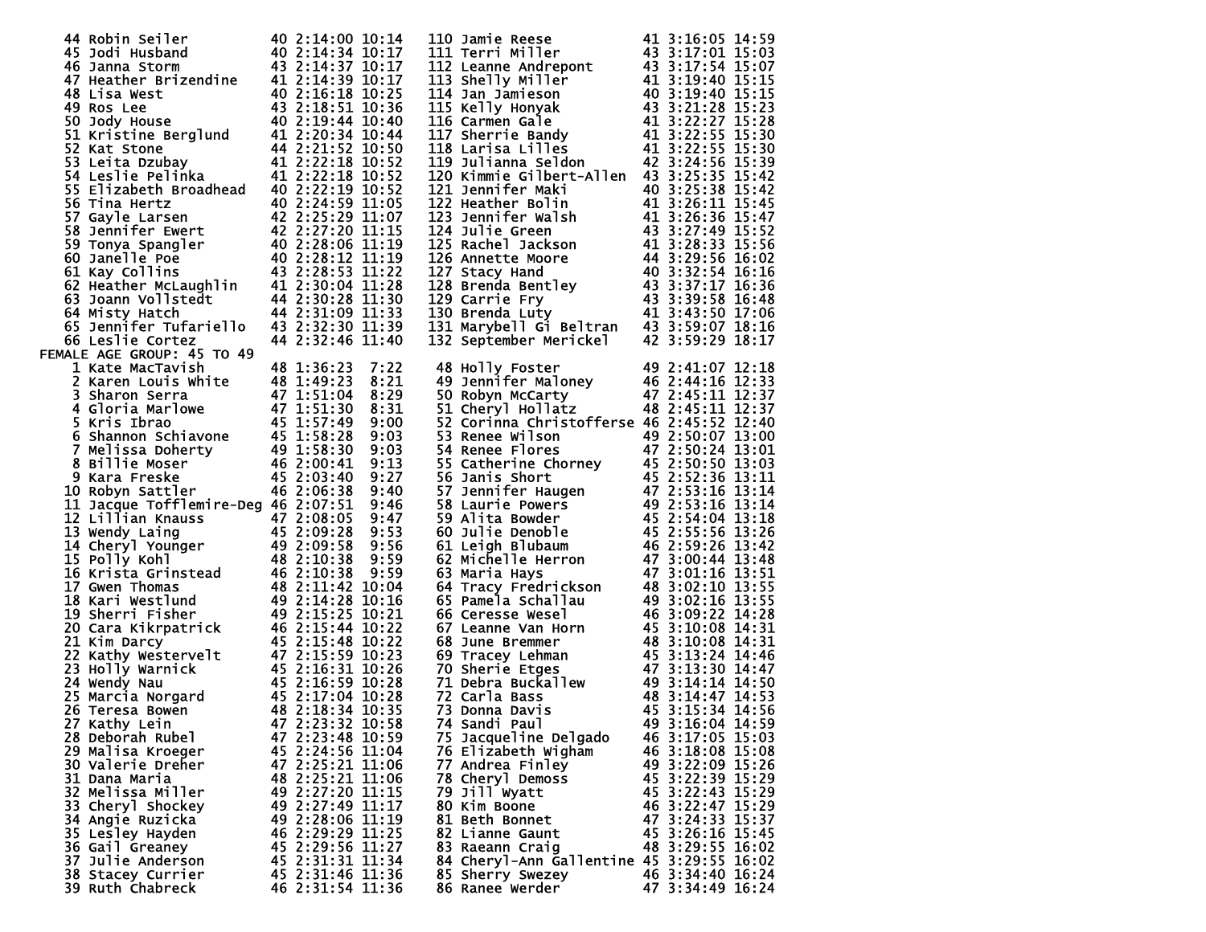| Place | Name | Age | Time | Pace |
|---|---|---|---|---|
| 44 | Robin Seiler | 40 | 2:14:00 | 10:14 |
| 45 | Jodi Husband | 40 | 2:14:34 | 10:17 |
| 46 | Janna Storm | 43 | 2:14:37 | 10:17 |
| 47 | Heather Brizendine | 41 | 2:14:39 | 10:17 |
| 48 | Lisa West | 40 | 2:16:18 | 10:25 |
| 49 | Ros Lee | 43 | 2:18:51 | 10:36 |
| 50 | Jody House | 40 | 2:19:44 | 10:40 |
| 51 | Kristine Berglund | 41 | 2:20:34 | 10:44 |
| 52 | Kat Stone | 44 | 2:21:52 | 10:50 |
| 53 | Leita Dzubay | 41 | 2:22:18 | 10:52 |
| 54 | Leslie Pelinka | 41 | 2:22:18 | 10:52 |
| 55 | Elizabeth Broadhead | 40 | 2:22:19 | 10:52 |
| 56 | Tina Hertz | 40 | 2:24:59 | 11:05 |
| 57 | Gayle Larsen | 42 | 2:25:29 | 11:07 |
| 58 | Jennifer Ewert | 42 | 2:27:20 | 11:15 |
| 59 | Tonya Spangler | 40 | 2:28:06 | 11:19 |
| 60 | Janelle Poe | 40 | 2:28:12 | 11:19 |
| 61 | Kay Collins | 43 | 2:28:53 | 11:22 |
| 62 | Heather McLaughlin | 41 | 2:30:04 | 11:28 |
| 63 | Joann Vollstedt | 44 | 2:30:28 | 11:30 |
| 64 | Misty Hatch | 44 | 2:31:09 | 11:33 |
| 65 | Jennifer Tufariello | 43 | 2:32:30 | 11:39 |
| 66 | Leslie Cortez | 44 | 2:32:46 | 11:40 |
| 110 | Jamie Reese | 41 | 3:16:05 | 14:59 |
| 111 | Terri Miller | 43 | 3:17:01 | 15:03 |
| 112 | Leanne Andrepont | 43 | 3:17:54 | 15:07 |
| 113 | Shelly Miller | 41 | 3:19:40 | 15:15 |
| 114 | Jan Jamieson | 40 | 3:19:40 | 15:15 |
| 115 | Kelly Honyak | 43 | 3:21:28 | 15:23 |
| 116 | Carmen Gale | 41 | 3:22:27 | 15:28 |
| 117 | Sherrie Bandy | 41 | 3:22:55 | 15:30 |
| 118 | Larisa Lilles | 41 | 3:22:55 | 15:30 |
| 119 | Julianna Seldon | 42 | 3:24:56 | 15:39 |
| 120 | Kimmie Gilbert-Allen | 43 | 3:25:35 | 15:42 |
| 121 | Jennifer Maki | 40 | 3:25:38 | 15:42 |
| 122 | Heather Bolin | 41 | 3:26:11 | 15:45 |
| 123 | Jennifer Walsh | 41 | 3:26:36 | 15:47 |
| 124 | Julie Green | 43 | 3:27:49 | 15:52 |
| 125 | Rachel Jackson | 41 | 3:28:33 | 15:56 |
| 126 | Annette Moore | 44 | 3:29:56 | 16:02 |
| 127 | Stacy Hand | 40 | 3:32:54 | 16:16 |
| 128 | Brenda Bentley | 43 | 3:37:17 | 16:36 |
| 129 | Carrie Fry | 43 | 3:39:58 | 16:48 |
| 130 | Brenda Luty | 41 | 3:43:50 | 17:06 |
| 131 | Marybell Gi Beltran | 43 | 3:59:07 | 18:16 |
| 132 | September Merickel | 42 | 3:59:29 | 18:17 |

FEMALE AGE GROUP: 45 TO 49

| Place | Name | Age | Time | Pace |
|---|---|---|---|---|
| 1 | Kate MacTavish | 48 | 1:36:23 | 7:22 |
| 2 | Karen Louis White | 48 | 1:49:23 | 8:21 |
| 3 | Sharon Serra | 47 | 1:51:04 | 8:29 |
| 4 | Gloria Marlowe | 47 | 1:51:30 | 8:31 |
| 5 | Kris Ibrao | 45 | 1:57:49 | 9:00 |
| 6 | Shannon Schiavone | 45 | 1:58:28 | 9:03 |
| 7 | Melissa Doherty | 49 | 1:58:30 | 9:03 |
| 8 | Billie Moser | 46 | 2:00:41 | 9:13 |
| 9 | Kara Freske | 45 | 2:03:40 | 9:27 |
| 10 | Robyn Sattler | 46 | 2:06:38 | 9:40 |
| 11 | Jacque Tofflemire-Deg | 46 | 2:07:51 | 9:46 |
| 12 | Lillian Knauss | 47 | 2:08:05 | 9:47 |
| 13 | Wendy Laing | 45 | 2:09:28 | 9:53 |
| 14 | Cheryl Younger | 49 | 2:09:58 | 9:56 |
| 15 | Polly Kohl | 48 | 2:10:38 | 9:59 |
| 16 | Krista Grinstead | 46 | 2:10:38 | 9:59 |
| 17 | Gwen Thomas | 48 | 2:11:42 | 10:04 |
| 18 | Kari Westlund | 49 | 2:14:28 | 10:16 |
| 19 | Sherri Fisher | 49 | 2:15:25 | 10:21 |
| 20 | Cara Kikrpatrick | 46 | 2:15:44 | 10:22 |
| 21 | Kim Darcy | 45 | 2:15:48 | 10:22 |
| 22 | Kathy Westervelt | 47 | 2:15:59 | 10:23 |
| 23 | Holly Warnick | 45 | 2:16:31 | 10:26 |
| 24 | Wendy Nau | 45 | 2:16:59 | 10:28 |
| 25 | Marcia Norgard | 45 | 2:17:04 | 10:28 |
| 26 | Teresa Bowen | 48 | 2:18:34 | 10:35 |
| 27 | Kathy Lein | 47 | 2:23:32 | 10:58 |
| 28 | Deborah Rubel | 47 | 2:23:48 | 10:59 |
| 29 | Malisa Kroeger | 45 | 2:24:56 | 11:04 |
| 30 | Valerie Dreher | 47 | 2:25:21 | 11:06 |
| 31 | Dana Maria | 48 | 2:25:21 | 11:06 |
| 32 | Melissa Miller | 49 | 2:27:20 | 11:15 |
| 33 | Cheryl Shockey | 49 | 2:27:49 | 11:17 |
| 34 | Angie Ruzicka | 49 | 2:28:06 | 11:19 |
| 35 | Lesley Hayden | 46 | 2:29:29 | 11:25 |
| 36 | Gail Greaney | 45 | 2:29:56 | 11:27 |
| 37 | Julie Anderson | 45 | 2:31:31 | 11:34 |
| 38 | Stacey Currier | 45 | 2:31:46 | 11:36 |
| 39 | Ruth Chabreck | 46 | 2:31:54 | 11:36 |
| 48 | Holly Foster | 49 | 2:41:07 | 12:18 |
| 49 | Jennifer Maloney | 46 | 2:44:16 | 12:33 |
| 50 | Robyn McCarty | 47 | 2:45:11 | 12:37 |
| 51 | Cheryl Hollatz | 48 | 2:45:11 | 12:37 |
| 52 | Corinna Christofferse | 46 | 2:45:52 | 12:40 |
| 53 | Renee Wilson | 49 | 2:50:07 | 13:00 |
| 54 | Renee Flores | 47 | 2:50:24 | 13:01 |
| 55 | Catherine Chorney | 45 | 2:50:50 | 13:03 |
| 56 | Janis Short | 45 | 2:52:36 | 13:11 |
| 57 | Jennifer Haugen | 47 | 2:53:16 | 13:14 |
| 58 | Laurie Powers | 49 | 2:53:16 | 13:14 |
| 59 | Alita Bowder | 45 | 2:54:04 | 13:18 |
| 60 | Julie Denoble | 45 | 2:55:56 | 13:26 |
| 61 | Leigh Blubaum | 46 | 2:59:26 | 13:42 |
| 62 | Michelle Herron | 47 | 3:00:44 | 13:48 |
| 63 | Maria Hays | 47 | 3:01:16 | 13:51 |
| 64 | Tracy Fredrickson | 48 | 3:02:10 | 13:55 |
| 65 | Pamela Schallau | 49 | 3:02:16 | 13:55 |
| 66 | Ceresse Wesel | 46 | 3:09:22 | 14:28 |
| 67 | Leanne Van Horn | 45 | 3:10:08 | 14:31 |
| 68 | June Bremmer | 48 | 3:10:08 | 14:31 |
| 69 | Tracey Lehman | 45 | 3:13:24 | 14:46 |
| 70 | Sherie Etges | 47 | 3:13:30 | 14:47 |
| 71 | Debra Buckallew | 49 | 3:14:14 | 14:50 |
| 72 | Carla Bass | 48 | 3:14:47 | 14:53 |
| 73 | Donna Davis | 45 | 3:15:34 | 14:56 |
| 74 | Sandi Paul | 49 | 3:16:04 | 14:59 |
| 75 | Jacqueline Delgado | 46 | 3:17:05 | 15:03 |
| 76 | Elizabeth Wigham | 46 | 3:18:08 | 15:08 |
| 77 | Andrea Finley | 49 | 3:22:09 | 15:26 |
| 78 | Cheryl Demoss | 45 | 3:22:39 | 15:29 |
| 79 | Jill Wyatt | 45 | 3:22:43 | 15:29 |
| 80 | Kim Boone | 46 | 3:22:47 | 15:29 |
| 81 | Beth Bonnet | 47 | 3:24:33 | 15:37 |
| 82 | Lianne Gaunt | 45 | 3:26:16 | 15:45 |
| 83 | Raeann Craig | 48 | 3:29:55 | 16:02 |
| 84 | Cheryl-Ann Gallentine | 45 | 3:29:55 | 16:02 |
| 85 | Sherry Swezey | 46 | 3:34:40 | 16:24 |
| 86 | Ranee Werder | 47 | 3:34:49 | 16:24 |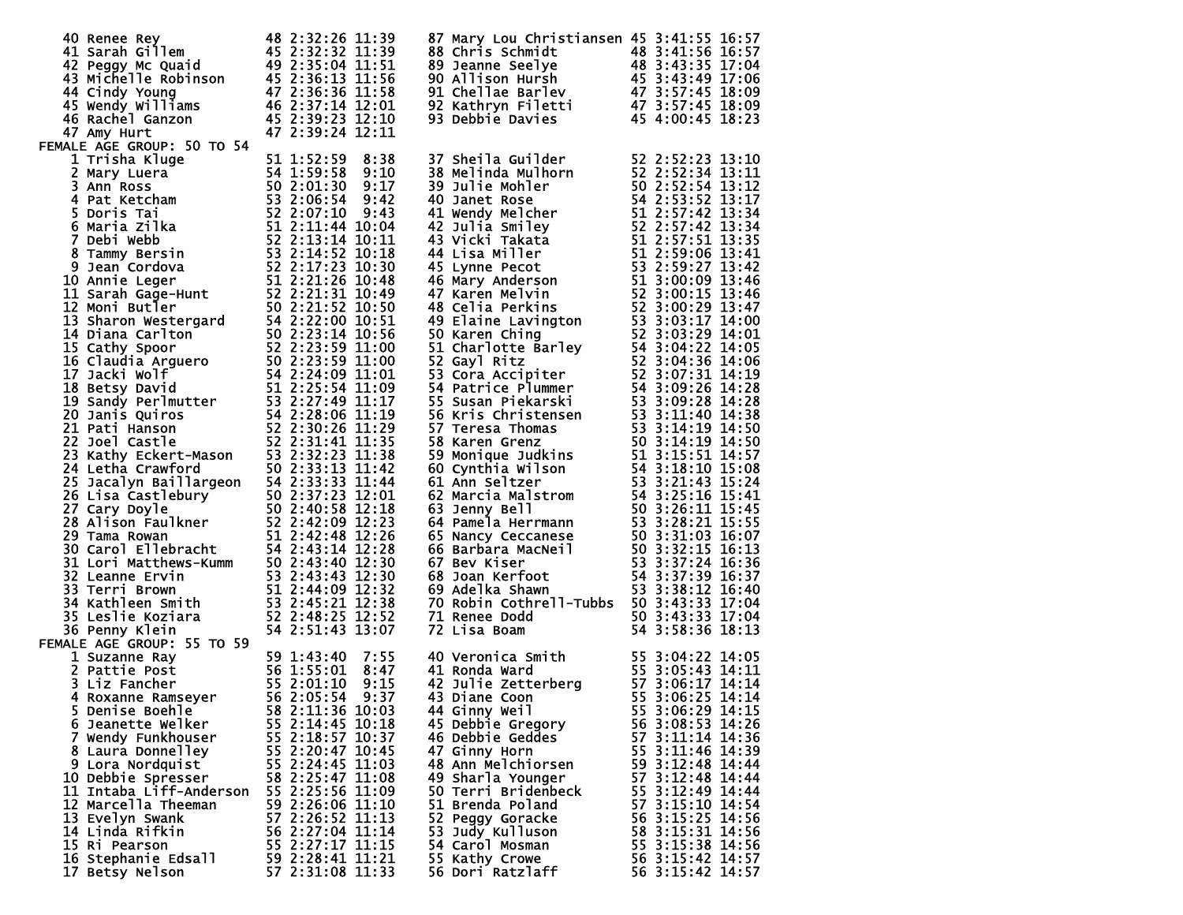| Place | Name | Age | Time | Pace |
|---|---|---|---|---|
| 40 | Renee Rey | 48 | 2:32:26 | 11:39 |
| 41 | Sarah Gillem | 45 | 2:32:32 | 11:39 |
| 42 | Peggy Mc Quaid | 49 | 2:35:04 | 11:51 |
| 43 | Michelle Robinson | 45 | 2:36:13 | 11:56 |
| 44 | Cindy Young | 47 | 2:36:36 | 11:58 |
| 45 | Wendy Williams | 46 | 2:37:14 | 12:01 |
| 46 | Rachel Ganzon | 45 | 2:39:23 | 12:10 |
| 47 | Amy Hurt | 47 | 2:39:24 | 12:11 |
| 87 | Mary Lou Christiansen | 45 | 3:41:55 | 16:57 |
| 88 | Chris Schmidt | 48 | 3:41:56 | 16:57 |
| 89 | Jeanne Seelye | 48 | 3:43:35 | 17:04 |
| 90 | Allison Hursh | 45 | 3:43:49 | 17:06 |
| 91 | Chellae Barlev | 47 | 3:57:45 | 18:09 |
| 92 | Kathryn Filetti | 47 | 3:57:45 | 18:09 |
| 93 | Debbie Davies | 45 | 4:00:45 | 18:23 |

FEMALE AGE GROUP: 50 TO 54

| Place | Name | Age | Time | Pace |
|---|---|---|---|---|
| 1 | Trisha Kluge | 51 | 1:52:59 | 8:38 |
| 2 | Mary Luera | 54 | 1:59:58 | 9:10 |
| 3 | Ann Ross | 50 | 2:01:30 | 9:17 |
| 4 | Pat Ketcham | 53 | 2:06:54 | 9:42 |
| 5 | Doris Tai | 52 | 2:07:10 | 9:43 |
| 6 | Maria Zilka | 51 | 2:11:44 | 10:04 |
| 7 | Debi Webb | 52 | 2:13:14 | 10:11 |
| 8 | Tammy Bersin | 53 | 2:14:52 | 10:18 |
| 9 | Jean Cordova | 52 | 2:17:23 | 10:30 |
| 10 | Annie Leger | 51 | 2:21:26 | 10:48 |
| 11 | Sarah Gage-Hunt | 52 | 2:21:31 | 10:49 |
| 12 | Moni Butler | 50 | 2:21:52 | 10:50 |
| 13 | Sharon Westergard | 54 | 2:22:00 | 10:51 |
| 14 | Diana Carlton | 50 | 2:23:14 | 10:56 |
| 15 | Cathy Spoor | 52 | 2:23:59 | 11:00 |
| 16 | Claudia Arguero | 50 | 2:23:59 | 11:00 |
| 17 | Jacki Wolf | 54 | 2:24:09 | 11:01 |
| 18 | Betsy David | 51 | 2:25:54 | 11:09 |
| 19 | Sandy Perlmutter | 53 | 2:27:49 | 11:17 |
| 20 | Janis Quiros | 54 | 2:28:06 | 11:19 |
| 21 | Pati Hanson | 52 | 2:30:26 | 11:29 |
| 22 | Joel Castle | 52 | 2:31:41 | 11:35 |
| 23 | Kathy Eckert-Mason | 53 | 2:32:23 | 11:38 |
| 24 | Letha Crawford | 50 | 2:33:13 | 11:42 |
| 25 | Jacalyn Baillargeon | 54 | 2:33:33 | 11:44 |
| 26 | Lisa Castlebury | 50 | 2:37:23 | 12:01 |
| 27 | Cary Doyle | 50 | 2:40:58 | 12:18 |
| 28 | Alison Faulkner | 52 | 2:42:09 | 12:23 |
| 29 | Tama Rowan | 51 | 2:42:48 | 12:26 |
| 30 | Carol Ellebracht | 54 | 2:43:14 | 12:28 |
| 31 | Lori Matthews-Kumm | 50 | 2:43:40 | 12:30 |
| 32 | Leanne Ervin | 53 | 2:43:43 | 12:30 |
| 33 | Terri Brown | 51 | 2:44:09 | 12:32 |
| 34 | Kathleen Smith | 53 | 2:45:21 | 12:38 |
| 35 | Leslie Koziara | 52 | 2:48:25 | 12:52 |
| 36 | Penny Klein | 54 | 2:51:43 | 13:07 |
| 37 | Sheila Guilder | 52 | 2:52:23 | 13:10 |
| 38 | Melinda Mulhorn | 52 | 2:52:34 | 13:11 |
| 39 | Julie Mohler | 50 | 2:52:54 | 13:12 |
| 40 | Janet Rose | 54 | 2:53:52 | 13:17 |
| 41 | Wendy Melcher | 51 | 2:57:42 | 13:34 |
| 42 | Julia Smiley | 52 | 2:57:42 | 13:34 |
| 43 | Vicki Takata | 51 | 2:57:51 | 13:35 |
| 44 | Lisa Miller | 51 | 2:59:06 | 13:41 |
| 45 | Lynne Pecot | 53 | 2:59:27 | 13:42 |
| 46 | Mary Anderson | 51 | 3:00:09 | 13:46 |
| 47 | Karen Melvin | 52 | 3:00:15 | 13:46 |
| 48 | Celia Perkins | 52 | 3:00:29 | 13:47 |
| 49 | Elaine Lavington | 53 | 3:03:17 | 14:00 |
| 50 | Karen Ching | 52 | 3:03:29 | 14:01 |
| 51 | Charlotte Barley | 54 | 3:04:22 | 14:05 |
| 52 | Gayl Ritz | 52 | 3:04:36 | 14:06 |
| 53 | Cora Accipiter | 52 | 3:07:31 | 14:19 |
| 54 | Patrice Plummer | 54 | 3:09:26 | 14:28 |
| 55 | Susan Piekarski | 53 | 3:09:28 | 14:28 |
| 56 | Kris Christensen | 53 | 3:11:40 | 14:38 |
| 57 | Teresa Thomas | 53 | 3:14:19 | 14:50 |
| 58 | Karen Grenz | 50 | 3:14:19 | 14:50 |
| 59 | Monique Judkins | 51 | 3:15:51 | 14:57 |
| 60 | Cynthia Wilson | 54 | 3:18:10 | 15:08 |
| 61 | Ann Seltzer | 53 | 3:21:43 | 15:24 |
| 62 | Marcia Malstrom | 54 | 3:25:16 | 15:41 |
| 63 | Jenny Bell | 50 | 3:26:11 | 15:45 |
| 64 | Pamela Herrmann | 53 | 3:28:21 | 15:55 |
| 65 | Nancy Ceccanese | 50 | 3:31:03 | 16:07 |
| 66 | Barbara MacNeil | 50 | 3:32:15 | 16:13 |
| 67 | Bev Kiser | 53 | 3:37:24 | 16:36 |
| 68 | Joan Kerfoot | 54 | 3:37:39 | 16:37 |
| 69 | Adelka Shawn | 53 | 3:38:12 | 16:40 |
| 70 | Robin Cothrell-Tubbs | 50 | 3:43:33 | 17:04 |
| 71 | Renee Dodd | 50 | 3:43:33 | 17:04 |
| 72 | Lisa Boam | 54 | 3:58:36 | 18:13 |

FEMALE AGE GROUP: 55 TO 59

| Place | Name | Age | Time | Pace |
|---|---|---|---|---|
| 1 | Suzanne Ray | 59 | 1:43:40 | 7:55 |
| 2 | Pattie Post | 56 | 1:55:01 | 8:47 |
| 3 | Liz Fancher | 55 | 2:01:10 | 9:15 |
| 4 | Roxanne Ramseyer | 56 | 2:05:54 | 9:37 |
| 5 | Denise Boehle | 58 | 2:11:36 | 10:03 |
| 6 | Jeanette Welker | 55 | 2:14:45 | 10:18 |
| 7 | Wendy Funkhouser | 55 | 2:18:57 | 10:37 |
| 8 | Laura Donnelley | 55 | 2:20:47 | 10:45 |
| 9 | Lora Nordquist | 55 | 2:24:45 | 11:03 |
| 10 | Debbie Spresser | 58 | 2:25:47 | 11:08 |
| 11 | Intaba Liff-Anderson | 55 | 2:25:56 | 11:09 |
| 12 | Marcella Theeman | 59 | 2:26:06 | 11:10 |
| 13 | Evelyn Swank | 57 | 2:26:52 | 11:13 |
| 14 | Linda Rifkin | 56 | 2:27:04 | 11:14 |
| 15 | Ri Pearson | 55 | 2:27:17 | 11:15 |
| 16 | Stephanie Edsall | 59 | 2:28:41 | 11:21 |
| 17 | Betsy Nelson | 57 | 2:31:08 | 11:33 |
| 40 | Veronica Smith | 55 | 3:04:22 | 14:05 |
| 41 | Ronda Ward | 55 | 3:05:43 | 14:11 |
| 42 | Julie Zetterberg | 57 | 3:06:17 | 14:14 |
| 43 | Diane Coon | 55 | 3:06:25 | 14:14 |
| 44 | Ginny Weil | 55 | 3:06:29 | 14:15 |
| 45 | Debbie Gregory | 56 | 3:08:53 | 14:26 |
| 46 | Debbie Geddes | 57 | 3:11:14 | 14:36 |
| 47 | Ginny Horn | 55 | 3:11:46 | 14:39 |
| 48 | Ann Melchiorsen | 59 | 3:12:48 | 14:44 |
| 49 | Sharla Younger | 57 | 3:12:48 | 14:44 |
| 50 | Terri Bridenbeck | 55 | 3:12:49 | 14:44 |
| 51 | Brenda Poland | 57 | 3:15:10 | 14:54 |
| 52 | Peggy Goracke | 56 | 3:15:25 | 14:56 |
| 53 | Judy Kulluson | 58 | 3:15:31 | 14:56 |
| 54 | Carol Mosman | 55 | 3:15:38 | 14:56 |
| 55 | Kathy Crowe | 56 | 3:15:42 | 14:57 |
| 56 | Dori Ratzlaff | 56 | 3:15:42 | 14:57 |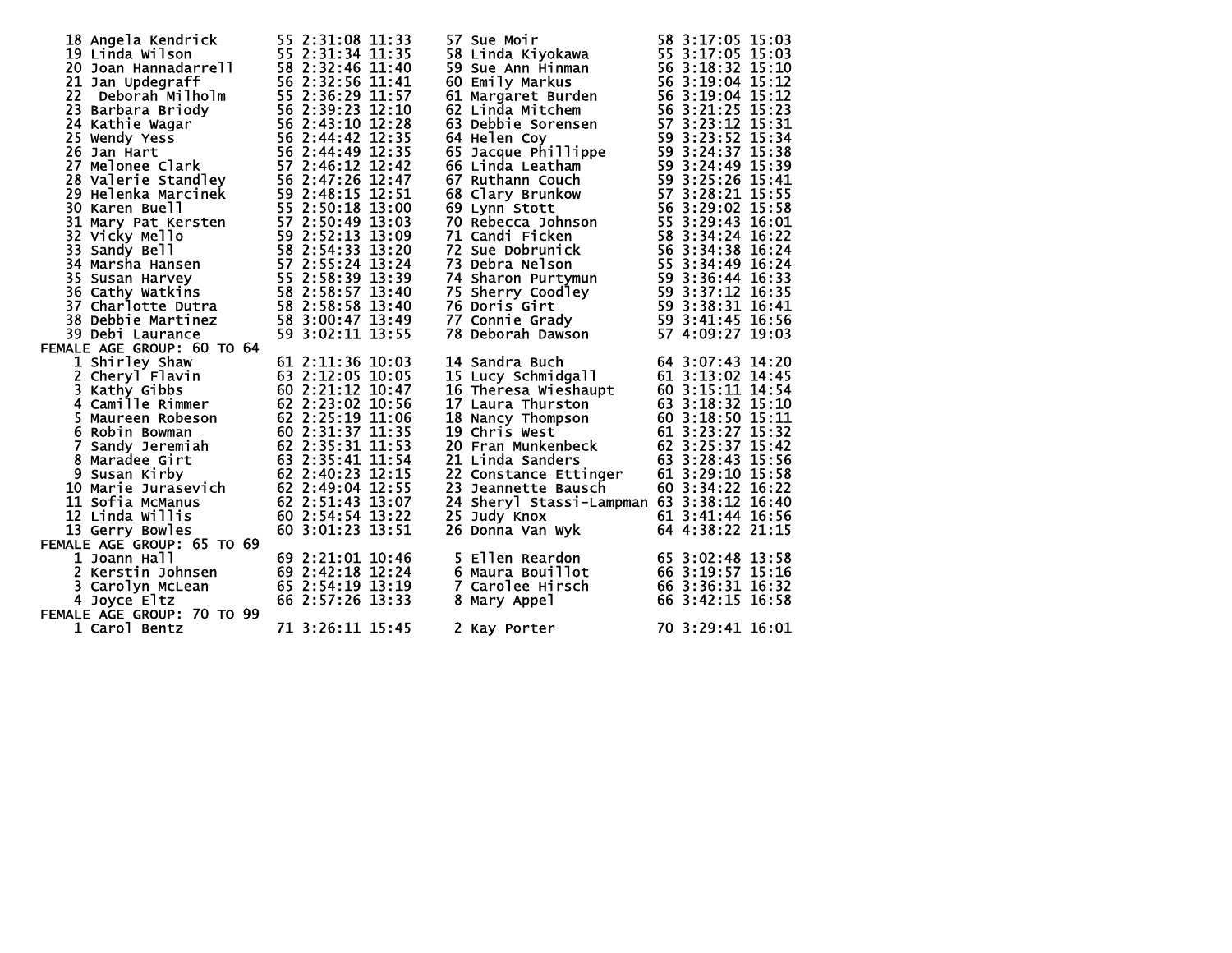| | | | | |
|---|---|---|---|---|
| 18 | Angela Kendrick | 55 | 2:31:08 | 11:33 |
| 19 | Linda Wilson | 55 | 2:31:34 | 11:35 |
| 20 | Joan Hannadarrell | 58 | 2:32:46 | 11:40 |
| 21 | Jan Updegraff | 56 | 2:32:56 | 11:41 |
| 22 | Deborah Milholm | 55 | 2:36:29 | 11:57 |
| 23 | Barbara Briody | 56 | 2:39:23 | 12:10 |
| 24 | Kathie Wagar | 56 | 2:43:10 | 12:28 |
| 25 | Wendy Yess | 56 | 2:44:42 | 12:35 |
| 26 | Jan Hart | 56 | 2:44:49 | 12:35 |
| 27 | Melonee Clark | 57 | 2:46:12 | 12:42 |
| 28 | Valerie Standley | 56 | 2:47:26 | 12:47 |
| 29 | Helenka Marcinek | 59 | 2:48:15 | 12:51 |
| 30 | Karen Buell | 55 | 2:50:18 | 13:00 |
| 31 | Mary Pat Kersten | 57 | 2:50:49 | 13:03 |
| 32 | Vicky Mello | 59 | 2:52:13 | 13:09 |
| 33 | Sandy Bell | 58 | 2:54:33 | 13:20 |
| 34 | Marsha Hansen | 57 | 2:55:24 | 13:24 |
| 35 | Susan Harvey | 55 | 2:58:39 | 13:39 |
| 36 | Cathy Watkins | 58 | 2:58:57 | 13:40 |
| 37 | Charlotte Dutra | 58 | 2:58:58 | 13:40 |
| 38 | Debbie Martinez | 58 | 3:00:47 | 13:49 |
| 39 | Debi Laurance | 59 | 3:02:11 | 13:55 |
| 57 | Sue Moir | 58 | 3:17:05 | 15:03 |
| 58 | Linda Kiyokawa | 55 | 3:17:05 | 15:03 |
| 59 | Sue Ann Hinman | 56 | 3:18:32 | 15:10 |
| 60 | Emily Markus | 56 | 3:19:04 | 15:12 |
| 61 | Margaret Burden | 56 | 3:19:04 | 15:12 |
| 62 | Linda Mitchem | 56 | 3:21:25 | 15:23 |
| 63 | Debbie Sorensen | 57 | 3:23:12 | 15:31 |
| 64 | Helen Coy | 59 | 3:23:52 | 15:34 |
| 65 | Jacque Phillippe | 59 | 3:24:37 | 15:38 |
| 66 | Linda Leatham | 59 | 3:24:49 | 15:39 |
| 67 | Ruthann Couch | 59 | 3:25:26 | 15:41 |
| 68 | Clary Brunkow | 57 | 3:28:21 | 15:55 |
| 69 | Lynn Stott | 56 | 3:29:02 | 15:58 |
| 70 | Rebecca Johnson | 55 | 3:29:43 | 16:01 |
| 71 | Candi Ficken | 58 | 3:34:24 | 16:22 |
| 72 | Sue Dobrunick | 56 | 3:34:38 | 16:24 |
| 73 | Debra Nelson | 55 | 3:34:49 | 16:24 |
| 74 | Sharon Purtymun | 59 | 3:36:44 | 16:33 |
| 75 | Sherry Coodley | 59 | 3:37:12 | 16:35 |
| 76 | Doris Girt | 59 | 3:38:31 | 16:41 |
| 77 | Connie Grady | 59 | 3:41:45 | 16:56 |
| 78 | Deborah Dawson | 57 | 4:09:27 | 19:03 |

FEMALE AGE GROUP: 60 TO 64

| | | | | |
|---|---|---|---|---|
| 1 | Shirley Shaw | 61 | 2:11:36 | 10:03 |
| 2 | Cheryl Flavin | 63 | 2:12:05 | 10:05 |
| 3 | Kathy Gibbs | 60 | 2:21:12 | 10:47 |
| 4 | Camille Rimmer | 62 | 2:23:02 | 10:56 |
| 5 | Maureen Robeson | 62 | 2:25:19 | 11:06 |
| 6 | Robin Bowman | 60 | 2:31:37 | 11:35 |
| 7 | Sandy Jeremiah | 62 | 2:35:31 | 11:53 |
| 8 | Maradee Girt | 63 | 2:35:41 | 11:54 |
| 9 | Susan Kirby | 62 | 2:40:23 | 12:15 |
| 10 | Marie Jurasevich | 62 | 2:49:04 | 12:55 |
| 11 | Sofia McManus | 62 | 2:51:43 | 13:07 |
| 12 | Linda Willis | 60 | 2:54:54 | 13:22 |
| 13 | Gerry Bowles | 60 | 3:01:23 | 13:51 |
| 14 | Sandra Buch | 64 | 3:07:43 | 14:20 |
| 15 | Lucy Schmidgall | 61 | 3:13:02 | 14:45 |
| 16 | Theresa Wieshaupt | 60 | 3:15:11 | 14:54 |
| 17 | Laura Thurston | 63 | 3:18:32 | 15:10 |
| 18 | Nancy Thompson | 60 | 3:18:50 | 15:11 |
| 19 | Chris West | 61 | 3:23:27 | 15:32 |
| 20 | Fran Munkenbeck | 62 | 3:25:37 | 15:42 |
| 21 | Linda Sanders | 63 | 3:28:43 | 15:56 |
| 22 | Constance Ettinger | 61 | 3:29:10 | 15:58 |
| 23 | Jeannette Bausch | 60 | 3:34:22 | 16:22 |
| 24 | Sheryl Stassi-Lampman | 63 | 3:38:12 | 16:40 |
| 25 | Judy Knox | 61 | 3:41:44 | 16:56 |
| 26 | Donna Van Wyk | 64 | 4:38:22 | 21:15 |

FEMALE AGE GROUP: 65 TO 69

| | | | | |
|---|---|---|---|---|
| 1 | Joann Hall | 69 | 2:21:01 | 10:46 |
| 2 | Kerstin Johnsen | 69 | 2:42:18 | 12:24 |
| 3 | Carolyn McLean | 65 | 2:54:19 | 13:19 |
| 4 | Joyce Eltz | 66 | 2:57:26 | 13:33 |
| 5 | Ellen Reardon | 65 | 3:02:48 | 13:58 |
| 6 | Maura Bouillot | 66 | 3:19:57 | 15:16 |
| 7 | Carolee Hirsch | 66 | 3:36:31 | 16:32 |
| 8 | Mary Appel | 66 | 3:42:15 | 16:58 |

FEMALE AGE GROUP: 70 TO 99

| | | | | |
|---|---|---|---|---|
| 1 | Carol Bentz | 71 | 3:26:11 | 15:45 |
| 2 | Kay Porter | 70 | 3:29:41 | 16:01 |